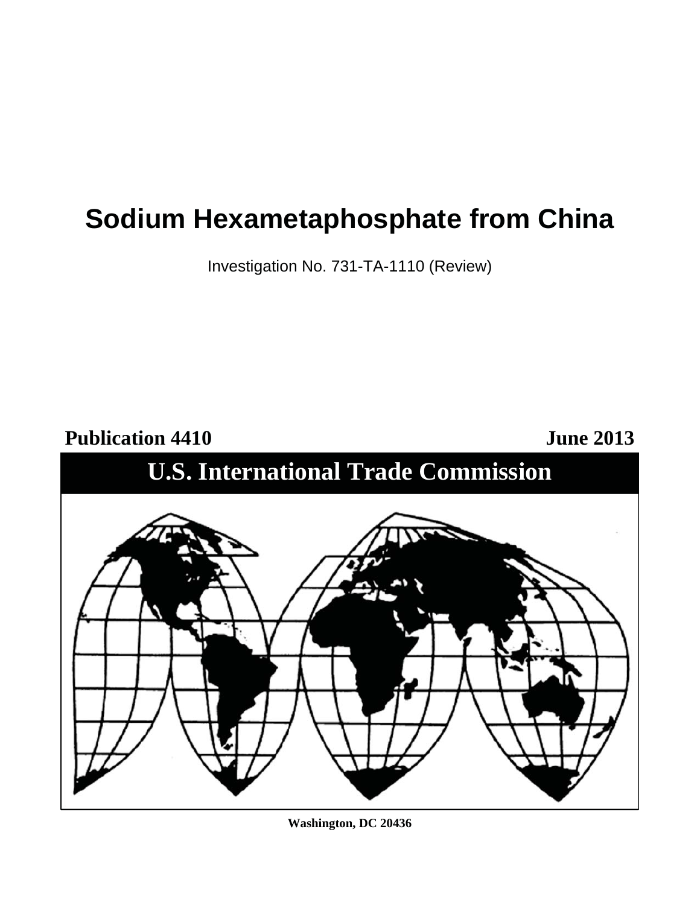# Sodium Hexametaphosphate from China

Investigation No. 731-TA-1110 (Review)

**Publication 4410** **June 2013**

## U.S. International Trade Commission

**Washington, DC 20436**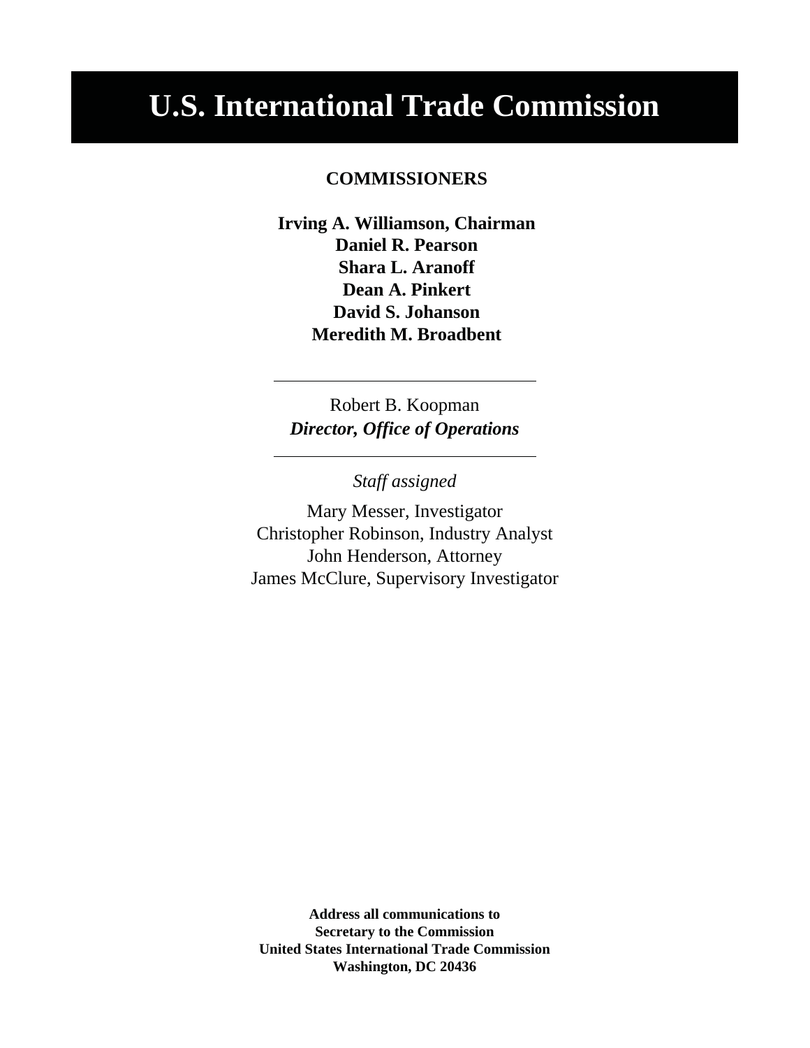# U.S. International Trade Commission

**COMMISSIONERS**

**Irving A. Williamson, Chairman**
**Daniel R. Pearson**
**Shara L. Aranoff**
**Dean A. Pinkert**
**David S. Johanson**
**Meredith M. Broadbent**

---

Robert B. Koopman
***Director, Office of Operations***

---

*Staff assigned*

Mary Messer, Investigator
Christopher Robinson, Industry Analyst
John Henderson, Attorney
James McClure, Supervisory Investigator

**Address all communications to**
**Secretary to the Commission**
**United States International Trade Commission**
**Washington, DC 20436**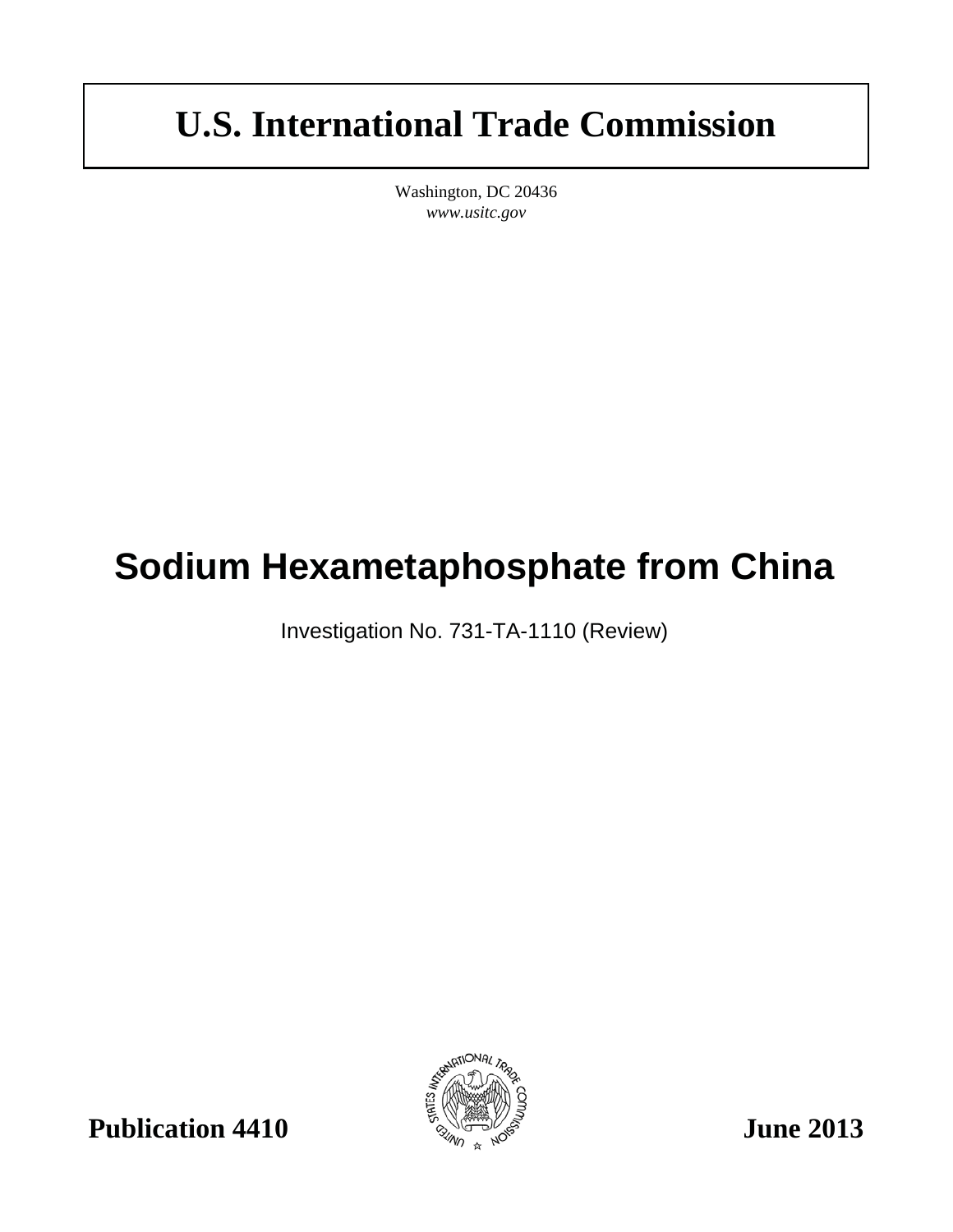# U.S. International Trade Commission

Washington, DC 20436
*www.usitc.gov*

# Sodium Hexametaphosphate from China

Investigation No. 731-TA-1110 (Review)

**Publication 4410** **June 2013**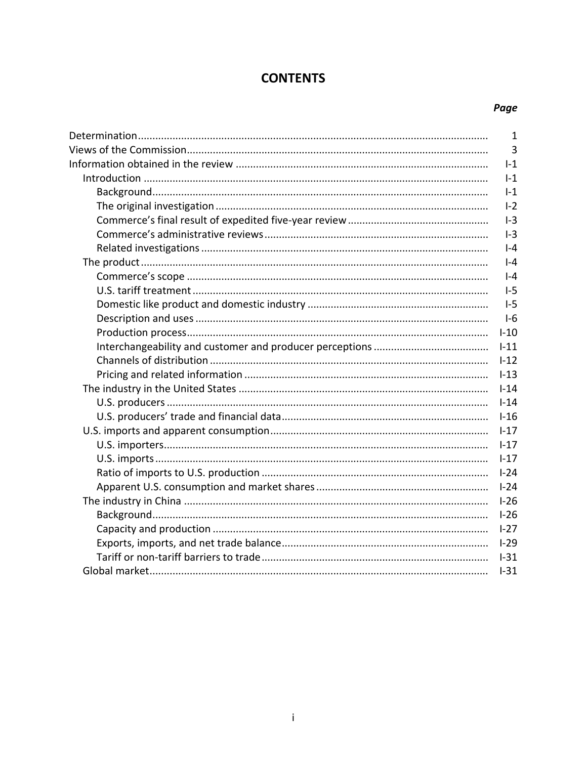# CONTENTS

| | *Page* |
|---|---|
| Determination | 1 |
| Views of the Commission | 3 |
| Information obtained in the review | I-1 |
| Introduction | I-1 |
| Background | I-1 |
| The original investigation | I-2 |
| Commerce's final result of expedited five-year review | I-3 |
| Commerce's administrative reviews | I-3 |
| Related investigations | I-4 |
| The product | I-4 |
| Commerce's scope | I-4 |
| U.S. tariff treatment | I-5 |
| Domestic like product and domestic industry | I-5 |
| Description and uses | I-6 |
| Production process | I-10 |
| Interchangeability and customer and producer perceptions | I-11 |
| Channels of distribution | I-12 |
| Pricing and related information | I-13 |
| The industry in the United States | I-14 |
| U.S. producers | I-14 |
| U.S. producers' trade and financial data | I-16 |
| U.S. imports and apparent consumption | I-17 |
| U.S. importers | I-17 |
| U.S. imports | I-17 |
| Ratio of imports to U.S. production | I-24 |
| Apparent U.S. consumption and market shares | I-24 |
| The industry in China | I-26 |
| Background | I-26 |
| Capacity and production | I-27 |
| Exports, imports, and net trade balance | I-29 |
| Tariff or non-tariff barriers to trade | I-31 |
| Global market | I-31 |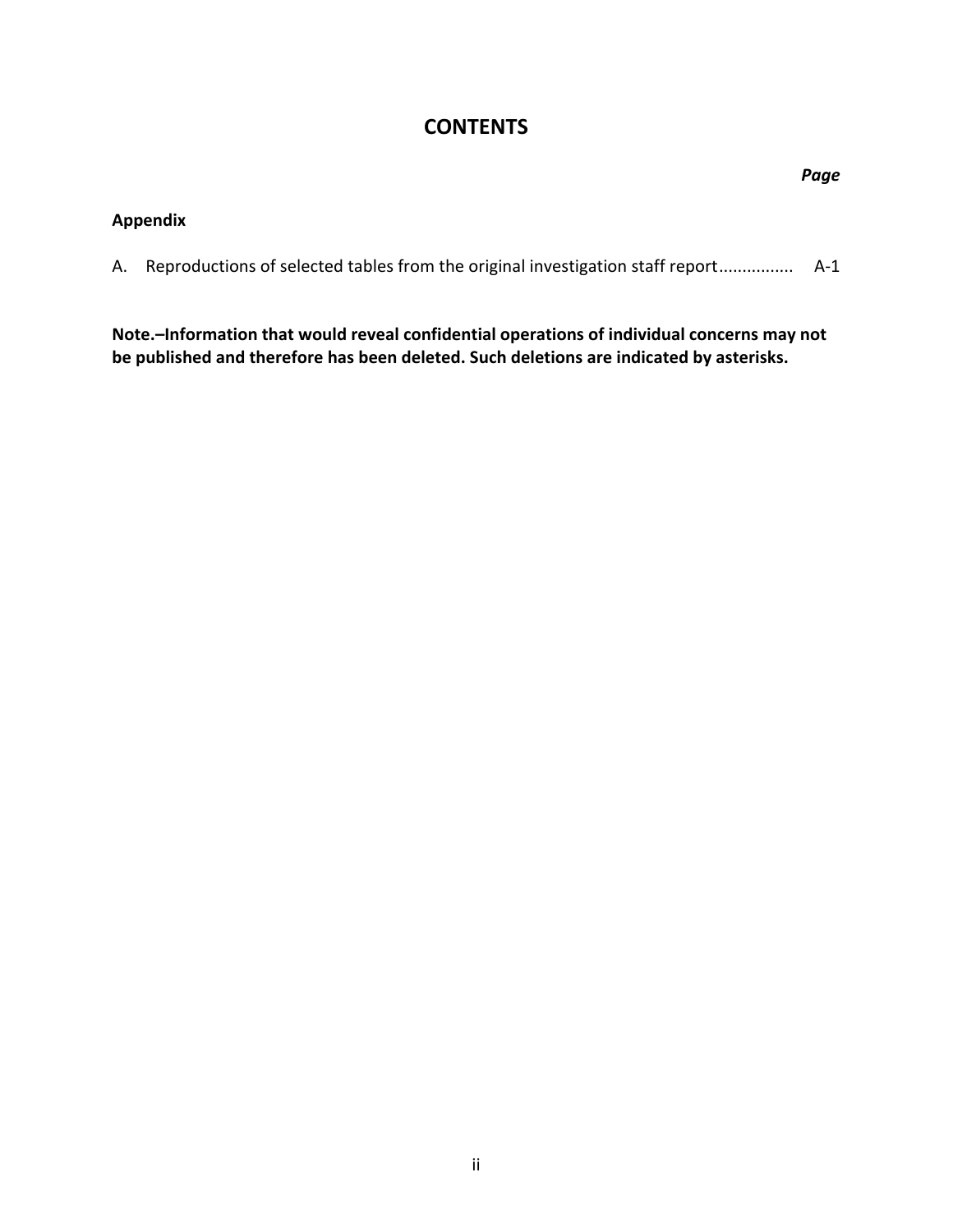# CONTENTS

*Page*

**Appendix**

A. Reproductions of selected tables from the original investigation staff report................ A-1

**Note.–Information that would reveal confidential operations of individual concerns may not be published and therefore has been deleted. Such deletions are indicated by asterisks.**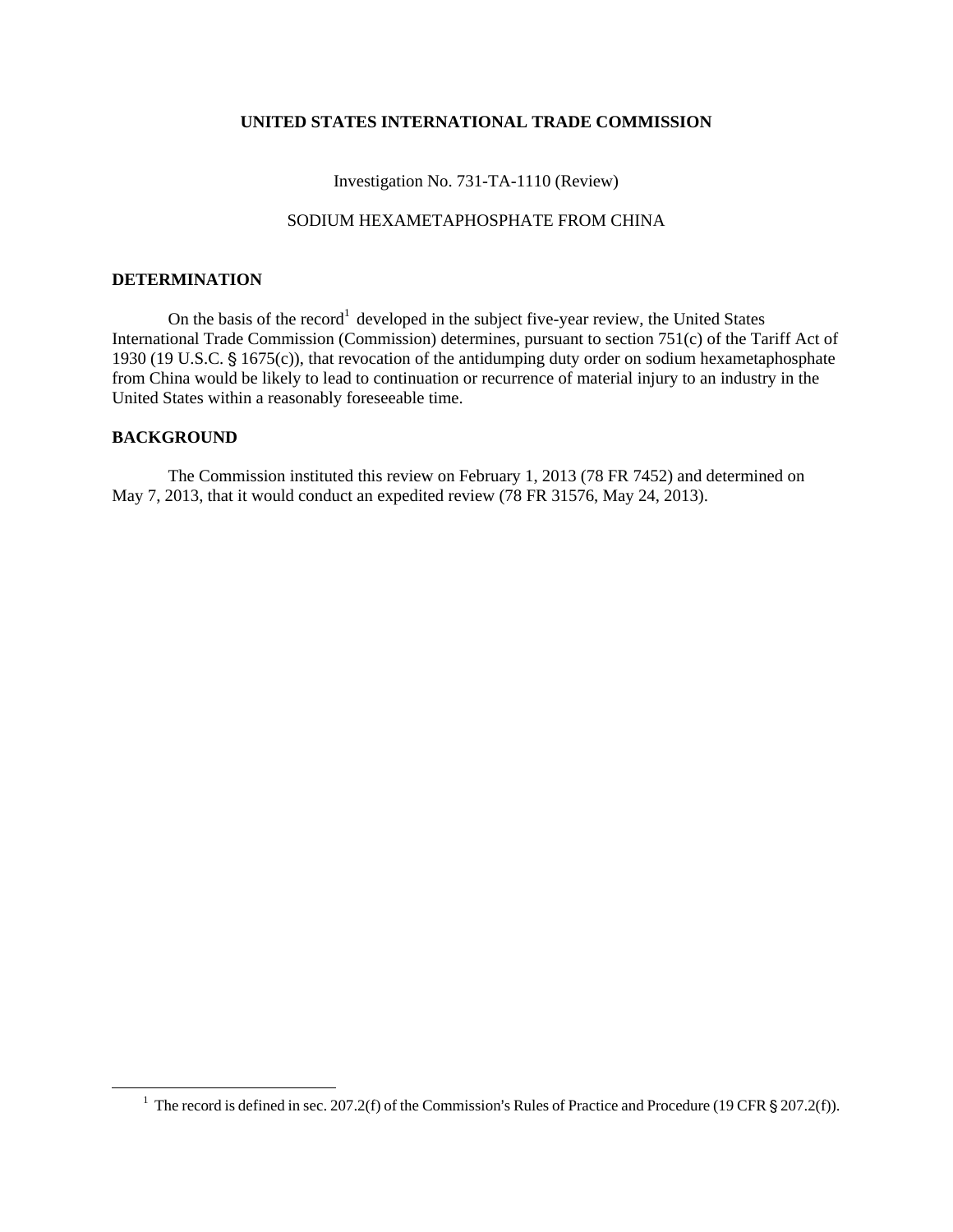**UNITED STATES INTERNATIONAL TRADE COMMISSION**

Investigation No. 731-TA-1110 (Review)

SODIUM HEXAMETAPHOSPHATE FROM CHINA

## DETERMINATION

On the basis of the record[1] developed in the subject five-year review, the United States International Trade Commission (Commission) determines, pursuant to section 751(c) of the Tariff Act of 1930 (19 U.S.C. § 1675(c)), that revocation of the antidumping duty order on sodium hexametaphosphate from China would be likely to lead to continuation or recurrence of material injury to an industry in the United States within a reasonably foreseeable time.

## BACKGROUND

The Commission instituted this review on February 1, 2013 (78 FR 7452) and determined on May 7, 2013, that it would conduct an expedited review (78 FR 31576, May 24, 2013).

---

[1] The record is defined in sec. 207.2(f) of the Commission's Rules of Practice and Procedure (19 CFR § 207.2(f)).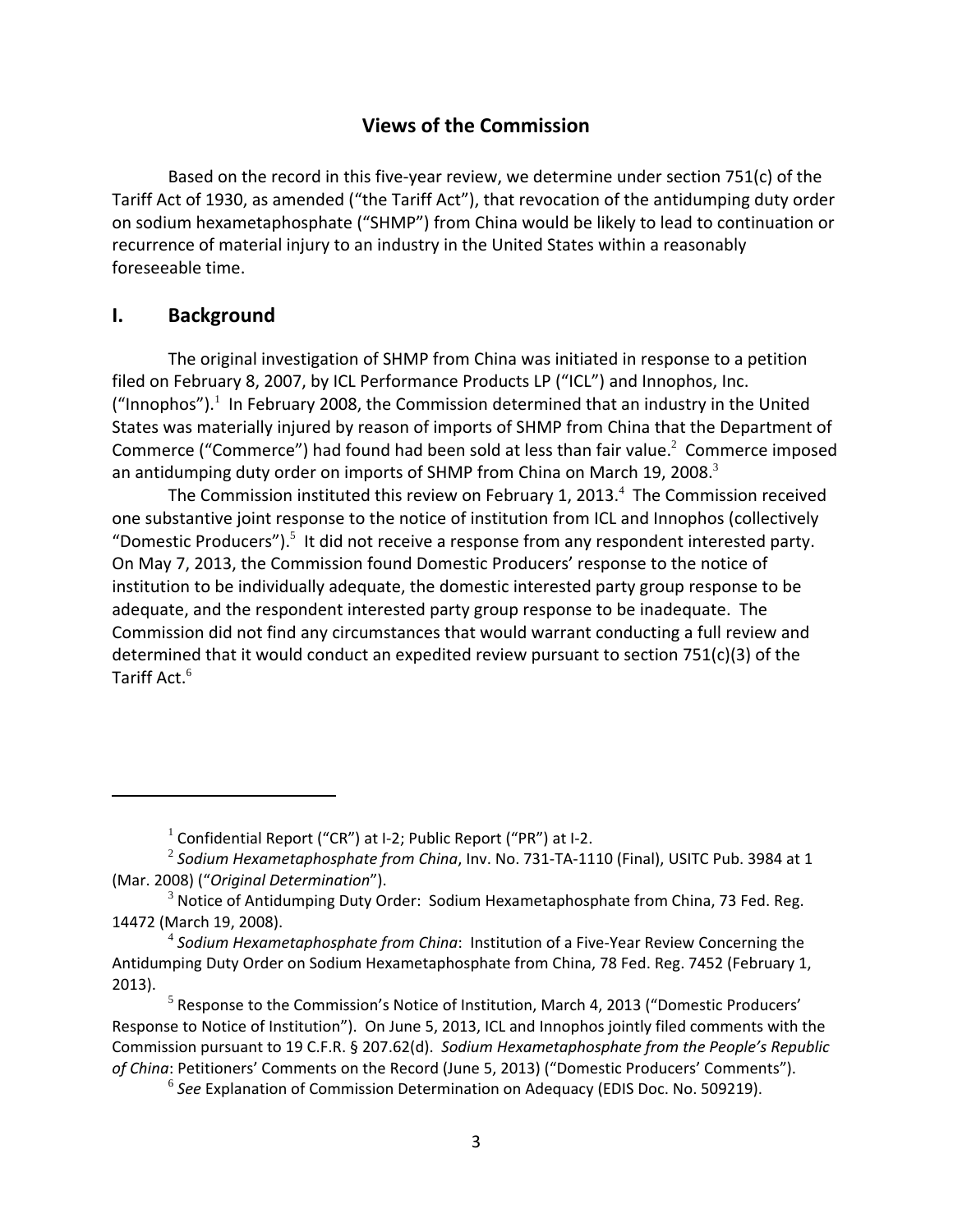## Views of the Commission

Based on the record in this five-year review, we determine under section 751(c) of the Tariff Act of 1930, as amended ("the Tariff Act"), that revocation of the antidumping duty order on sodium hexametaphosphate ("SHMP") from China would be likely to lead to continuation or recurrence of material injury to an industry in the United States within a reasonably foreseeable time.

## I. Background

The original investigation of SHMP from China was initiated in response to a petition filed on February 8, 2007, by ICL Performance Products LP ("ICL") and Innophos, Inc. ("Innophos").[1] In February 2008, the Commission determined that an industry in the United States was materially injured by reason of imports of SHMP from China that the Department of Commerce ("Commerce") had found had been sold at less than fair value.[2] Commerce imposed an antidumping duty order on imports of SHMP from China on March 19, 2008.[3]

The Commission instituted this review on February 1, 2013.[4] The Commission received one substantive joint response to the notice of institution from ICL and Innophos (collectively "Domestic Producers").[5] It did not receive a response from any respondent interested party. On May 7, 2013, the Commission found Domestic Producers' response to the notice of institution to be individually adequate, the domestic interested party group response to be adequate, and the respondent interested party group response to be inadequate. The Commission did not find any circumstances that would warrant conducting a full review and determined that it would conduct an expedited review pursuant to section 751(c)(3) of the Tariff Act.[6]

---

[1] Confidential Report ("CR") at I-2; Public Report ("PR") at I-2.

[2] *Sodium Hexametaphosphate from China*, Inv. No. 731-TA-1110 (Final), USITC Pub. 3984 at 1 (Mar. 2008) ("*Original Determination*").

[3] Notice of Antidumping Duty Order: Sodium Hexametaphosphate from China, 73 Fed. Reg. 14472 (March 19, 2008).

[4] *Sodium Hexametaphosphate from China*: Institution of a Five-Year Review Concerning the Antidumping Duty Order on Sodium Hexametaphosphate from China, 78 Fed. Reg. 7452 (February 1, 2013).

[5] Response to the Commission's Notice of Institution, March 4, 2013 ("Domestic Producers' Response to Notice of Institution"). On June 5, 2013, ICL and Innophos jointly filed comments with the Commission pursuant to 19 C.F.R. § 207.62(d). *Sodium Hexametaphosphate from the People's Republic of China*: Petitioners' Comments on the Record (June 5, 2013) ("Domestic Producers' Comments").

[6] *See* Explanation of Commission Determination on Adequacy (EDIS Doc. No. 509219).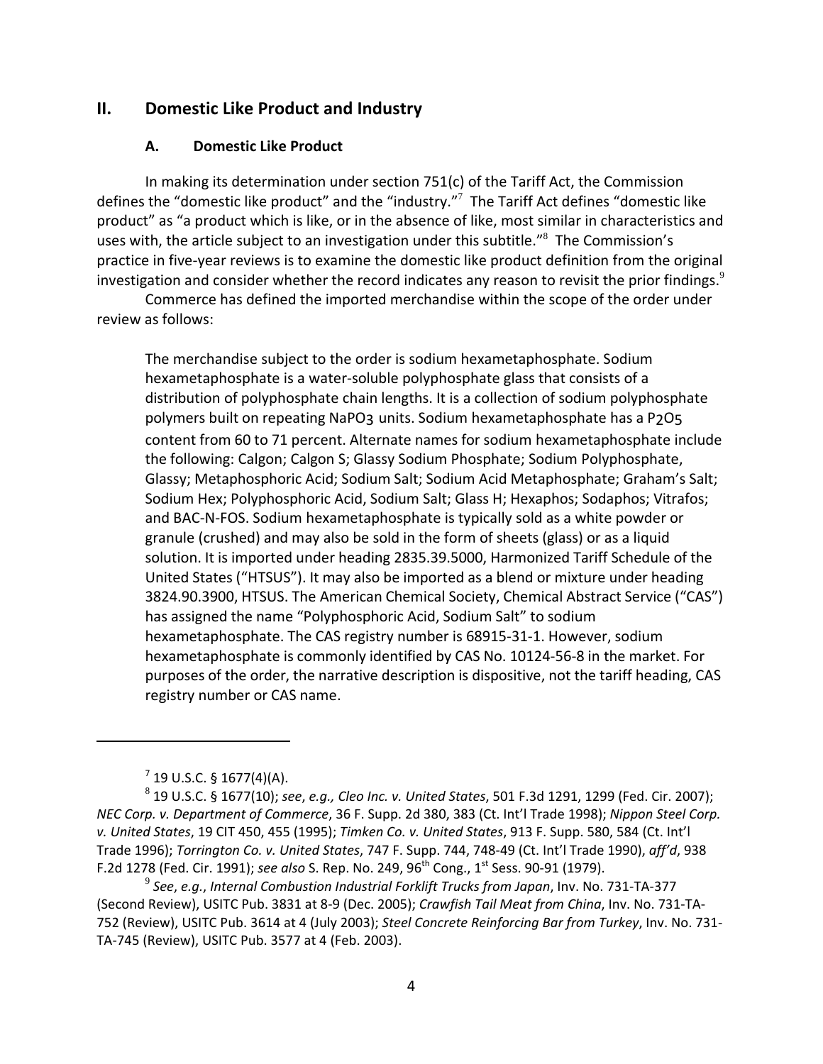## II. Domestic Like Product and Industry

### A. Domestic Like Product

In making its determination under section 751(c) of the Tariff Act, the Commission defines the "domestic like product" and the "industry."[7] The Tariff Act defines "domestic like product" as "a product which is like, or in the absence of like, most similar in characteristics and uses with, the article subject to an investigation under this subtitle."[8] The Commission's practice in five-year reviews is to examine the domestic like product definition from the original investigation and consider whether the record indicates any reason to revisit the prior findings.[9]

Commerce has defined the imported merchandise within the scope of the order under review as follows:

> The merchandise subject to the order is sodium hexametaphosphate. Sodium hexametaphosphate is a water-soluble polyphosphate glass that consists of a distribution of polyphosphate chain lengths. It is a collection of sodium polyphosphate polymers built on repeating $NaPO_3$ units. Sodium hexametaphosphate has a $P_2O_5$ content from 60 to 71 percent. Alternate names for sodium hexametaphosphate include the following: Calgon; Calgon S; Glassy Sodium Phosphate; Sodium Polyphosphate, Glassy; Metaphosphoric Acid; Sodium Salt; Sodium Acid Metaphosphate; Graham's Salt; Sodium Hex; Polyphosphoric Acid, Sodium Salt; Glass H; Hexaphos; Sodaphos; Vitrafos; and BAC-N-FOS. Sodium hexametaphosphate is typically sold as a white powder or granule (crushed) and may also be sold in the form of sheets (glass) or as a liquid solution. It is imported under heading 2835.39.5000, Harmonized Tariff Schedule of the United States ("HTSUS"). It may also be imported as a blend or mixture under heading 3824.90.3900, HTSUS. The American Chemical Society, Chemical Abstract Service ("CAS") has assigned the name "Polyphosphoric Acid, Sodium Salt" to sodium hexametaphosphate. The CAS registry number is 68915-31-1. However, sodium hexametaphosphate is commonly identified by CAS No. 10124-56-8 in the market. For purposes of the order, the narrative description is dispositive, not the tariff heading, CAS registry number or CAS name.

---

[7] 19 U.S.C. § 1677(4)(A).

[8] 19 U.S.C. § 1677(10); *see*, *e.g., Cleo Inc. v. United States*, 501 F.3d 1291, 1299 (Fed. Cir. 2007); *NEC Corp. v. Department of Commerce*, 36 F. Supp. 2d 380, 383 (Ct. Int'l Trade 1998); *Nippon Steel Corp. v. United States*, 19 CIT 450, 455 (1995); *Timken Co. v. United States*, 913 F. Supp. 580, 584 (Ct. Int'l Trade 1996); *Torrington Co. v. United States*, 747 F. Supp. 744, 748-49 (Ct. Int'l Trade 1990), *aff'd*, 938 F.2d 1278 (Fed. Cir. 1991); *see also* S. Rep. No. 249, 96th Cong., 1st Sess. 90-91 (1979).

[9] *See*, *e.g.*, *Internal Combustion Industrial Forklift Trucks from Japan*, Inv. No. 731-TA-377 (Second Review), USITC Pub. 3831 at 8-9 (Dec. 2005); *Crawfish Tail Meat from China*, Inv. No. 731-TA-752 (Review), USITC Pub. 3614 at 4 (July 2003); *Steel Concrete Reinforcing Bar from Turkey*, Inv. No. 731-TA-745 (Review), USITC Pub. 3577 at 4 (Feb. 2003).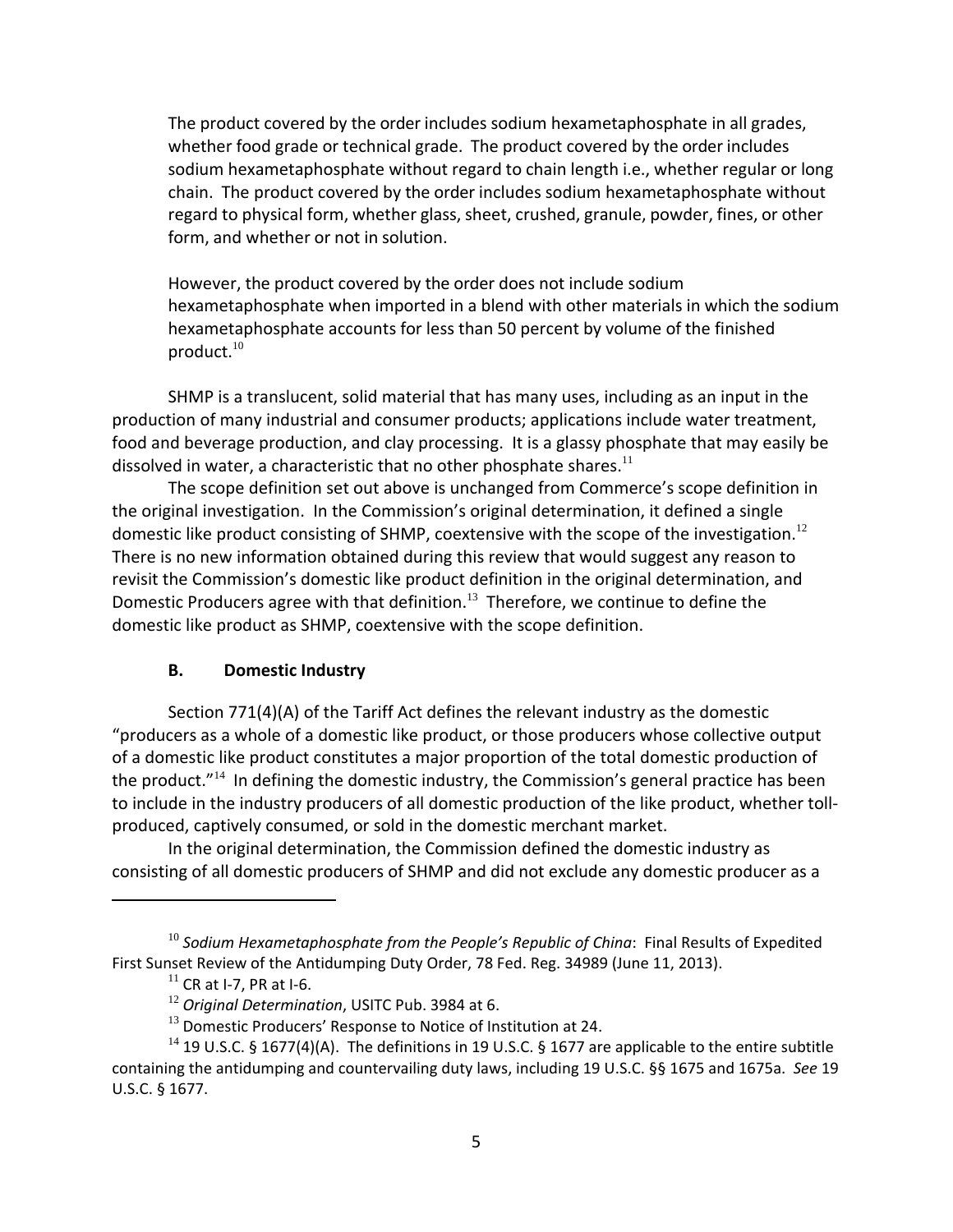> The product covered by the order includes sodium hexametaphosphate in all grades, whether food grade or technical grade. The product covered by the order includes sodium hexametaphosphate without regard to chain length i.e., whether regular or long chain. The product covered by the order includes sodium hexametaphosphate without regard to physical form, whether glass, sheet, crushed, granule, powder, fines, or other form, and whether or not in solution.
>
> However, the product covered by the order does not include sodium hexametaphosphate when imported in a blend with other materials in which the sodium hexametaphosphate accounts for less than 50 percent by volume of the finished product.[10]

SHMP is a translucent, solid material that has many uses, including as an input in the production of many industrial and consumer products; applications include water treatment, food and beverage production, and clay processing. It is a glassy phosphate that may easily be dissolved in water, a characteristic that no other phosphate shares.[11]

The scope definition set out above is unchanged from Commerce's scope definition in the original investigation. In the Commission's original determination, it defined a single domestic like product consisting of SHMP, coextensive with the scope of the investigation.[12] There is no new information obtained during this review that would suggest any reason to revisit the Commission's domestic like product definition in the original determination, and Domestic Producers agree with that definition.[13] Therefore, we continue to define the domestic like product as SHMP, coextensive with the scope definition.

### B. Domestic Industry

Section 771(4)(A) of the Tariff Act defines the relevant industry as the domestic "producers as a whole of a domestic like product, or those producers whose collective output of a domestic like product constitutes a major proportion of the total domestic production of the product."[14] In defining the domestic industry, the Commission's general practice has been to include in the industry producers of all domestic production of the like product, whether toll-produced, captively consumed, or sold in the domestic merchant market.

In the original determination, the Commission defined the domestic industry as consisting of all domestic producers of SHMP and did not exclude any domestic producer as a

---

[10] *Sodium Hexametaphosphate from the People's Republic of China*: Final Results of Expedited First Sunset Review of the Antidumping Duty Order, 78 Fed. Reg. 34989 (June 11, 2013).

[11] CR at I-7, PR at I-6.

[12] *Original Determination*, USITC Pub. 3984 at 6.

[13] Domestic Producers' Response to Notice of Institution at 24.

[14] 19 U.S.C. § 1677(4)(A). The definitions in 19 U.S.C. § 1677 are applicable to the entire subtitle containing the antidumping and countervailing duty laws, including 19 U.S.C. §§ 1675 and 1675a. *See* 19 U.S.C. § 1677.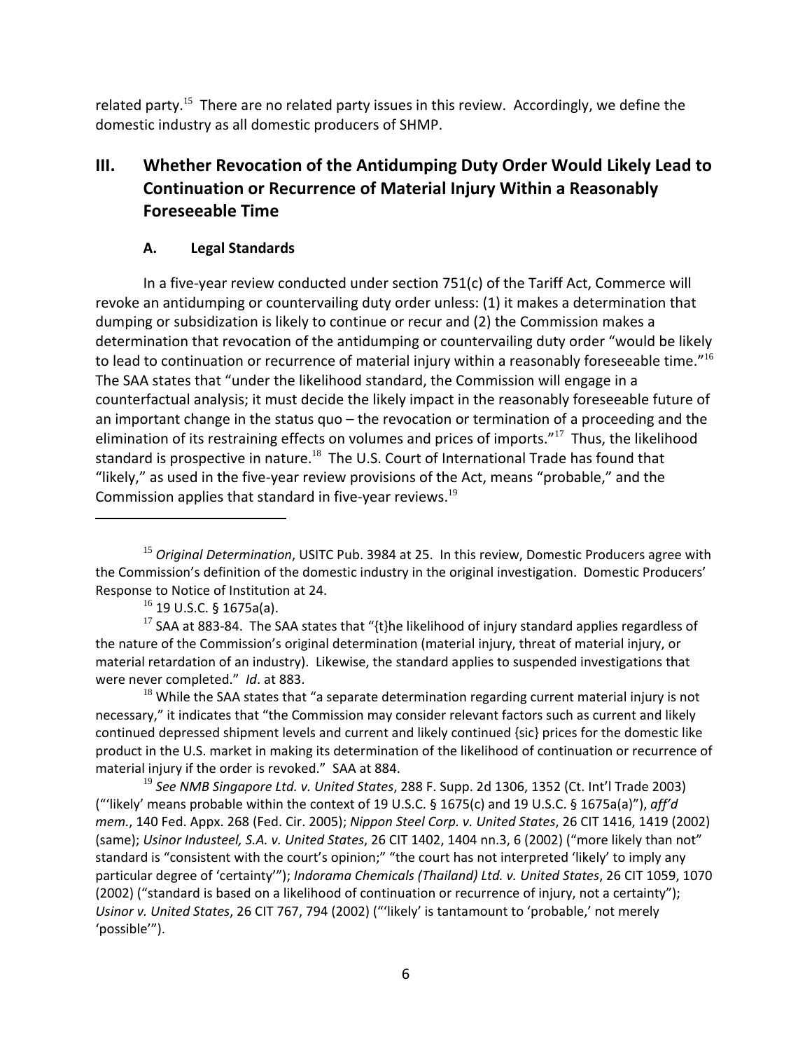related party.[15] There are no related party issues in this review. Accordingly, we define the domestic industry as all domestic producers of SHMP.

## III. Whether Revocation of the Antidumping Duty Order Would Likely Lead to Continuation or Recurrence of Material Injury Within a Reasonably Foreseeable Time

### A. Legal Standards

In a five-year review conducted under section 751(c) of the Tariff Act, Commerce will revoke an antidumping or countervailing duty order unless: (1) it makes a determination that dumping or subsidization is likely to continue or recur and (2) the Commission makes a determination that revocation of the antidumping or countervailing duty order "would be likely to lead to continuation or recurrence of material injury within a reasonably foreseeable time."[16] The SAA states that "under the likelihood standard, the Commission will engage in a counterfactual analysis; it must decide the likely impact in the reasonably foreseeable future of an important change in the status quo – the revocation or termination of a proceeding and the elimination of its restraining effects on volumes and prices of imports."[17] Thus, the likelihood standard is prospective in nature.[18] The U.S. Court of International Trade has found that "likely," as used in the five-year review provisions of the Act, means "probable," and the Commission applies that standard in five-year reviews.[19]

---

[15] *Original Determination*, USITC Pub. 3984 at 25. In this review, Domestic Producers agree with the Commission's definition of the domestic industry in the original investigation. Domestic Producers' Response to Notice of Institution at 24.

[16] 19 U.S.C. § 1675a(a).

[17] SAA at 883-84. The SAA states that "{t}he likelihood of injury standard applies regardless of the nature of the Commission's original determination (material injury, threat of material injury, or material retardation of an industry). Likewise, the standard applies to suspended investigations that were never completed." *Id*. at 883.

[18] While the SAA states that "a separate determination regarding current material injury is not necessary," it indicates that "the Commission may consider relevant factors such as current and likely continued depressed shipment levels and current and likely continued {sic} prices for the domestic like product in the U.S. market in making its determination of the likelihood of continuation or recurrence of material injury if the order is revoked." SAA at 884.

[19] *See NMB Singapore Ltd. v. United States*, 288 F. Supp. 2d 1306, 1352 (Ct. Int'l Trade 2003) ("'likely' means probable within the context of 19 U.S.C. § 1675(c) and 19 U.S.C. § 1675a(a)"), *aff'd mem.*, 140 Fed. Appx. 268 (Fed. Cir. 2005); *Nippon Steel Corp. v. United States*, 26 CIT 1416, 1419 (2002) (same); *Usinor Industeel, S.A. v. United States*, 26 CIT 1402, 1404 nn.3, 6 (2002) ("more likely than not" standard is "consistent with the court's opinion;" "the court has not interpreted 'likely' to imply any particular degree of 'certainty'"); *Indorama Chemicals (Thailand) Ltd. v. United States*, 26 CIT 1059, 1070 (2002) ("standard is based on a likelihood of continuation or recurrence of injury, not a certainty"); *Usinor v. United States*, 26 CIT 767, 794 (2002) ("'likely' is tantamount to 'probable,' not merely 'possible'").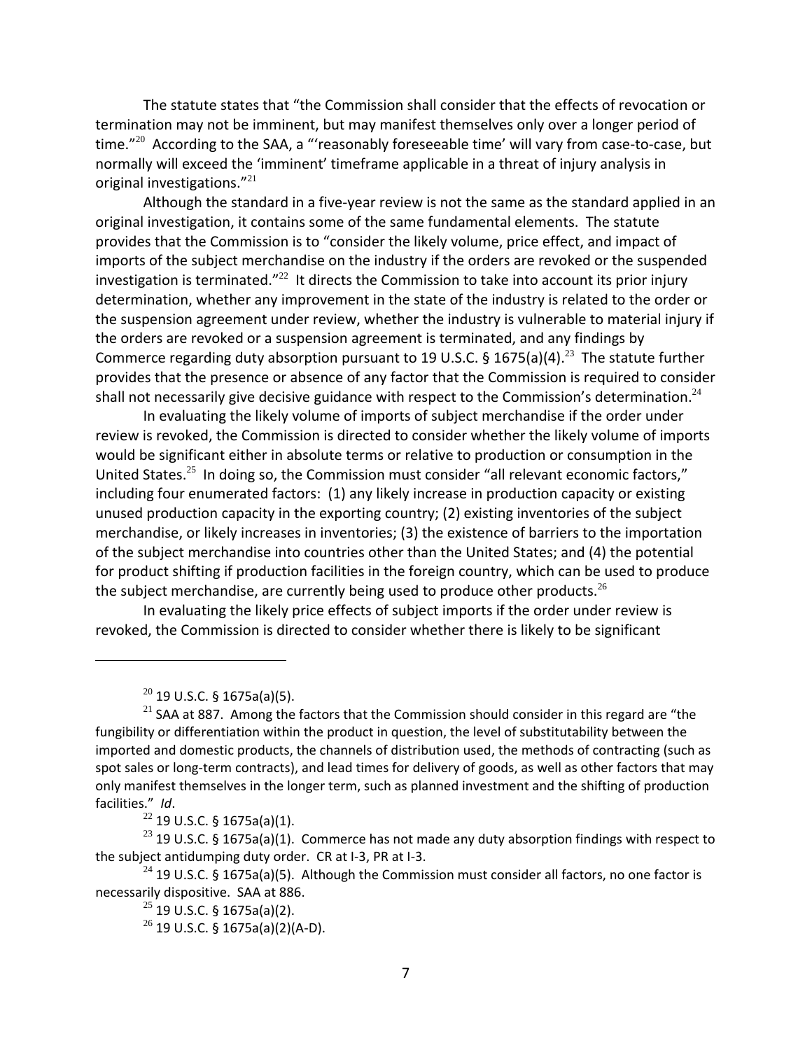The statute states that "the Commission shall consider that the effects of revocation or termination may not be imminent, but may manifest themselves only over a longer period of time."[20] According to the SAA, a "'reasonably foreseeable time' will vary from case-to-case, but normally will exceed the 'imminent' timeframe applicable in a threat of injury analysis in original investigations."[21]

Although the standard in a five-year review is not the same as the standard applied in an original investigation, it contains some of the same fundamental elements. The statute provides that the Commission is to "consider the likely volume, price effect, and impact of imports of the subject merchandise on the industry if the orders are revoked or the suspended investigation is terminated."[22] It directs the Commission to take into account its prior injury determination, whether any improvement in the state of the industry is related to the order or the suspension agreement under review, whether the industry is vulnerable to material injury if the orders are revoked or a suspension agreement is terminated, and any findings by Commerce regarding duty absorption pursuant to 19 U.S.C. § 1675(a)(4).[23] The statute further provides that the presence or absence of any factor that the Commission is required to consider shall not necessarily give decisive guidance with respect to the Commission's determination.[24]

In evaluating the likely volume of imports of subject merchandise if the order under review is revoked, the Commission is directed to consider whether the likely volume of imports would be significant either in absolute terms or relative to production or consumption in the United States.[25] In doing so, the Commission must consider "all relevant economic factors," including four enumerated factors: (1) any likely increase in production capacity or existing unused production capacity in the exporting country; (2) existing inventories of the subject merchandise, or likely increases in inventories; (3) the existence of barriers to the importation of the subject merchandise into countries other than the United States; and (4) the potential for product shifting if production facilities in the foreign country, which can be used to produce the subject merchandise, are currently being used to produce other products.[26]

In evaluating the likely price effects of subject imports if the order under review is revoked, the Commission is directed to consider whether there is likely to be significant

---

[20] 19 U.S.C. § 1675a(a)(5).

[21] SAA at 887. Among the factors that the Commission should consider in this regard are "the fungibility or differentiation within the product in question, the level of substitutability between the imported and domestic products, the channels of distribution used, the methods of contracting (such as spot sales or long-term contracts), and lead times for delivery of goods, as well as other factors that may only manifest themselves in the longer term, such as planned investment and the shifting of production facilities." *Id*.

[22] 19 U.S.C. § 1675a(a)(1).

[23] 19 U.S.C. § 1675a(a)(1). Commerce has not made any duty absorption findings with respect to the subject antidumping duty order. CR at I-3, PR at I-3.

[24] 19 U.S.C. § 1675a(a)(5). Although the Commission must consider all factors, no one factor is necessarily dispositive. SAA at 886.

[25] 19 U.S.C. § 1675a(a)(2).

[26] 19 U.S.C. § 1675a(a)(2)(A-D).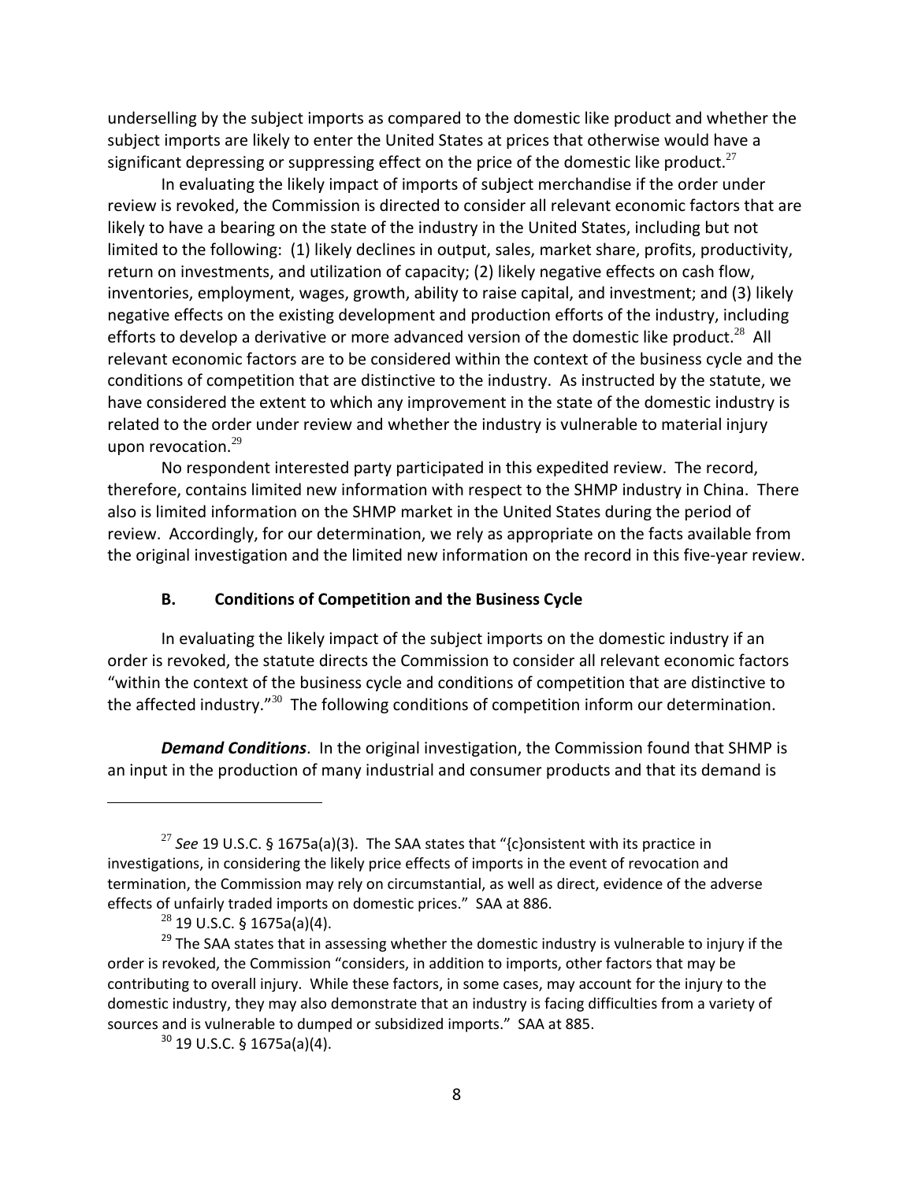underselling by the subject imports as compared to the domestic like product and whether the subject imports are likely to enter the United States at prices that otherwise would have a significant depressing or suppressing effect on the price of the domestic like product.[27]

In evaluating the likely impact of imports of subject merchandise if the order under review is revoked, the Commission is directed to consider all relevant economic factors that are likely to have a bearing on the state of the industry in the United States, including but not limited to the following: (1) likely declines in output, sales, market share, profits, productivity, return on investments, and utilization of capacity; (2) likely negative effects on cash flow, inventories, employment, wages, growth, ability to raise capital, and investment; and (3) likely negative effects on the existing development and production efforts of the industry, including efforts to develop a derivative or more advanced version of the domestic like product.[28] All relevant economic factors are to be considered within the context of the business cycle and the conditions of competition that are distinctive to the industry. As instructed by the statute, we have considered the extent to which any improvement in the state of the domestic industry is related to the order under review and whether the industry is vulnerable to material injury upon revocation.[29]

No respondent interested party participated in this expedited review. The record, therefore, contains limited new information with respect to the SHMP industry in China. There also is limited information on the SHMP market in the United States during the period of review. Accordingly, for our determination, we rely as appropriate on the facts available from the original investigation and the limited new information on the record in this five-year review.

### B. Conditions of Competition and the Business Cycle

In evaluating the likely impact of the subject imports on the domestic industry if an order is revoked, the statute directs the Commission to consider all relevant economic factors "within the context of the business cycle and conditions of competition that are distinctive to the affected industry."[30] The following conditions of competition inform our determination.

***Demand Conditions***. In the original investigation, the Commission found that SHMP is an input in the production of many industrial and consumer products and that its demand is

---

[27] *See* 19 U.S.C. § 1675a(a)(3). The SAA states that "{c}onsistent with its practice in investigations, in considering the likely price effects of imports in the event of revocation and termination, the Commission may rely on circumstantial, as well as direct, evidence of the adverse effects of unfairly traded imports on domestic prices." SAA at 886.

[28] 19 U.S.C. § 1675a(a)(4).

[29] The SAA states that in assessing whether the domestic industry is vulnerable to injury if the order is revoked, the Commission "considers, in addition to imports, other factors that may be contributing to overall injury. While these factors, in some cases, may account for the injury to the domestic industry, they may also demonstrate that an industry is facing difficulties from a variety of sources and is vulnerable to dumped or subsidized imports." SAA at 885.

[30] 19 U.S.C. § 1675a(a)(4).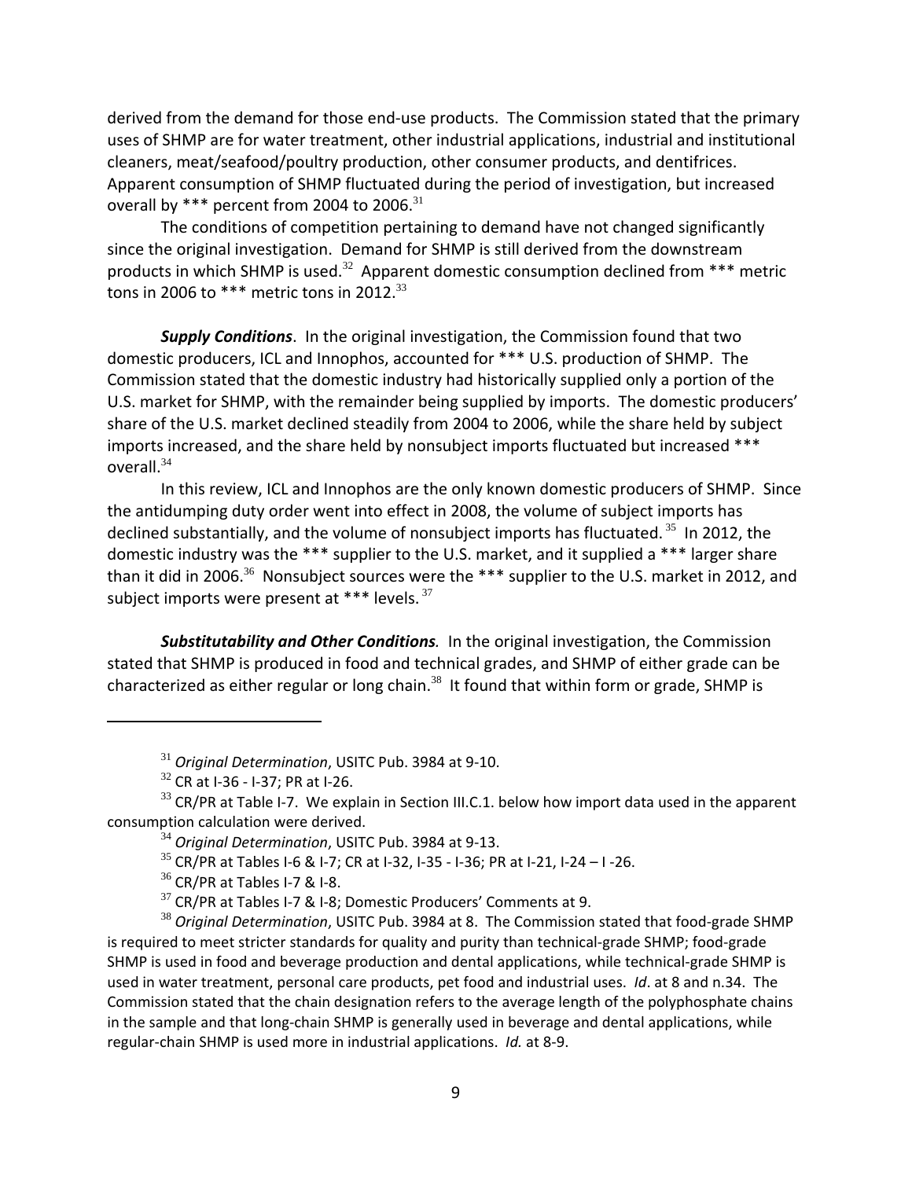derived from the demand for those end-use products. The Commission stated that the primary uses of SHMP are for water treatment, other industrial applications, industrial and institutional cleaners, meat/seafood/poultry production, other consumer products, and dentifrices. Apparent consumption of SHMP fluctuated during the period of investigation, but increased overall by *** percent from 2004 to 2006.[31]

The conditions of competition pertaining to demand have not changed significantly since the original investigation. Demand for SHMP is still derived from the downstream products in which SHMP is used.[32] Apparent domestic consumption declined from *** metric tons in 2006 to *** metric tons in 2012.[33]

***Supply Conditions***. In the original investigation, the Commission found that two domestic producers, ICL and Innophos, accounted for *** U.S. production of SHMP. The Commission stated that the domestic industry had historically supplied only a portion of the U.S. market for SHMP, with the remainder being supplied by imports. The domestic producers' share of the U.S. market declined steadily from 2004 to 2006, while the share held by subject imports increased, and the share held by nonsubject imports fluctuated but increased *** overall.[34]

In this review, ICL and Innophos are the only known domestic producers of SHMP. Since the antidumping duty order went into effect in 2008, the volume of subject imports has declined substantially, and the volume of nonsubject imports has fluctuated.[35] In 2012, the domestic industry was the *** supplier to the U.S. market, and it supplied a *** larger share than it did in 2006.[36] Nonsubject sources were the *** supplier to the U.S. market in 2012, and subject imports were present at *** levels.[37]

***Substitutability and Other Conditions.*** In the original investigation, the Commission stated that SHMP is produced in food and technical grades, and SHMP of either grade can be characterized as either regular or long chain.[38] It found that within form or grade, SHMP is

---

[31] *Original Determination*, USITC Pub. 3984 at 9-10.

[32] CR at I-36 - I-37; PR at I-26.

[33] CR/PR at Table I-7. We explain in Section III.C.1. below how import data used in the apparent consumption calculation were derived.

[34] *Original Determination*, USITC Pub. 3984 at 9-13.

[35] CR/PR at Tables I-6 & I-7; CR at I-32, I-35 - I-36; PR at I-21, I-24 – I -26.

[36] CR/PR at Tables I-7 & I-8.

[37] CR/PR at Tables I-7 & I-8; Domestic Producers' Comments at 9.

[38] *Original Determination*, USITC Pub. 3984 at 8. The Commission stated that food-grade SHMP is required to meet stricter standards for quality and purity than technical-grade SHMP; food-grade SHMP is used in food and beverage production and dental applications, while technical-grade SHMP is used in water treatment, personal care products, pet food and industrial uses. *Id*. at 8 and n.34. The Commission stated that the chain designation refers to the average length of the polyphosphate chains in the sample and that long-chain SHMP is generally used in beverage and dental applications, while regular-chain SHMP is used more in industrial applications. *Id.* at 8-9.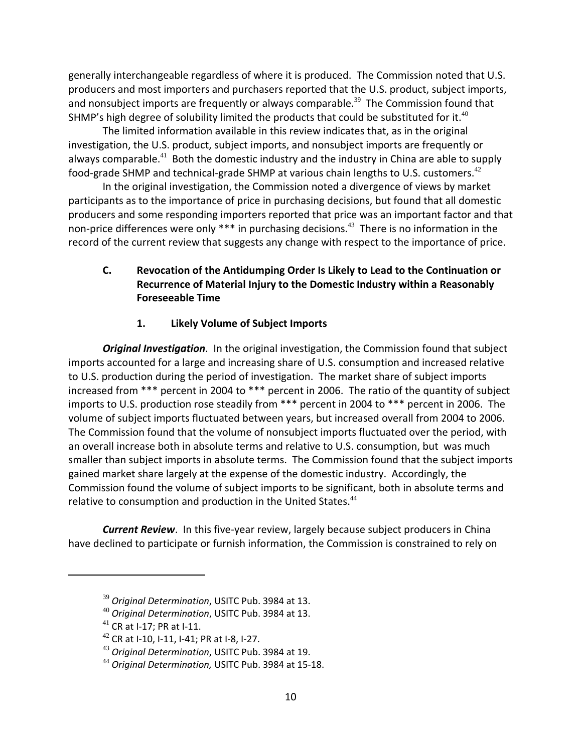generally interchangeable regardless of where it is produced. The Commission noted that U.S. producers and most importers and purchasers reported that the U.S. product, subject imports, and nonsubject imports are frequently or always comparable.[39] The Commission found that SHMP's high degree of solubility limited the products that could be substituted for it.[40]

The limited information available in this review indicates that, as in the original investigation, the U.S. product, subject imports, and nonsubject imports are frequently or always comparable.[41] Both the domestic industry and the industry in China are able to supply food-grade SHMP and technical-grade SHMP at various chain lengths to U.S. customers.[42]

In the original investigation, the Commission noted a divergence of views by market participants as to the importance of price in purchasing decisions, but found that all domestic producers and some responding importers reported that price was an important factor and that non-price differences were only *** in purchasing decisions.[43] There is no information in the record of the current review that suggests any change with respect to the importance of price.

### C. Revocation of the Antidumping Order Is Likely to Lead to the Continuation or Recurrence of Material Injury to the Domestic Industry within a Reasonably Foreseeable Time

#### 1. Likely Volume of Subject Imports

***Original Investigation***. In the original investigation, the Commission found that subject imports accounted for a large and increasing share of U.S. consumption and increased relative to U.S. production during the period of investigation. The market share of subject imports increased from *** percent in 2004 to *** percent in 2006. The ratio of the quantity of subject imports to U.S. production rose steadily from *** percent in 2004 to *** percent in 2006. The volume of subject imports fluctuated between years, but increased overall from 2004 to 2006. The Commission found that the volume of nonsubject imports fluctuated over the period, with an overall increase both in absolute terms and relative to U.S. consumption, but was much smaller than subject imports in absolute terms. The Commission found that the subject imports gained market share largely at the expense of the domestic industry. Accordingly, the Commission found the volume of subject imports to be significant, both in absolute terms and relative to consumption and production in the United States.[44]

***Current Review***. In this five-year review, largely because subject producers in China have declined to participate or furnish information, the Commission is constrained to rely on

---

[39] *Original Determination*, USITC Pub. 3984 at 13.

[40] *Original Determination*, USITC Pub. 3984 at 13.

[41] CR at I-17; PR at I-11.

[42] CR at I-10, I-11, I-41; PR at I-8, I-27.

[43] *Original Determination*, USITC Pub. 3984 at 19.

[44] *Original Determination,* USITC Pub. 3984 at 15-18.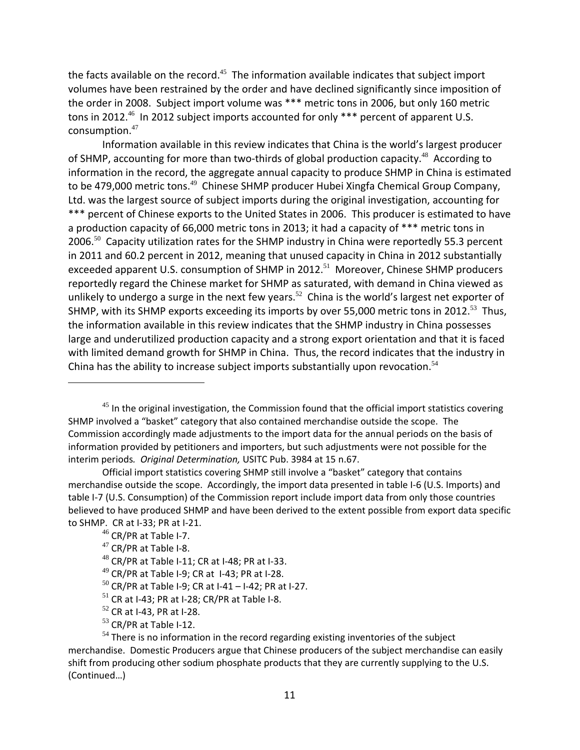the facts available on the record.[45] The information available indicates that subject import volumes have been restrained by the order and have declined significantly since imposition of the order in 2008. Subject import volume was *** metric tons in 2006, but only 160 metric tons in 2012.[46] In 2012 subject imports accounted for only *** percent of apparent U.S. consumption.[47]

Information available in this review indicates that China is the world's largest producer of SHMP, accounting for more than two-thirds of global production capacity.[48] According to information in the record, the aggregate annual capacity to produce SHMP in China is estimated to be 479,000 metric tons.[49] Chinese SHMP producer Hubei Xingfa Chemical Group Company, Ltd. was the largest source of subject imports during the original investigation, accounting for *** percent of Chinese exports to the United States in 2006. This producer is estimated to have a production capacity of 66,000 metric tons in 2013; it had a capacity of *** metric tons in 2006.[50] Capacity utilization rates for the SHMP industry in China were reportedly 55.3 percent in 2011 and 60.2 percent in 2012, meaning that unused capacity in China in 2012 substantially exceeded apparent U.S. consumption of SHMP in 2012.[51] Moreover, Chinese SHMP producers reportedly regard the Chinese market for SHMP as saturated, with demand in China viewed as unlikely to undergo a surge in the next few years.[52] China is the world's largest net exporter of SHMP, with its SHMP exports exceeding its imports by over 55,000 metric tons in 2012.[53] Thus, the information available in this review indicates that the SHMP industry in China possesses large and underutilized production capacity and a strong export orientation and that it is faced with limited demand growth for SHMP in China. Thus, the record indicates that the industry in China has the ability to increase subject imports substantially upon revocation.[54]

---

[45] In the original investigation, the Commission found that the official import statistics covering SHMP involved a "basket" category that also contained merchandise outside the scope. The Commission accordingly made adjustments to the import data for the annual periods on the basis of information provided by petitioners and importers, but such adjustments were not possible for the interim periods. *Original Determination,* USITC Pub. 3984 at 15 n.67.

Official import statistics covering SHMP still involve a "basket" category that contains merchandise outside the scope. Accordingly, the import data presented in table I-6 (U.S. Imports) and table I-7 (U.S. Consumption) of the Commission report include import data from only those countries believed to have produced SHMP and have been derived to the extent possible from export data specific to SHMP. CR at I-33; PR at I-21.

[46] CR/PR at Table I-7.

[47] CR/PR at Table I-8.

[48] CR/PR at Table I-11; CR at I-48; PR at I-33.

[49] CR/PR at Table I-9; CR at I-43; PR at I-28.

[50] CR/PR at Table I-9; CR at I-41 – I-42; PR at I-27.

[51] CR at I-43; PR at I-28; CR/PR at Table I-8.

[52] CR at I-43, PR at I-28.

[53] CR/PR at Table I-12.

[54] There is no information in the record regarding existing inventories of the subject merchandise. Domestic Producers argue that Chinese producers of the subject merchandise can easily shift from producing other sodium phosphate products that they are currently supplying to the U.S. (Continued…)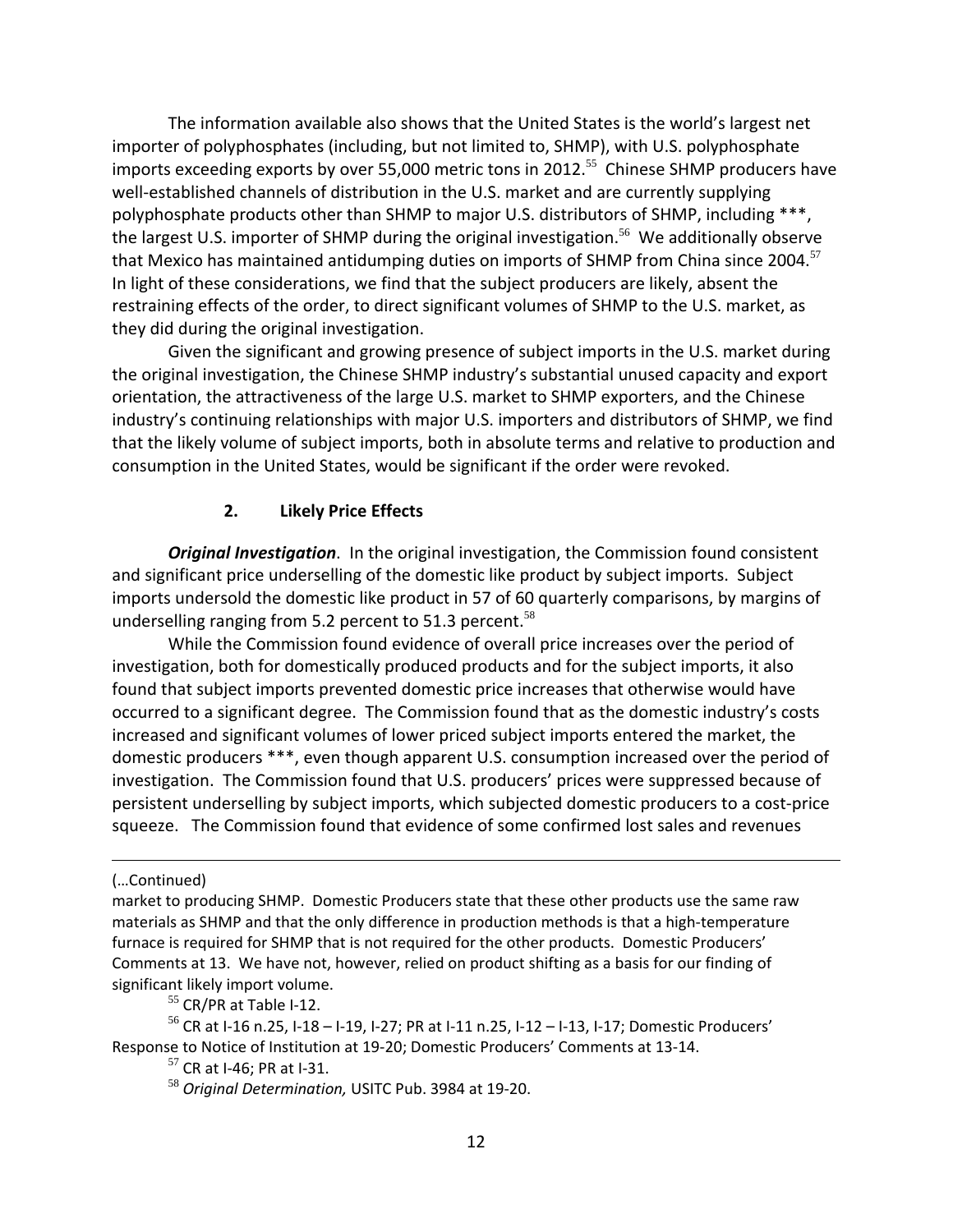The information available also shows that the United States is the world's largest net importer of polyphosphates (including, but not limited to, SHMP), with U.S. polyphosphate imports exceeding exports by over 55,000 metric tons in 2012.[55] Chinese SHMP producers have well-established channels of distribution in the U.S. market and are currently supplying polyphosphate products other than SHMP to major U.S. distributors of SHMP, including ***, the largest U.S. importer of SHMP during the original investigation.[56] We additionally observe that Mexico has maintained antidumping duties on imports of SHMP from China since 2004.[57] In light of these considerations, we find that the subject producers are likely, absent the restraining effects of the order, to direct significant volumes of SHMP to the U.S. market, as they did during the original investigation.

Given the significant and growing presence of subject imports in the U.S. market during the original investigation, the Chinese SHMP industry's substantial unused capacity and export orientation, the attractiveness of the large U.S. market to SHMP exporters, and the Chinese industry's continuing relationships with major U.S. importers and distributors of SHMP, we find that the likely volume of subject imports, both in absolute terms and relative to production and consumption in the United States, would be significant if the order were revoked.

### 2. Likely Price Effects

***Original Investigation***. In the original investigation, the Commission found consistent and significant price underselling of the domestic like product by subject imports. Subject imports undersold the domestic like product in 57 of 60 quarterly comparisons, by margins of underselling ranging from 5.2 percent to 51.3 percent.[58]

While the Commission found evidence of overall price increases over the period of investigation, both for domestically produced products and for the subject imports, it also found that subject imports prevented domestic price increases that otherwise would have occurred to a significant degree. The Commission found that as the domestic industry's costs increased and significant volumes of lower priced subject imports entered the market, the domestic producers ***, even though apparent U.S. consumption increased over the period of investigation. The Commission found that U.S. producers' prices were suppressed because of persistent underselling by subject imports, which subjected domestic producers to a cost-price squeeze. The Commission found that evidence of some confirmed lost sales and revenues

---

(…Continued)

market to producing SHMP. Domestic Producers state that these other products use the same raw materials as SHMP and that the only difference in production methods is that a high-temperature furnace is required for SHMP that is not required for the other products. Domestic Producers' Comments at 13. We have not, however, relied on product shifting as a basis for our finding of significant likely import volume.

[55] CR/PR at Table I-12.

[56] CR at I-16 n.25, I-18 – I-19, I-27; PR at I-11 n.25, I-12 – I-13, I-17; Domestic Producers' Response to Notice of Institution at 19-20; Domestic Producers' Comments at 13-14.

[57] CR at I-46; PR at I-31.

[58] *Original Determination,* USITC Pub. 3984 at 19-20.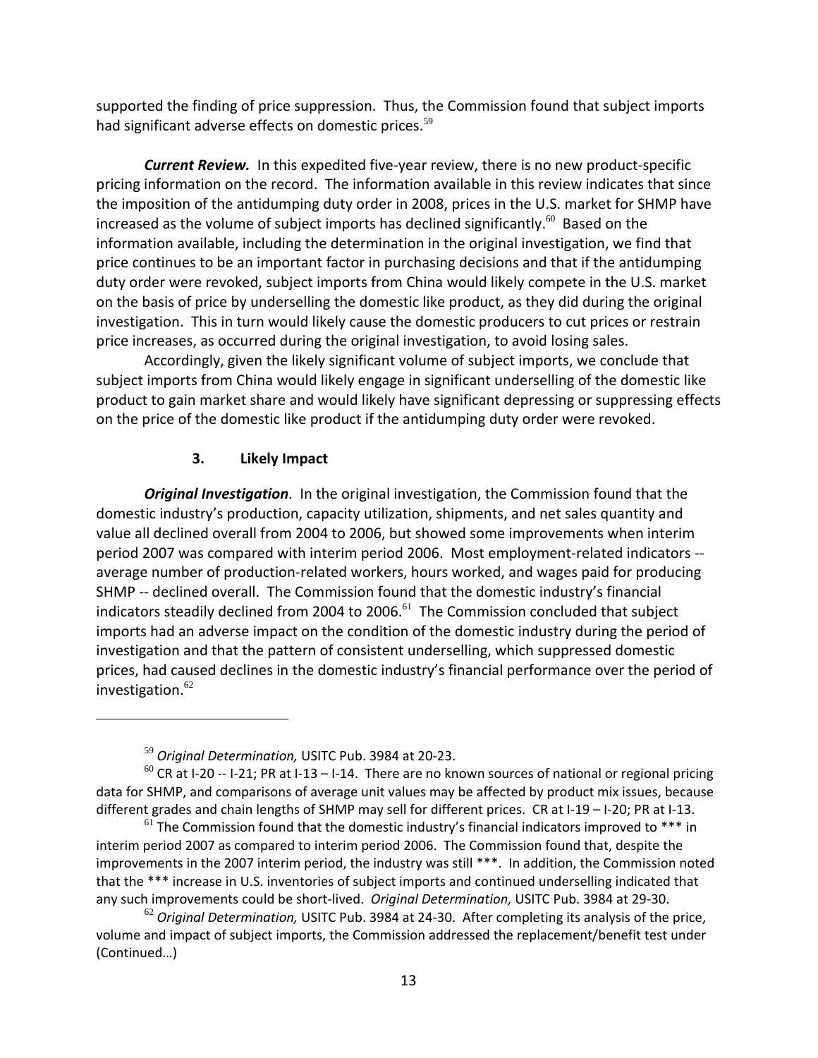supported the finding of price suppression. Thus, the Commission found that subject imports had significant adverse effects on domestic prices.[59]

***Current Review.*** In this expedited five-year review, there is no new product-specific pricing information on the record. The information available in this review indicates that since the imposition of the antidumping duty order in 2008, prices in the U.S. market for SHMP have increased as the volume of subject imports has declined significantly.[60] Based on the information available, including the determination in the original investigation, we find that price continues to be an important factor in purchasing decisions and that if the antidumping duty order were revoked, subject imports from China would likely compete in the U.S. market on the basis of price by underselling the domestic like product, as they did during the original investigation. This in turn would likely cause the domestic producers to cut prices or restrain price increases, as occurred during the original investigation, to avoid losing sales.

Accordingly, given the likely significant volume of subject imports, we conclude that subject imports from China would likely engage in significant underselling of the domestic like product to gain market share and would likely have significant depressing or suppressing effects on the price of the domestic like product if the antidumping duty order were revoked.

### 3. Likely Impact

***Original Investigation***. In the original investigation, the Commission found that the domestic industry's production, capacity utilization, shipments, and net sales quantity and value all declined overall from 2004 to 2006, but showed some improvements when interim period 2007 was compared with interim period 2006. Most employment-related indicators -- average number of production-related workers, hours worked, and wages paid for producing SHMP -- declined overall. The Commission found that the domestic industry's financial indicators steadily declined from 2004 to 2006.[61] The Commission concluded that subject imports had an adverse impact on the condition of the domestic industry during the period of investigation and that the pattern of consistent underselling, which suppressed domestic prices, had caused declines in the domestic industry's financial performance over the period of investigation.[62]

---

[59] *Original Determination,* USITC Pub. 3984 at 20-23.

[60] CR at I-20 -- I-21; PR at I-13 – I-14. There are no known sources of national or regional pricing data for SHMP, and comparisons of average unit values may be affected by product mix issues, because different grades and chain lengths of SHMP may sell for different prices. CR at I-19 – I-20; PR at I-13.

[61] The Commission found that the domestic industry's financial indicators improved to *** in interim period 2007 as compared to interim period 2006. The Commission found that, despite the improvements in the 2007 interim period, the industry was still ***. In addition, the Commission noted that the *** increase in U.S. inventories of subject imports and continued underselling indicated that any such improvements could be short-lived. *Original Determination,* USITC Pub. 3984 at 29-30.

[62] *Original Determination,* USITC Pub. 3984 at 24-30. After completing its analysis of the price, volume and impact of subject imports, the Commission addressed the replacement/benefit test under (Continued…)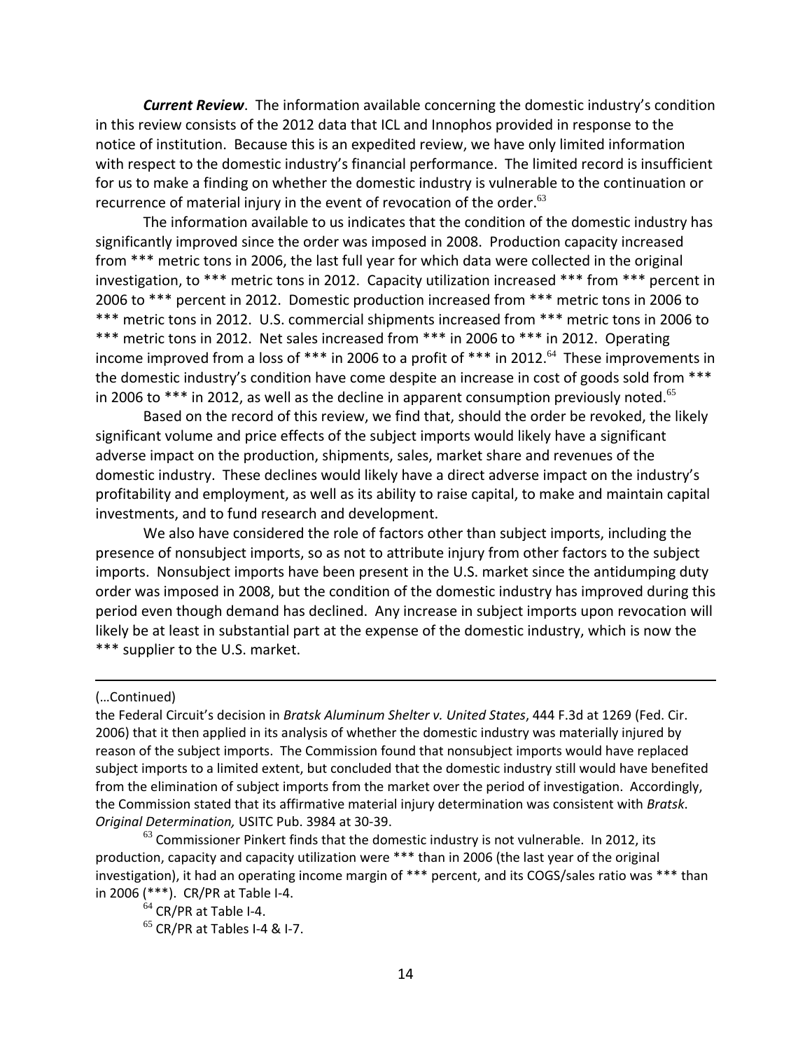***Current Review***. The information available concerning the domestic industry's condition in this review consists of the 2012 data that ICL and Innophos provided in response to the notice of institution. Because this is an expedited review, we have only limited information with respect to the domestic industry's financial performance. The limited record is insufficient for us to make a finding on whether the domestic industry is vulnerable to the continuation or recurrence of material injury in the event of revocation of the order.[63]

The information available to us indicates that the condition of the domestic industry has significantly improved since the order was imposed in 2008. Production capacity increased from *** metric tons in 2006, the last full year for which data were collected in the original investigation, to *** metric tons in 2012. Capacity utilization increased *** from *** percent in 2006 to *** percent in 2012. Domestic production increased from *** metric tons in 2006 to *** metric tons in 2012. U.S. commercial shipments increased from *** metric tons in 2006 to *** metric tons in 2012. Net sales increased from *** in 2006 to *** in 2012. Operating income improved from a loss of *** in 2006 to a profit of *** in 2012.[64] These improvements in the domestic industry's condition have come despite an increase in cost of goods sold from *** in 2006 to *** in 2012, as well as the decline in apparent consumption previously noted.[65]

Based on the record of this review, we find that, should the order be revoked, the likely significant volume and price effects of the subject imports would likely have a significant adverse impact on the production, shipments, sales, market share and revenues of the domestic industry. These declines would likely have a direct adverse impact on the industry's profitability and employment, as well as its ability to raise capital, to make and maintain capital investments, and to fund research and development.

We also have considered the role of factors other than subject imports, including the presence of nonsubject imports, so as not to attribute injury from other factors to the subject imports. Nonsubject imports have been present in the U.S. market since the antidumping duty order was imposed in 2008, but the condition of the domestic industry has improved during this period even though demand has declined. Any increase in subject imports upon revocation will likely be at least in substantial part at the expense of the domestic industry, which is now the *** supplier to the U.S. market.

---

(…Continued)

the Federal Circuit's decision in *Bratsk Aluminum Shelter v. United States*, 444 F.3d at 1269 (Fed. Cir. 2006) that it then applied in its analysis of whether the domestic industry was materially injured by reason of the subject imports. The Commission found that nonsubject imports would have replaced subject imports to a limited extent, but concluded that the domestic industry still would have benefited from the elimination of subject imports from the market over the period of investigation. Accordingly, the Commission stated that its affirmative material injury determination was consistent with *Bratsk*. *Original Determination,* USITC Pub. 3984 at 30-39.

[63] Commissioner Pinkert finds that the domestic industry is not vulnerable. In 2012, its production, capacity and capacity utilization were *** than in 2006 (the last year of the original investigation), it had an operating income margin of *** percent, and its COGS/sales ratio was *** than in 2006 (***). CR/PR at Table I-4.

[64] CR/PR at Table I-4.

[65] CR/PR at Tables I-4 & I-7.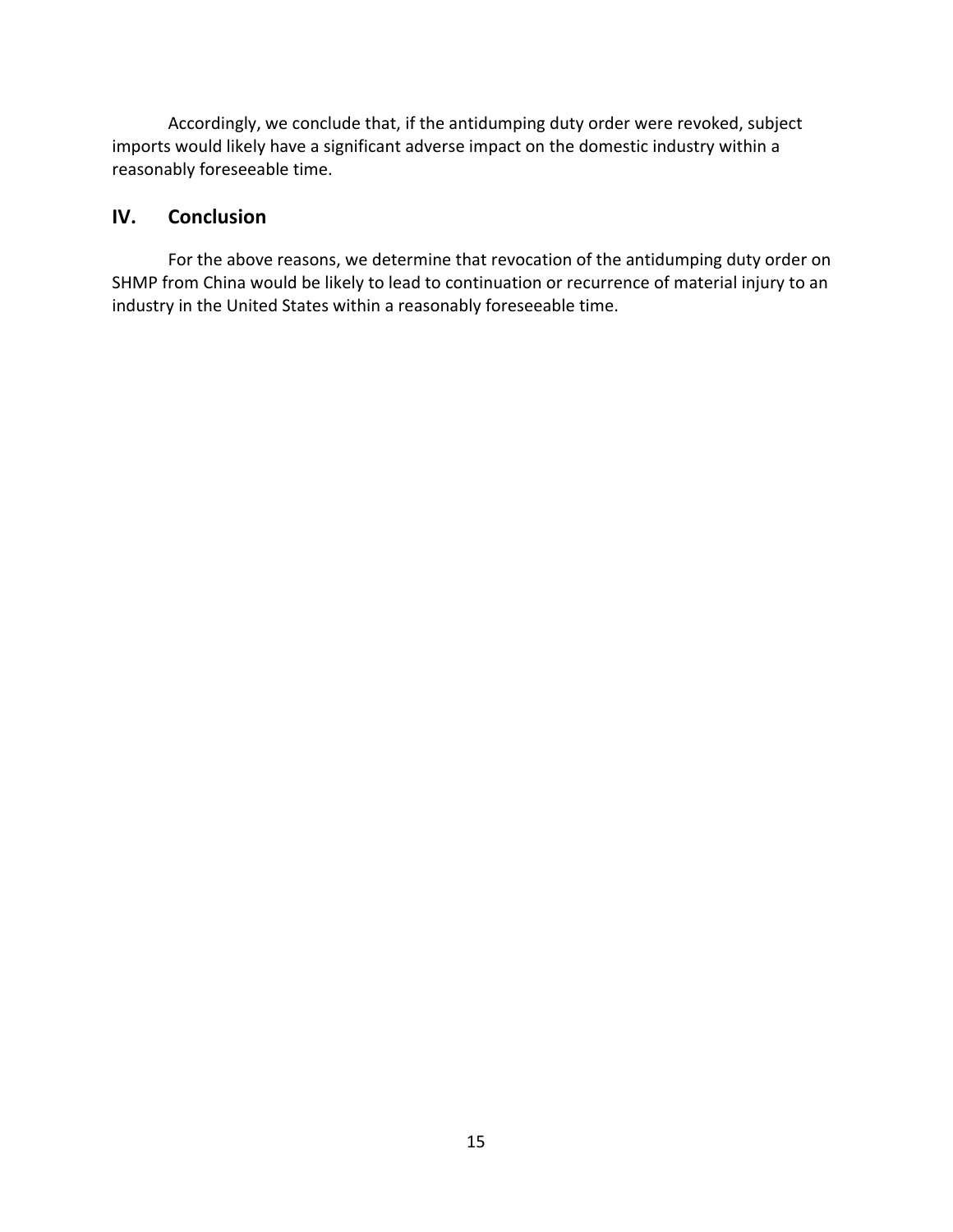Accordingly, we conclude that, if the antidumping duty order were revoked, subject imports would likely have a significant adverse impact on the domestic industry within a reasonably foreseeable time.

## IV. Conclusion

For the above reasons, we determine that revocation of the antidumping duty order on SHMP from China would be likely to lead to continuation or recurrence of material injury to an industry in the United States within a reasonably foreseeable time.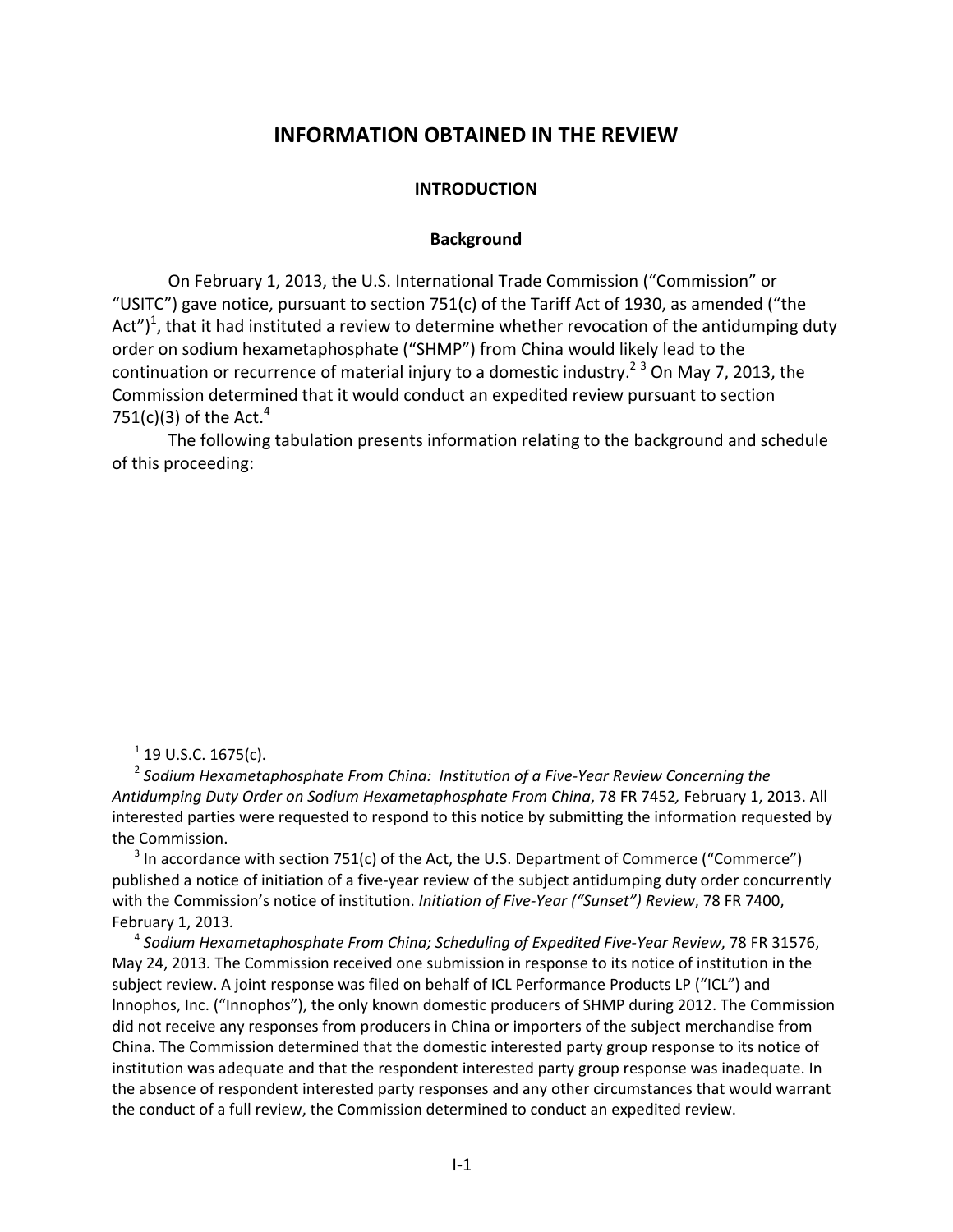# INFORMATION OBTAINED IN THE REVIEW

## INTRODUCTION

### Background

On February 1, 2013, the U.S. International Trade Commission ("Commission" or "USITC") gave notice, pursuant to section 751(c) of the Tariff Act of 1930, as amended ("the Act")[1], that it had instituted a review to determine whether revocation of the antidumping duty order on sodium hexametaphosphate ("SHMP") from China would likely lead to the continuation or recurrence of material injury to a domestic industry.[2] [3] On May 7, 2013, the Commission determined that it would conduct an expedited review pursuant to section 751(c)(3) of the Act.[4]

The following tabulation presents information relating to the background and schedule of this proceeding:

---

[1] 19 U.S.C. 1675(c).

[2] *Sodium Hexametaphosphate From China: Institution of a Five-Year Review Concerning the Antidumping Duty Order on Sodium Hexametaphosphate From China*, 78 FR 7452, February 1, 2013. All interested parties were requested to respond to this notice by submitting the information requested by the Commission.

[3] In accordance with section 751(c) of the Act, the U.S. Department of Commerce ("Commerce") published a notice of initiation of a five-year review of the subject antidumping duty order concurrently with the Commission's notice of institution. *Initiation of Five-Year ("Sunset") Review*, 78 FR 7400, February 1, 2013.

[4] *Sodium Hexametaphosphate From China; Scheduling of Expedited Five-Year Review*, 78 FR 31576, May 24, 2013. The Commission received one submission in response to its notice of institution in the subject review. A joint response was filed on behalf of ICL Performance Products LP ("ICL") and lnnophos, Inc. ("Innophos"), the only known domestic producers of SHMP during 2012. The Commission did not receive any responses from producers in China or importers of the subject merchandise from China. The Commission determined that the domestic interested party group response to its notice of institution was adequate and that the respondent interested party group response was inadequate. In the absence of respondent interested party responses and any other circumstances that would warrant the conduct of a full review, the Commission determined to conduct an expedited review.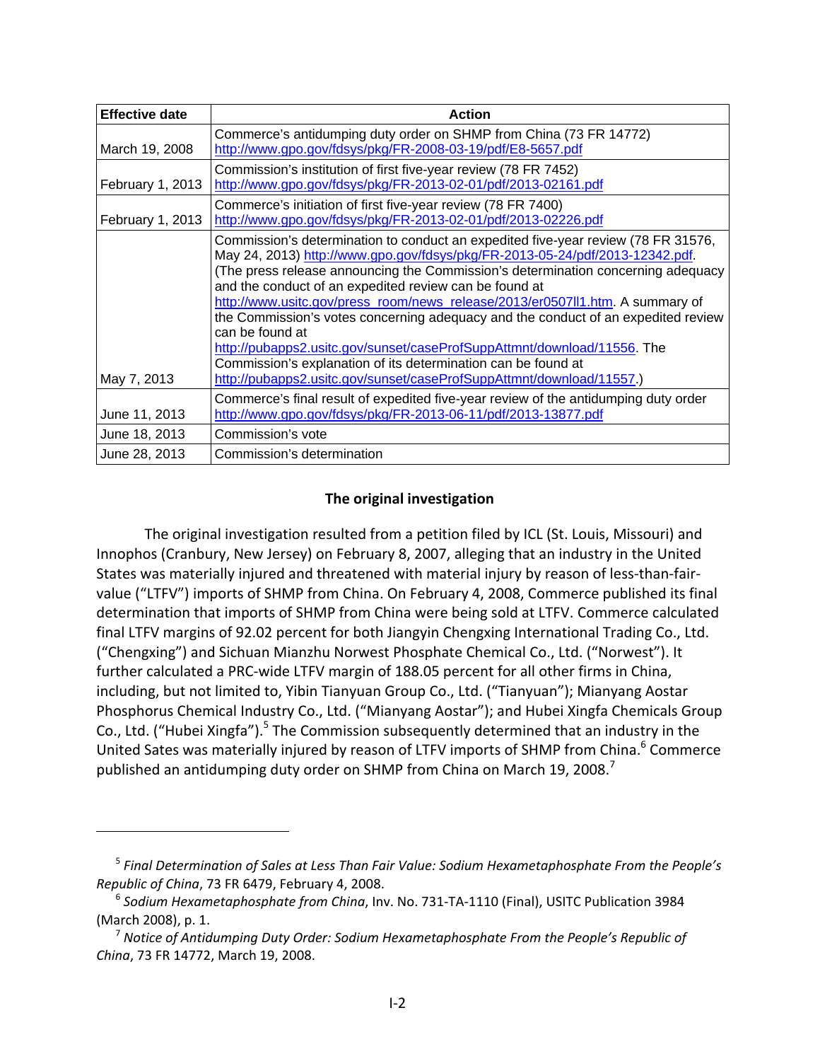| Effective date | Action |
|---|---|
| March 19, 2008 | Commerce's antidumping duty order on SHMP from China (73 FR 14772) http://www.gpo.gov/fdsys/pkg/FR-2008-03-19/pdf/E8-5657.pdf |
| February 1, 2013 | Commission's institution of first five-year review (78 FR 7452) http://www.gpo.gov/fdsys/pkg/FR-2013-02-01/pdf/2013-02161.pdf |
| February 1, 2013 | Commerce's initiation of first five-year review (78 FR 7400) http://www.gpo.gov/fdsys/pkg/FR-2013-02-01/pdf/2013-02226.pdf |
| May 7, 2013 | Commission's determination to conduct an expedited five-year review (78 FR 31576, May 24, 2013) http://www.gpo.gov/fdsys/pkg/FR-2013-05-24/pdf/2013-12342.pdf. (The press release announcing the Commission's determination concerning adequacy and the conduct of an expedited review can be found at http://www.usitc.gov/press_room/news_release/2013/er0507ll1.htm. A summary of the Commission's votes concerning adequacy and the conduct of an expedited review can be found at http://pubapps2.usitc.gov/sunset/caseProfSuppAttmnt/download/11556. The Commission's explanation of its determination can be found at http://pubapps2.usitc.gov/sunset/caseProfSuppAttmnt/download/11557.) |
| June 11, 2013 | Commerce's final result of expedited five-year review of the antidumping duty order http://www.gpo.gov/fdsys/pkg/FR-2013-06-11/pdf/2013-13877.pdf |
| June 18, 2013 | Commission's vote |
| June 28, 2013 | Commission's determination |

## The original investigation

The original investigation resulted from a petition filed by ICL (St. Louis, Missouri) and Innophos (Cranbury, New Jersey) on February 8, 2007, alleging that an industry in the United States was materially injured and threatened with material injury by reason of less-than-fair-value ("LTFV") imports of SHMP from China. On February 4, 2008, Commerce published its final determination that imports of SHMP from China were being sold at LTFV. Commerce calculated final LTFV margins of 92.02 percent for both Jiangyin Chengxing International Trading Co., Ltd. ("Chengxing") and Sichuan Mianzhu Norwest Phosphate Chemical Co., Ltd. ("Norwest"). It further calculated a PRC-wide LTFV margin of 188.05 percent for all other firms in China, including, but not limited to, Yibin Tianyuan Group Co., Ltd. ("Tianyuan"); Mianyang Aostar Phosphorus Chemical Industry Co., Ltd. ("Mianyang Aostar"); and Hubei Xingfa Chemicals Group Co., Ltd. ("Hubei Xingfa").[5] The Commission subsequently determined that an industry in the United Sates was materially injured by reason of LTFV imports of SHMP from China.[6] Commerce published an antidumping duty order on SHMP from China on March 19, 2008.[7]

---

[5] *Final Determination of Sales at Less Than Fair Value: Sodium Hexametaphosphate From the People's Republic of China*, 73 FR 6479, February 4, 2008.

[6] *Sodium Hexametaphosphate from China*, Inv. No. 731-TA-1110 (Final), USITC Publication 3984 (March 2008), p. 1.

[7] *Notice of Antidumping Duty Order: Sodium Hexametaphosphate From the People's Republic of China*, 73 FR 14772, March 19, 2008.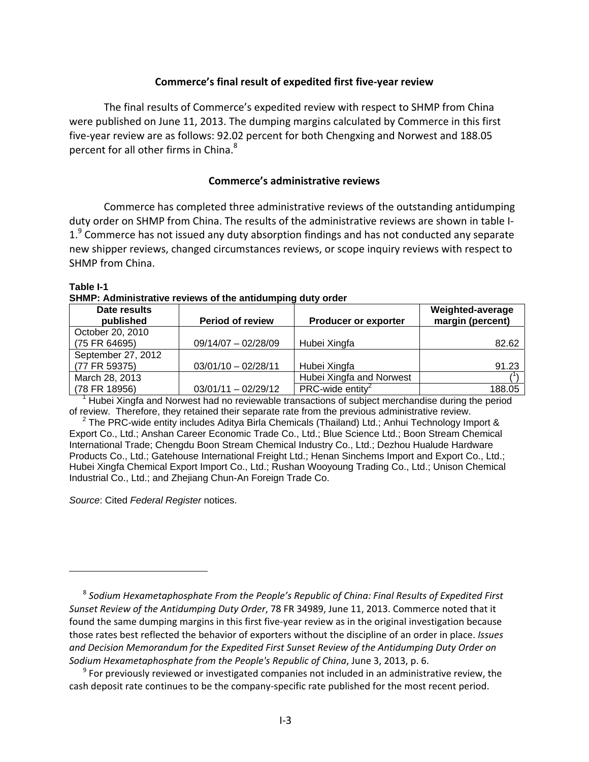## Commerce's final result of expedited first five-year review

The final results of Commerce's expedited review with respect to SHMP from China were published on June 11, 2013. The dumping margins calculated by Commerce in this first five-year review are as follows: 92.02 percent for both Chengxing and Norwest and 188.05 percent for all other firms in China.[8]

## Commerce's administrative reviews

Commerce has completed three administrative reviews of the outstanding antidumping duty order on SHMP from China. The results of the administrative reviews are shown in table I-1.[9] Commerce has not issued any duty absorption findings and has not conducted any separate new shipper reviews, changed circumstances reviews, or scope inquiry reviews with respect to SHMP from China.

**Table I-1**
**SHMP: Administrative reviews of the antidumping duty order**

| Date results published | Period of review | Producer or exporter | Weighted-average margin (percent) |
|---|---|---|---|
| October 20, 2010 (75 FR 64695) | 09/14/07 – 02/28/09 | Hubei Xingfa | 82.62 |
| September 27, 2012 (77 FR 59375) | 03/01/10 – 02/28/11 | Hubei Xingfa | 91.23 |
| March 28, 2013 (78 FR 18956) | 03/01/11 – 02/29/12 | Hubei Xingfa and Norwest | ([1]) |
| | | PRC-wide entity[2] | 188.05 |

[1] Hubei Xingfa and Norwest had no reviewable transactions of subject merchandise during the period of review. Therefore, they retained their separate rate from the previous administrative review.

[2] The PRC-wide entity includes Aditya Birla Chemicals (Thailand) Ltd.; Anhui Technology Import & Export Co., Ltd.; Anshan Career Economic Trade Co., Ltd.; Blue Science Ltd.; Boon Stream Chemical International Trade; Chengdu Boon Stream Chemical Industry Co., Ltd.; Dezhou Hualude Hardware Products Co., Ltd.; Gatehouse International Freight Ltd.; Henan Sinchems Import and Export Co., Ltd.; Hubei Xingfa Chemical Export Import Co., Ltd.; Rushan Wooyoung Trading Co., Ltd.; Unison Chemical Industrial Co., Ltd.; and Zhejiang Chun-An Foreign Trade Co.

*Source*: Cited *Federal Register* notices.

---

[8] *Sodium Hexametaphosphate From the People's Republic of China: Final Results of Expedited First Sunset Review of the Antidumping Duty Order*, 78 FR 34989, June 11, 2013. Commerce noted that it found the same dumping margins in this first five-year review as in the original investigation because those rates best reflected the behavior of exporters without the discipline of an order in place. *Issues and Decision Memorandum for the Expedited First Sunset Review of the Antidumping Duty Order on Sodium Hexametaphosphate from the People's Republic of China*, June 3, 2013, p. 6.

[9] For previously reviewed or investigated companies not included in an administrative review, the cash deposit rate continues to be the company-specific rate published for the most recent period.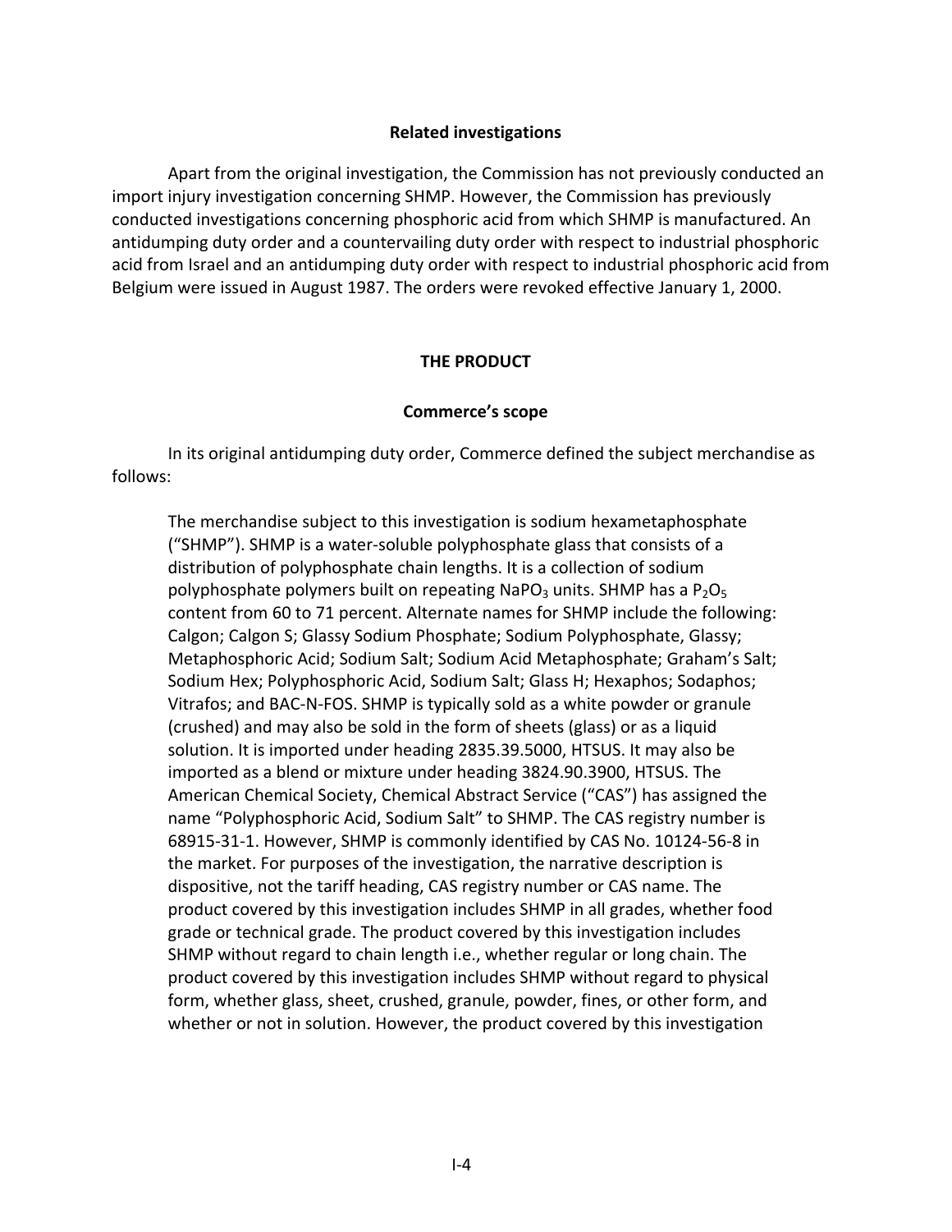### Related investigations

Apart from the original investigation, the Commission has not previously conducted an import injury investigation concerning SHMP. However, the Commission has previously conducted investigations concerning phosphoric acid from which SHMP is manufactured. An antidumping duty order and a countervailing duty order with respect to industrial phosphoric acid from Israel and an antidumping duty order with respect to industrial phosphoric acid from Belgium were issued in August 1987. The orders were revoked effective January 1, 2000.

## THE PRODUCT

### Commerce's scope

In its original antidumping duty order, Commerce defined the subject merchandise as follows:

> The merchandise subject to this investigation is sodium hexametaphosphate ("SHMP"). SHMP is a water-soluble polyphosphate glass that consists of a distribution of polyphosphate chain lengths. It is a collection of sodium polyphosphate polymers built on repeating $NaPO_3$ units. SHMP has a $P_2O_5$ content from 60 to 71 percent. Alternate names for SHMP include the following: Calgon; Calgon S; Glassy Sodium Phosphate; Sodium Polyphosphate, Glassy; Metaphosphoric Acid; Sodium Salt; Sodium Acid Metaphosphate; Graham's Salt; Sodium Hex; Polyphosphoric Acid, Sodium Salt; Glass H; Hexaphos; Sodaphos; Vitrafos; and BAC-N-FOS. SHMP is typically sold as a white powder or granule (crushed) and may also be sold in the form of sheets (glass) or as a liquid solution. It is imported under heading 2835.39.5000, HTSUS. It may also be imported as a blend or mixture under heading 3824.90.3900, HTSUS. The American Chemical Society, Chemical Abstract Service ("CAS") has assigned the name "Polyphosphoric Acid, Sodium Salt" to SHMP. The CAS registry number is 68915-31-1. However, SHMP is commonly identified by CAS No. 10124-56-8 in the market. For purposes of the investigation, the narrative description is dispositive, not the tariff heading, CAS registry number or CAS name. The product covered by this investigation includes SHMP in all grades, whether food grade or technical grade. The product covered by this investigation includes SHMP without regard to chain length i.e., whether regular or long chain. The product covered by this investigation includes SHMP without regard to physical form, whether glass, sheet, crushed, granule, powder, fines, or other form, and whether or not in solution. However, the product covered by this investigation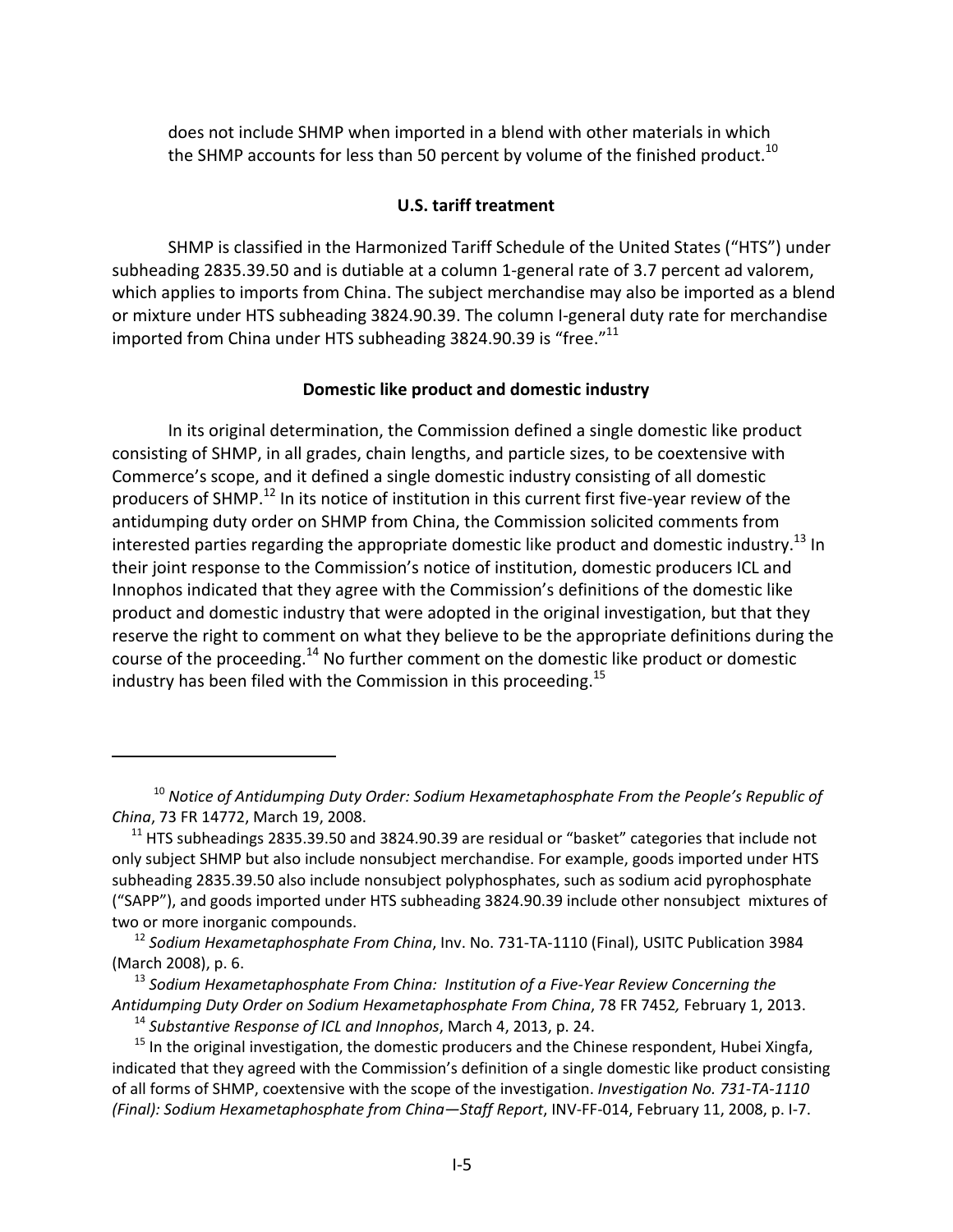does not include SHMP when imported in a blend with other materials in which the SHMP accounts for less than 50 percent by volume of the finished product.[10]

### U.S. tariff treatment

SHMP is classified in the Harmonized Tariff Schedule of the United States ("HTS") under subheading 2835.39.50 and is dutiable at a column 1-general rate of 3.7 percent ad valorem, which applies to imports from China. The subject merchandise may also be imported as a blend or mixture under HTS subheading 3824.90.39. The column I-general duty rate for merchandise imported from China under HTS subheading 3824.90.39 is "free."[11]

### Domestic like product and domestic industry

In its original determination, the Commission defined a single domestic like product consisting of SHMP, in all grades, chain lengths, and particle sizes, to be coextensive with Commerce's scope, and it defined a single domestic industry consisting of all domestic producers of SHMP.[12] In its notice of institution in this current first five-year review of the antidumping duty order on SHMP from China, the Commission solicited comments from interested parties regarding the appropriate domestic like product and domestic industry.[13] In their joint response to the Commission's notice of institution, domestic producers ICL and Innophos indicated that they agree with the Commission's definitions of the domestic like product and domestic industry that were adopted in the original investigation, but that they reserve the right to comment on what they believe to be the appropriate definitions during the course of the proceeding.[14] No further comment on the domestic like product or domestic industry has been filed with the Commission in this proceeding.[15]

---

[10] *Notice of Antidumping Duty Order: Sodium Hexametaphosphate From the People's Republic of China*, 73 FR 14772, March 19, 2008.

[11] HTS subheadings 2835.39.50 and 3824.90.39 are residual or "basket" categories that include not only subject SHMP but also include nonsubject merchandise. For example, goods imported under HTS subheading 2835.39.50 also include nonsubject polyphosphates, such as sodium acid pyrophosphate ("SAPP"), and goods imported under HTS subheading 3824.90.39 include other nonsubject mixtures of two or more inorganic compounds.

[12] *Sodium Hexametaphosphate From China*, Inv. No. 731-TA-1110 (Final), USITC Publication 3984 (March 2008), p. 6.

[13] *Sodium Hexametaphosphate From China: Institution of a Five-Year Review Concerning the Antidumping Duty Order on Sodium Hexametaphosphate From China*, 78 FR 7452*,* February 1, 2013.

[14] *Substantive Response of ICL and Innophos*, March 4, 2013, p. 24.

[15] In the original investigation, the domestic producers and the Chinese respondent, Hubei Xingfa, indicated that they agreed with the Commission's definition of a single domestic like product consisting of all forms of SHMP, coextensive with the scope of the investigation. *Investigation No. 731-TA-1110 (Final): Sodium Hexametaphosphate from China—Staff Report*, INV-FF-014, February 11, 2008, p. I-7.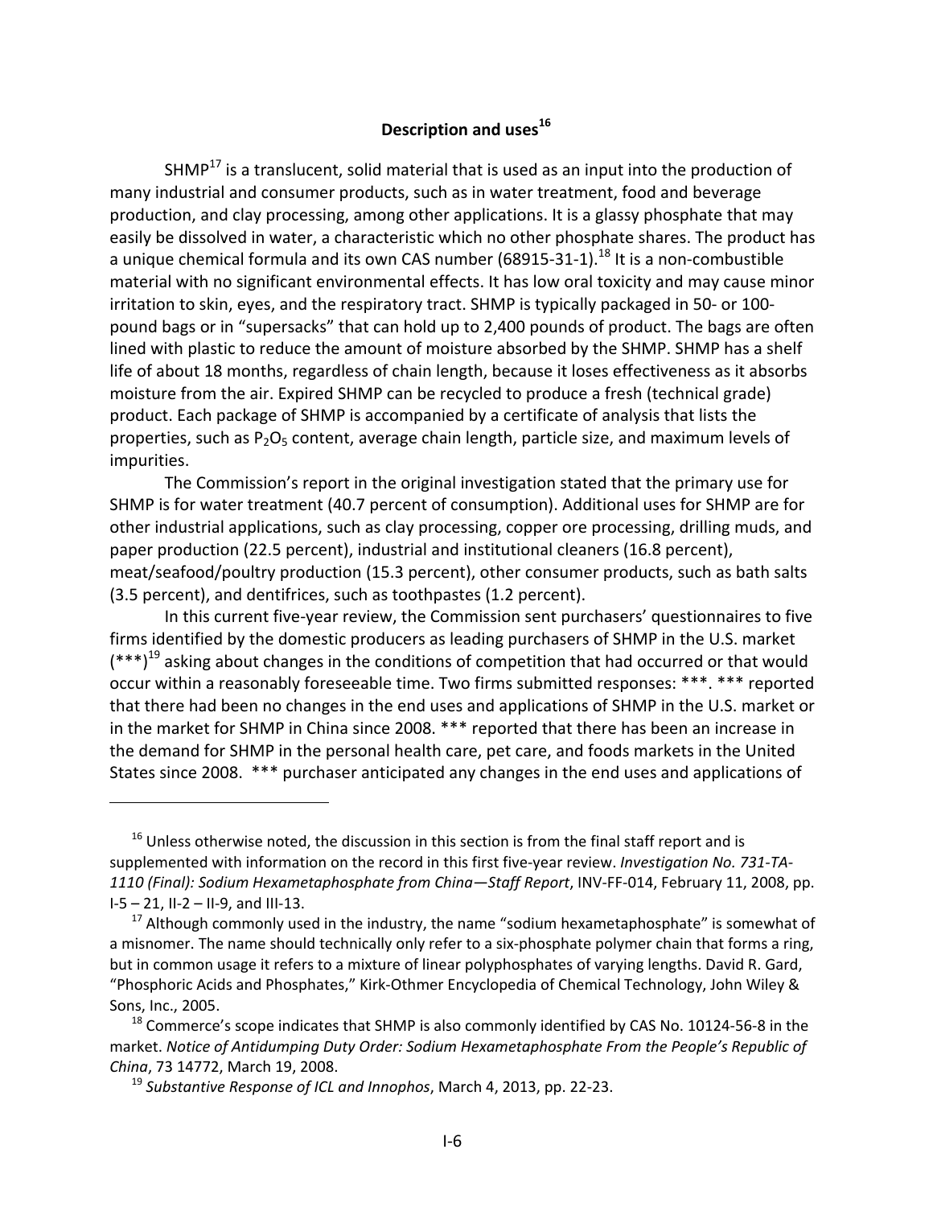### Description and uses[16]

SHMP[17] is a translucent, solid material that is used as an input into the production of many industrial and consumer products, such as in water treatment, food and beverage production, and clay processing, among other applications. It is a glassy phosphate that may easily be dissolved in water, a characteristic which no other phosphate shares. The product has a unique chemical formula and its own CAS number (68915-31-1).[18] It is a non-combustible material with no significant environmental effects. It has low oral toxicity and may cause minor irritation to skin, eyes, and the respiratory tract. SHMP is typically packaged in 50- or 100-pound bags or in "supersacks" that can hold up to 2,400 pounds of product. The bags are often lined with plastic to reduce the amount of moisture absorbed by the SHMP. SHMP has a shelf life of about 18 months, regardless of chain length, because it loses effectiveness as it absorbs moisture from the air. Expired SHMP can be recycled to produce a fresh (technical grade) product. Each package of SHMP is accompanied by a certificate of analysis that lists the properties, such as $P_2O_5$ content, average chain length, particle size, and maximum levels of impurities.

The Commission's report in the original investigation stated that the primary use for SHMP is for water treatment (40.7 percent of consumption). Additional uses for SHMP are for other industrial applications, such as clay processing, copper ore processing, drilling muds, and paper production (22.5 percent), industrial and institutional cleaners (16.8 percent), meat/seafood/poultry production (15.3 percent), other consumer products, such as bath salts (3.5 percent), and dentifrices, such as toothpastes (1.2 percent).

In this current five-year review, the Commission sent purchasers' questionnaires to five firms identified by the domestic producers as leading purchasers of SHMP in the U.S. market (***)[19] asking about changes in the conditions of competition that had occurred or that would occur within a reasonably foreseeable time. Two firms submitted responses: ***. *** reported that there had been no changes in the end uses and applications of SHMP in the U.S. market or in the market for SHMP in China since 2008. *** reported that there has been an increase in the demand for SHMP in the personal health care, pet care, and foods markets in the United States since 2008. *** purchaser anticipated any changes in the end uses and applications of

---

[16] Unless otherwise noted, the discussion in this section is from the final staff report and is supplemented with information on the record in this first five-year review. *Investigation No. 731-TA-1110 (Final): Sodium Hexametaphosphate from China—Staff Report*, INV-FF-014, February 11, 2008, pp. I-5 – 21, II-2 – II-9, and III-13.

[17] Although commonly used in the industry, the name "sodium hexametaphosphate" is somewhat of a misnomer. The name should technically only refer to a six-phosphate polymer chain that forms a ring, but in common usage it refers to a mixture of linear polyphosphates of varying lengths. David R. Gard, "Phosphoric Acids and Phosphates," Kirk-Othmer Encyclopedia of Chemical Technology, John Wiley & Sons, Inc., 2005.

[18] Commerce's scope indicates that SHMP is also commonly identified by CAS No. 10124-56-8 in the market. *Notice of Antidumping Duty Order: Sodium Hexametaphosphate From the People's Republic of China*, 73 14772, March 19, 2008.

[19] *Substantive Response of ICL and Innophos*, March 4, 2013, pp. 22-23.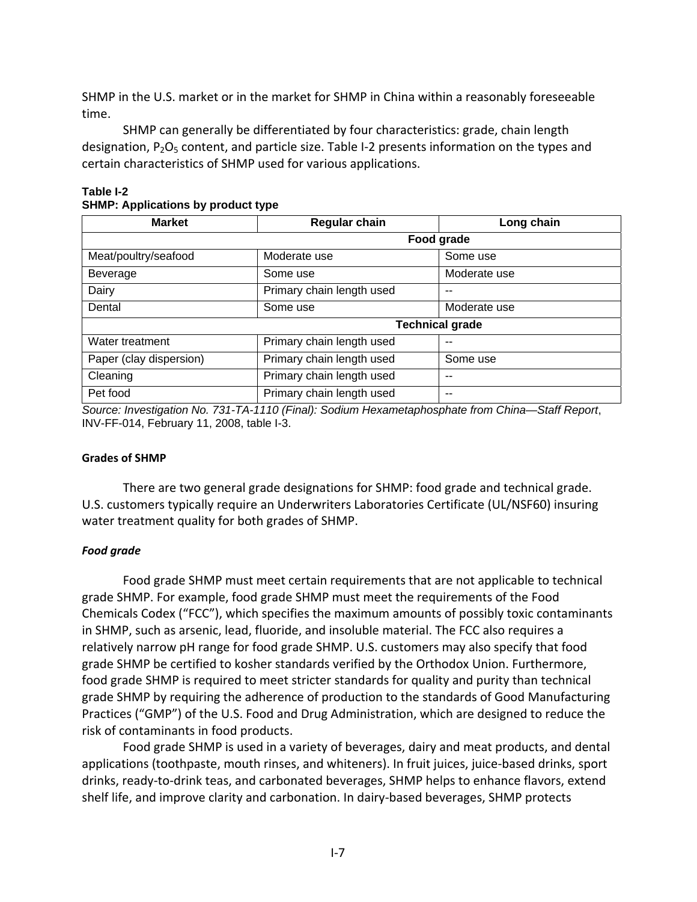SHMP in the U.S. market or in the market for SHMP in China within a reasonably foreseeable time.

SHMP can generally be differentiated by four characteristics: grade, chain length designation, $P_2O_5$ content, and particle size. Table I-2 presents information on the types and certain characteristics of SHMP used for various applications.

**Table I-2**
**SHMP: Applications by product type**

| Market | Regular chain | Long chain |
|---|---|---|
| | **Food grade** | |
| Meat/poultry/seafood | Moderate use | Some use |
| Beverage | Some use | Moderate use |
| Dairy | Primary chain length used | -- |
| Dental | Some use | Moderate use |
| | **Technical grade** | |
| Water treatment | Primary chain length used | -- |
| Paper (clay dispersion) | Primary chain length used | Some use |
| Cleaning | Primary chain length used | -- |
| Pet food | Primary chain length used | -- |

*Source: Investigation No. 731-TA-1110 (Final): Sodium Hexametaphosphate from China—Staff Report*, INV-FF-014, February 11, 2008, table I-3.

#### Grades of SHMP

There are two general grade designations for SHMP: food grade and technical grade. U.S. customers typically require an Underwriters Laboratories Certificate (UL/NSF60) insuring water treatment quality for both grades of SHMP.

##### *Food grade*

Food grade SHMP must meet certain requirements that are not applicable to technical grade SHMP. For example, food grade SHMP must meet the requirements of the Food Chemicals Codex ("FCC"), which specifies the maximum amounts of possibly toxic contaminants in SHMP, such as arsenic, lead, fluoride, and insoluble material. The FCC also requires a relatively narrow pH range for food grade SHMP. U.S. customers may also specify that food grade SHMP be certified to kosher standards verified by the Orthodox Union. Furthermore, food grade SHMP is required to meet stricter standards for quality and purity than technical grade SHMP by requiring the adherence of production to the standards of Good Manufacturing Practices ("GMP") of the U.S. Food and Drug Administration, which are designed to reduce the risk of contaminants in food products.

Food grade SHMP is used in a variety of beverages, dairy and meat products, and dental applications (toothpaste, mouth rinses, and whiteners). In fruit juices, juice-based drinks, sport drinks, ready-to-drink teas, and carbonated beverages, SHMP helps to enhance flavors, extend shelf life, and improve clarity and carbonation. In dairy-based beverages, SHMP protects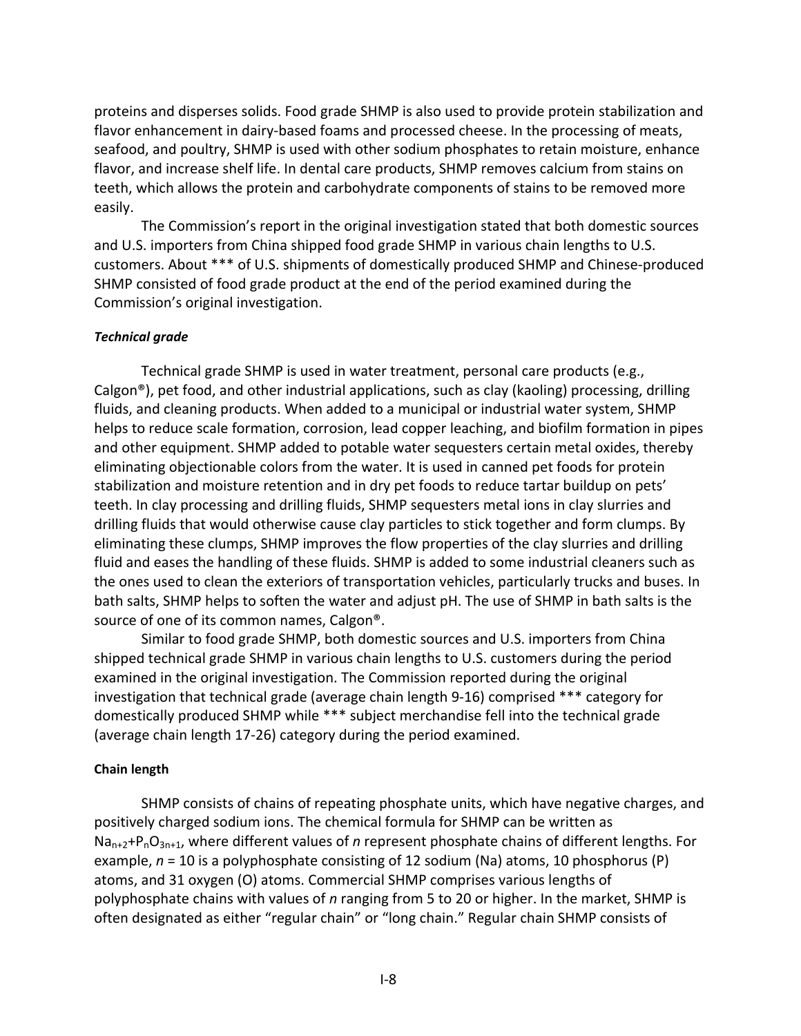proteins and disperses solids. Food grade SHMP is also used to provide protein stabilization and flavor enhancement in dairy-based foams and processed cheese. In the processing of meats, seafood, and poultry, SHMP is used with other sodium phosphates to retain moisture, enhance flavor, and increase shelf life. In dental care products, SHMP removes calcium from stains on teeth, which allows the protein and carbohydrate components of stains to be removed more easily.

The Commission's report in the original investigation stated that both domestic sources and U.S. importers from China shipped food grade SHMP in various chain lengths to U.S. customers. About *** of U.S. shipments of domestically produced SHMP and Chinese-produced SHMP consisted of food grade product at the end of the period examined during the Commission's original investigation.

#### *Technical grade*

Technical grade SHMP is used in water treatment, personal care products (e.g., Calgon®), pet food, and other industrial applications, such as clay (kaoling) processing, drilling fluids, and cleaning products. When added to a municipal or industrial water system, SHMP helps to reduce scale formation, corrosion, lead copper leaching, and biofilm formation in pipes and other equipment. SHMP added to potable water sequesters certain metal oxides, thereby eliminating objectionable colors from the water. It is used in canned pet foods for protein stabilization and moisture retention and in dry pet foods to reduce tartar buildup on pets' teeth. In clay processing and drilling fluids, SHMP sequesters metal ions in clay slurries and drilling fluids that would otherwise cause clay particles to stick together and form clumps. By eliminating these clumps, SHMP improves the flow properties of the clay slurries and drilling fluid and eases the handling of these fluids. SHMP is added to some industrial cleaners such as the ones used to clean the exteriors of transportation vehicles, particularly trucks and buses. In bath salts, SHMP helps to soften the water and adjust pH. The use of SHMP in bath salts is the source of one of its common names, Calgon®.

Similar to food grade SHMP, both domestic sources and U.S. importers from China shipped technical grade SHMP in various chain lengths to U.S. customers during the period examined in the original investigation. The Commission reported during the original investigation that technical grade (average chain length 9-16) comprised *** category for domestically produced SHMP while *** subject merchandise fell into the technical grade (average chain length 17-26) category during the period examined.

#### **Chain length**

SHMP consists of chains of repeating phosphate units, which have negative charges, and positively charged sodium ions. The chemical formula for SHMP can be written as $Na_{n+2}+P_nO_{3n+1}$, where different values of *n* represent phosphate chains of different lengths. For example, $n = 10$ is a polyphosphate consisting of 12 sodium (Na) atoms, 10 phosphorus (P) atoms, and 31 oxygen (O) atoms. Commercial SHMP comprises various lengths of polyphosphate chains with values of *n* ranging from 5 to 20 or higher. In the market, SHMP is often designated as either "regular chain" or "long chain." Regular chain SHMP consists of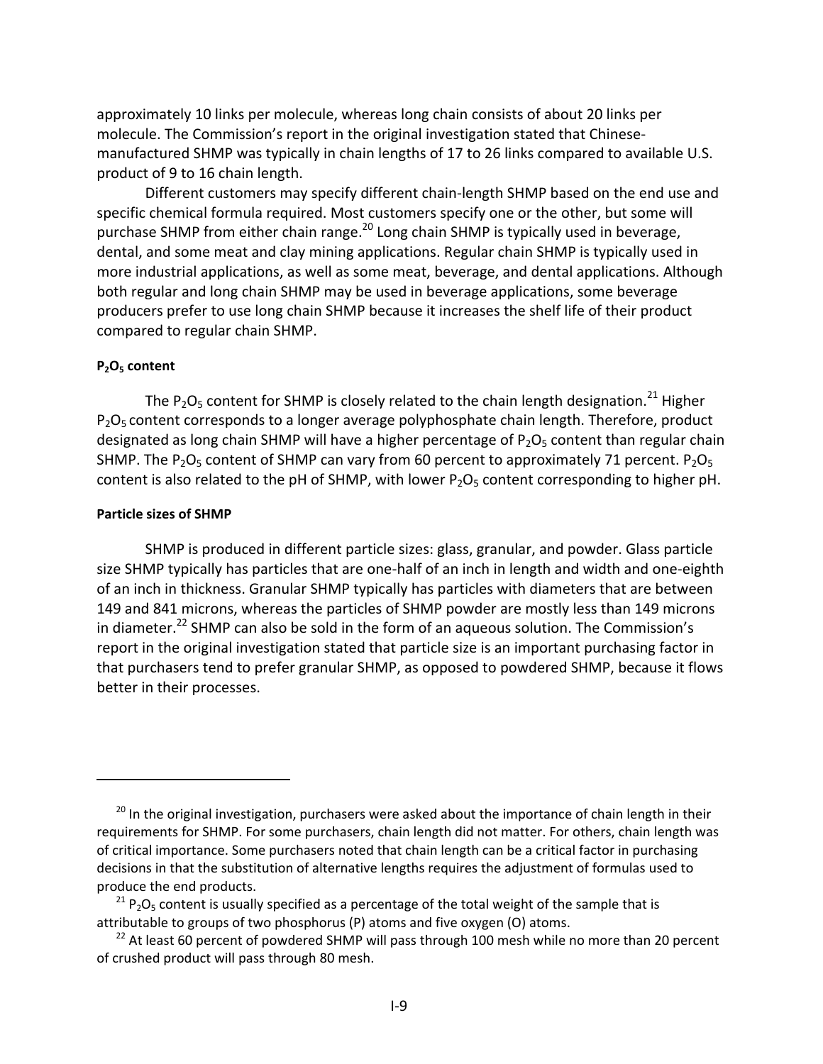approximately 10 links per molecule, whereas long chain consists of about 20 links per molecule. The Commission's report in the original investigation stated that Chinese-manufactured SHMP was typically in chain lengths of 17 to 26 links compared to available U.S. product of 9 to 16 chain length.

Different customers may specify different chain-length SHMP based on the end use and specific chemical formula required. Most customers specify one or the other, but some will purchase SHMP from either chain range.[20] Long chain SHMP is typically used in beverage, dental, and some meat and clay mining applications. Regular chain SHMP is typically used in more industrial applications, as well as some meat, beverage, and dental applications. Although both regular and long chain SHMP may be used in beverage applications, some beverage producers prefer to use long chain SHMP because it increases the shelf life of their product compared to regular chain SHMP.

#### $P_2O_5$ content

The $P_2O_5$ content for SHMP is closely related to the chain length designation.[21] Higher $P_2O_5$ content corresponds to a longer average polyphosphate chain length. Therefore, product designated as long chain SHMP will have a higher percentage of $P_2O_5$ content than regular chain SHMP. The $P_2O_5$ content of SHMP can vary from 60 percent to approximately 71 percent. $P_2O_5$ content is also related to the pH of SHMP, with lower $P_2O_5$ content corresponding to higher pH.

#### Particle sizes of SHMP

SHMP is produced in different particle sizes: glass, granular, and powder. Glass particle size SHMP typically has particles that are one-half of an inch in length and width and one-eighth of an inch in thickness. Granular SHMP typically has particles with diameters that are between 149 and 841 microns, whereas the particles of SHMP powder are mostly less than 149 microns in diameter.[22] SHMP can also be sold in the form of an aqueous solution. The Commission's report in the original investigation stated that particle size is an important purchasing factor in that purchasers tend to prefer granular SHMP, as opposed to powdered SHMP, because it flows better in their processes.

---

[20] In the original investigation, purchasers were asked about the importance of chain length in their requirements for SHMP. For some purchasers, chain length did not matter. For others, chain length was of critical importance. Some purchasers noted that chain length can be a critical factor in purchasing decisions in that the substitution of alternative lengths requires the adjustment of formulas used to produce the end products.

[21] $P_2O_5$ content is usually specified as a percentage of the total weight of the sample that is attributable to groups of two phosphorus (P) atoms and five oxygen (O) atoms.

[22] At least 60 percent of powdered SHMP will pass through 100 mesh while no more than 20 percent of crushed product will pass through 80 mesh.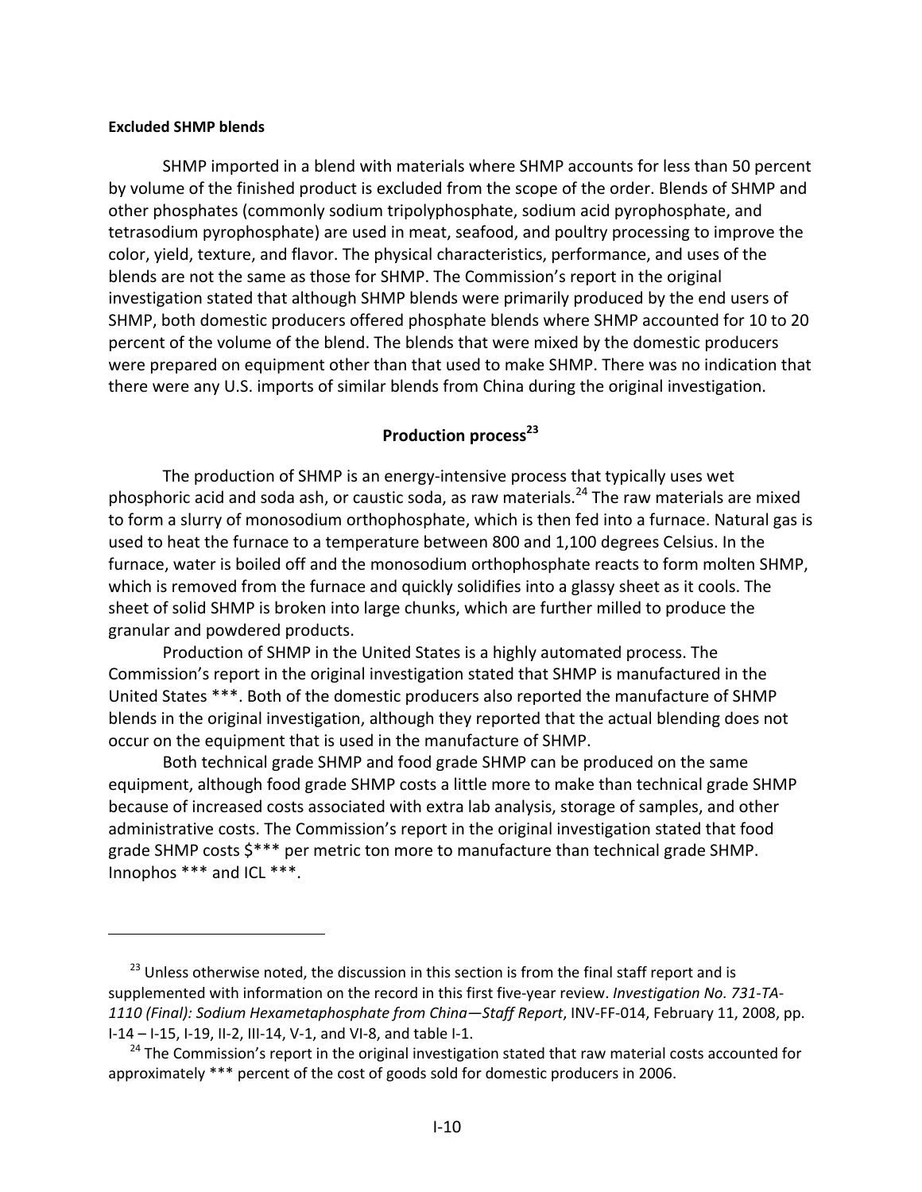**Excluded SHMP blends**

SHMP imported in a blend with materials where SHMP accounts for less than 50 percent by volume of the finished product is excluded from the scope of the order. Blends of SHMP and other phosphates (commonly sodium tripolyphosphate, sodium acid pyrophosphate, and tetrasodium pyrophosphate) are used in meat, seafood, and poultry processing to improve the color, yield, texture, and flavor. The physical characteristics, performance, and uses of the blends are not the same as those for SHMP. The Commission's report in the original investigation stated that although SHMP blends were primarily produced by the end users of SHMP, both domestic producers offered phosphate blends where SHMP accounted for 10 to 20 percent of the volume of the blend. The blends that were mixed by the domestic producers were prepared on equipment other than that used to make SHMP. There was no indication that there were any U.S. imports of similar blends from China during the original investigation.

## Production process[23]

The production of SHMP is an energy-intensive process that typically uses wet phosphoric acid and soda ash, or caustic soda, as raw materials.[24] The raw materials are mixed to form a slurry of monosodium orthophosphate, which is then fed into a furnace. Natural gas is used to heat the furnace to a temperature between 800 and 1,100 degrees Celsius. In the furnace, water is boiled off and the monosodium orthophosphate reacts to form molten SHMP, which is removed from the furnace and quickly solidifies into a glassy sheet as it cools. The sheet of solid SHMP is broken into large chunks, which are further milled to produce the granular and powdered products.

Production of SHMP in the United States is a highly automated process. The Commission's report in the original investigation stated that SHMP is manufactured in the United States ***. Both of the domestic producers also reported the manufacture of SHMP blends in the original investigation, although they reported that the actual blending does not occur on the equipment that is used in the manufacture of SHMP.

Both technical grade SHMP and food grade SHMP can be produced on the same equipment, although food grade SHMP costs a little more to make than technical grade SHMP because of increased costs associated with extra lab analysis, storage of samples, and other administrative costs. The Commission's report in the original investigation stated that food grade SHMP costs $*** per metric ton more to manufacture than technical grade SHMP. Innophos *** and ICL ***.

---

[23] Unless otherwise noted, the discussion in this section is from the final staff report and is supplemented with information on the record in this first five-year review. *Investigation No. 731-TA-1110 (Final): Sodium Hexametaphosphate from China—Staff Report*, INV-FF-014, February 11, 2008, pp. I-14 – I-15, I-19, II-2, III-14, V-1, and VI-8, and table I-1.

[24] The Commission's report in the original investigation stated that raw material costs accounted for approximately *** percent of the cost of goods sold for domestic producers in 2006.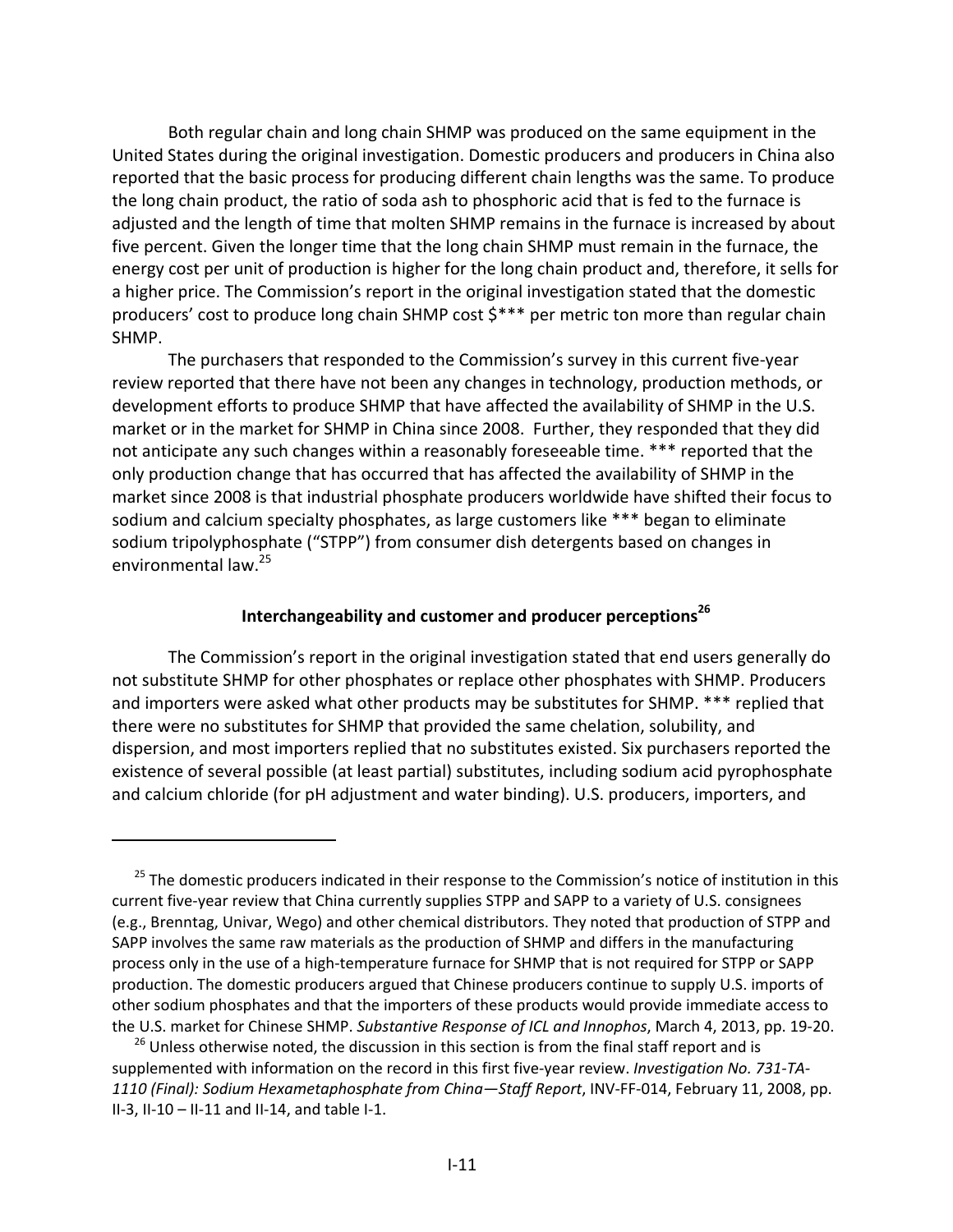Both regular chain and long chain SHMP was produced on the same equipment in the United States during the original investigation. Domestic producers and producers in China also reported that the basic process for producing different chain lengths was the same. To produce the long chain product, the ratio of soda ash to phosphoric acid that is fed to the furnace is adjusted and the length of time that molten SHMP remains in the furnace is increased by about five percent. Given the longer time that the long chain SHMP must remain in the furnace, the energy cost per unit of production is higher for the long chain product and, therefore, it sells for a higher price. The Commission's report in the original investigation stated that the domestic producers' cost to produce long chain SHMP cost $*** per metric ton more than regular chain SHMP.

The purchasers that responded to the Commission's survey in this current five-year review reported that there have not been any changes in technology, production methods, or development efforts to produce SHMP that have affected the availability of SHMP in the U.S. market or in the market for SHMP in China since 2008. Further, they responded that they did not anticipate any such changes within a reasonably foreseeable time. *** reported that the only production change that has occurred that has affected the availability of SHMP in the market since 2008 is that industrial phosphate producers worldwide have shifted their focus to sodium and calcium specialty phosphates, as large customers like *** began to eliminate sodium tripolyphosphate ("STPP") from consumer dish detergents based on changes in environmental law.[25]

### Interchangeability and customer and producer perceptions[26]

The Commission's report in the original investigation stated that end users generally do not substitute SHMP for other phosphates or replace other phosphates with SHMP. Producers and importers were asked what other products may be substitutes for SHMP. *** replied that there were no substitutes for SHMP that provided the same chelation, solubility, and dispersion, and most importers replied that no substitutes existed. Six purchasers reported the existence of several possible (at least partial) substitutes, including sodium acid pyrophosphate and calcium chloride (for pH adjustment and water binding). U.S. producers, importers, and

---

[25] The domestic producers indicated in their response to the Commission's notice of institution in this current five-year review that China currently supplies STPP and SAPP to a variety of U.S. consignees (e.g., Brenntag, Univar, Wego) and other chemical distributors. They noted that production of STPP and SAPP involves the same raw materials as the production of SHMP and differs in the manufacturing process only in the use of a high-temperature furnace for SHMP that is not required for STPP or SAPP production. The domestic producers argued that Chinese producers continue to supply U.S. imports of other sodium phosphates and that the importers of these products would provide immediate access to the U.S. market for Chinese SHMP. *Substantive Response of ICL and Innophos*, March 4, 2013, pp. 19-20.

[26] Unless otherwise noted, the discussion in this section is from the final staff report and is supplemented with information on the record in this first five-year review. *Investigation No. 731-TA-1110 (Final): Sodium Hexametaphosphate from China—Staff Report*, INV-FF-014, February 11, 2008, pp. II-3, II-10 – II-11 and II-14, and table I-1.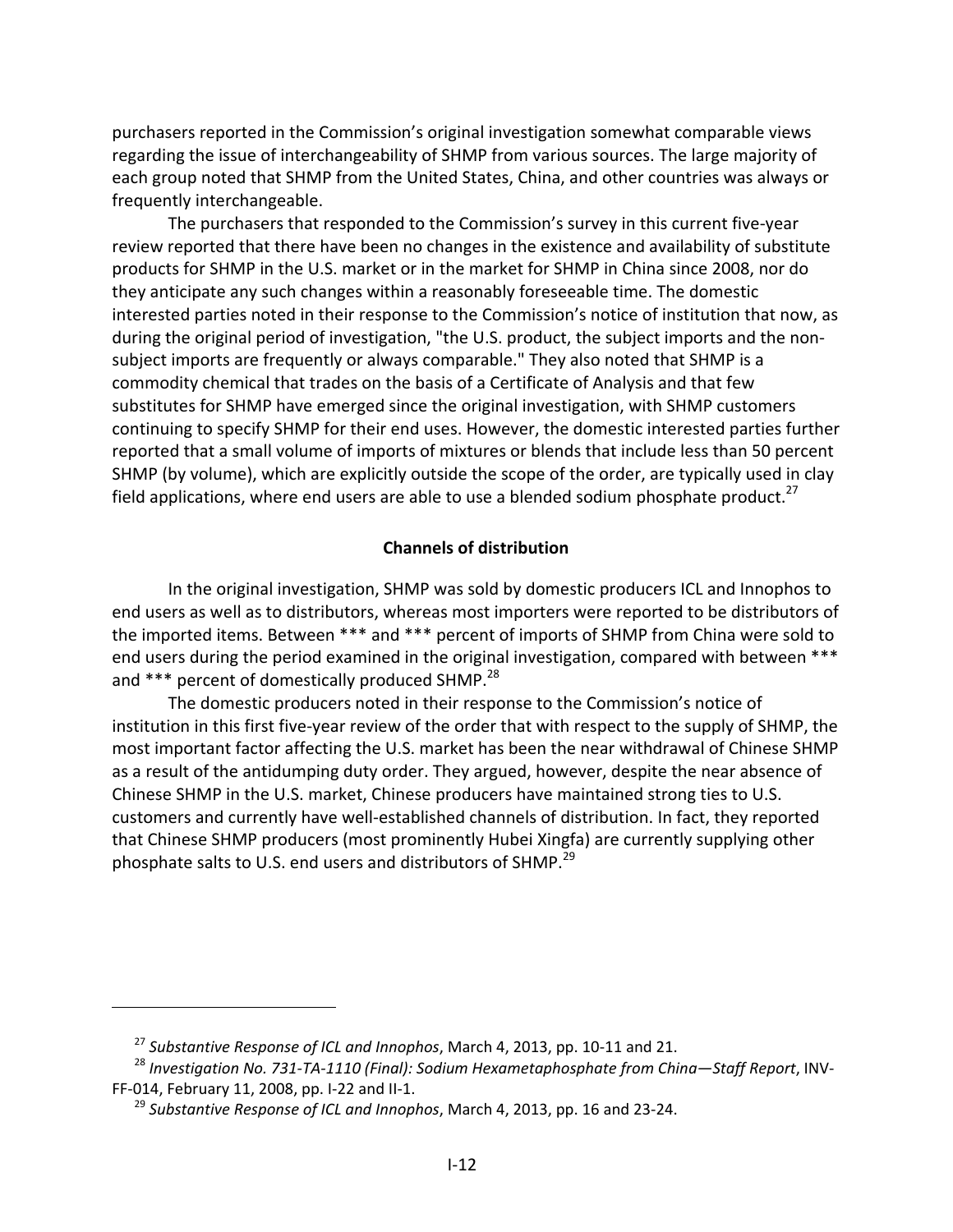purchasers reported in the Commission's original investigation somewhat comparable views regarding the issue of interchangeability of SHMP from various sources. The large majority of each group noted that SHMP from the United States, China, and other countries was always or frequently interchangeable.

The purchasers that responded to the Commission's survey in this current five-year review reported that there have been no changes in the existence and availability of substitute products for SHMP in the U.S. market or in the market for SHMP in China since 2008, nor do they anticipate any such changes within a reasonably foreseeable time. The domestic interested parties noted in their response to the Commission's notice of institution that now, as during the original period of investigation, "the U.S. product, the subject imports and the non-subject imports are frequently or always comparable." They also noted that SHMP is a commodity chemical that trades on the basis of a Certificate of Analysis and that few substitutes for SHMP have emerged since the original investigation, with SHMP customers continuing to specify SHMP for their end uses. However, the domestic interested parties further reported that a small volume of imports of mixtures or blends that include less than 50 percent SHMP (by volume), which are explicitly outside the scope of the order, are typically used in clay field applications, where end users are able to use a blended sodium phosphate product.[27]

### Channels of distribution

In the original investigation, SHMP was sold by domestic producers ICL and Innophos to end users as well as to distributors, whereas most importers were reported to be distributors of the imported items. Between *** and *** percent of imports of SHMP from China were sold to end users during the period examined in the original investigation, compared with between *** and *** percent of domestically produced SHMP.[28]

The domestic producers noted in their response to the Commission's notice of institution in this first five-year review of the order that with respect to the supply of SHMP, the most important factor affecting the U.S. market has been the near withdrawal of Chinese SHMP as a result of the antidumping duty order. They argued, however, despite the near absence of Chinese SHMP in the U.S. market, Chinese producers have maintained strong ties to U.S. customers and currently have well-established channels of distribution. In fact, they reported that Chinese SHMP producers (most prominently Hubei Xingfa) are currently supplying other phosphate salts to U.S. end users and distributors of SHMP.[29]

---

[27] *Substantive Response of ICL and Innophos*, March 4, 2013, pp. 10-11 and 21.

[28] *Investigation No. 731-TA-1110 (Final): Sodium Hexametaphosphate from China—Staff Report*, INV-FF-014, February 11, 2008, pp. I-22 and II-1.

[29] *Substantive Response of ICL and Innophos*, March 4, 2013, pp. 16 and 23-24.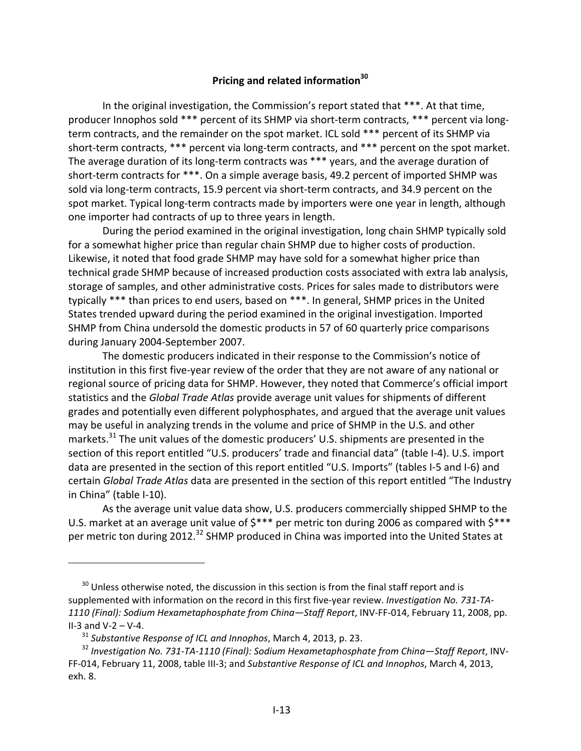**Pricing and related information**[30]

In the original investigation, the Commission's report stated that ***. At that time, producer Innophos sold *** percent of its SHMP via short-term contracts, *** percent via long-term contracts, and the remainder on the spot market. ICL sold *** percent of its SHMP via short-term contracts, *** percent via long-term contracts, and *** percent on the spot market. The average duration of its long-term contracts was *** years, and the average duration of short-term contracts for ***. On a simple average basis, 49.2 percent of imported SHMP was sold via long-term contracts, 15.9 percent via short-term contracts, and 34.9 percent on the spot market. Typical long-term contracts made by importers were one year in length, although one importer had contracts of up to three years in length.

During the period examined in the original investigation, long chain SHMP typically sold for a somewhat higher price than regular chain SHMP due to higher costs of production. Likewise, it noted that food grade SHMP may have sold for a somewhat higher price than technical grade SHMP because of increased production costs associated with extra lab analysis, storage of samples, and other administrative costs. Prices for sales made to distributors were typically *** than prices to end users, based on ***. In general, SHMP prices in the United States trended upward during the period examined in the original investigation. Imported SHMP from China undersold the domestic products in 57 of 60 quarterly price comparisons during January 2004-September 2007.

The domestic producers indicated in their response to the Commission's notice of institution in this first five-year review of the order that they are not aware of any national or regional source of pricing data for SHMP. However, they noted that Commerce's official import statistics and the *Global Trade Atlas* provide average unit values for shipments of different grades and potentially even different polyphosphates, and argued that the average unit values may be useful in analyzing trends in the volume and price of SHMP in the U.S. and other markets.[31] The unit values of the domestic producers' U.S. shipments are presented in the section of this report entitled "U.S. producers' trade and financial data" (table I-4). U.S. import data are presented in the section of this report entitled "U.S. Imports" (tables I-5 and I-6) and certain *Global Trade Atlas* data are presented in the section of this report entitled "The Industry in China" (table I-10).

As the average unit value data show, U.S. producers commercially shipped SHMP to the U.S. market at an average unit value of $*** per metric ton during 2006 as compared with $*** per metric ton during 2012.[32] SHMP produced in China was imported into the United States at

---

[30] Unless otherwise noted, the discussion in this section is from the final staff report and is supplemented with information on the record in this first five-year review. *Investigation No. 731-TA-1110 (Final): Sodium Hexametaphosphate from China—Staff Report*, INV-FF-014, February 11, 2008, pp. II-3 and V-2 – V-4.

[31] *Substantive Response of ICL and Innophos*, March 4, 2013, p. 23.

[32] *Investigation No. 731-TA-1110 (Final): Sodium Hexametaphosphate from China—Staff Report*, INV-FF-014, February 11, 2008, table III-3; and *Substantive Response of ICL and Innophos*, March 4, 2013, exh. 8.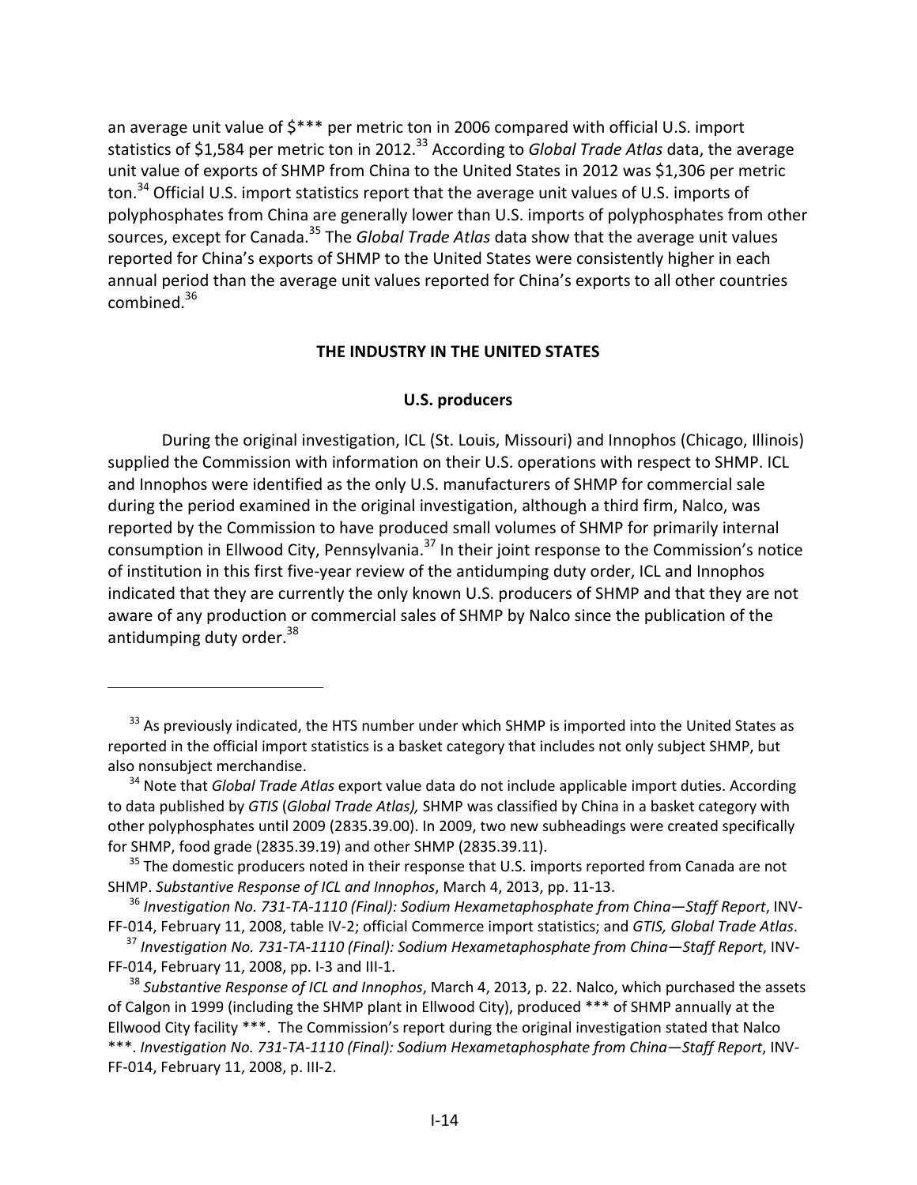an average unit value of $*** per metric ton in 2006 compared with official U.S. import statistics of $1,584 per metric ton in 2012.[33] According to *Global Trade Atlas* data, the average unit value of exports of SHMP from China to the United States in 2012 was $1,306 per metric ton.[34] Official U.S. import statistics report that the average unit values of U.S. imports of polyphosphates from China are generally lower than U.S. imports of polyphosphates from other sources, except for Canada.[35] The *Global Trade Atlas* data show that the average unit values reported for China's exports of SHMP to the United States were consistently higher in each annual period than the average unit values reported for China's exports to all other countries combined.[36]

## THE INDUSTRY IN THE UNITED STATES

### U.S. producers

During the original investigation, ICL (St. Louis, Missouri) and Innophos (Chicago, Illinois) supplied the Commission with information on their U.S. operations with respect to SHMP. ICL and Innophos were identified as the only U.S. manufacturers of SHMP for commercial sale during the period examined in the original investigation, although a third firm, Nalco, was reported by the Commission to have produced small volumes of SHMP for primarily internal consumption in Ellwood City, Pennsylvania.[37] In their joint response to the Commission's notice of institution in this first five-year review of the antidumping duty order, ICL and Innophos indicated that they are currently the only known U.S. producers of SHMP and that they are not aware of any production or commercial sales of SHMP by Nalco since the publication of the antidumping duty order.[38]

---

[33] As previously indicated, the HTS number under which SHMP is imported into the United States as reported in the official import statistics is a basket category that includes not only subject SHMP, but also nonsubject merchandise.

[34] Note that *Global Trade Atlas* export value data do not include applicable import duties. According to data published by *GTIS* (*Global Trade Atlas),* SHMP was classified by China in a basket category with other polyphosphates until 2009 (2835.39.00). In 2009, two new subheadings were created specifically for SHMP, food grade (2835.39.19) and other SHMP (2835.39.11).

[35] The domestic producers noted in their response that U.S. imports reported from Canada are not SHMP. *Substantive Response of ICL and Innophos*, March 4, 2013, pp. 11-13.

[36] *Investigation No. 731-TA-1110 (Final): Sodium Hexametaphosphate from China—Staff Report*, INV-FF-014, February 11, 2008, table IV-2; official Commerce import statistics; and *GTIS, Global Trade Atlas*.

[37] *Investigation No. 731-TA-1110 (Final): Sodium Hexametaphosphate from China—Staff Report*, INV-FF-014, February 11, 2008, pp. I-3 and III-1.

[38] *Substantive Response of ICL and Innophos*, March 4, 2013, p. 22. Nalco, which purchased the assets of Calgon in 1999 (including the SHMP plant in Ellwood City), produced *** of SHMP annually at the Ellwood City facility ***. The Commission's report during the original investigation stated that Nalco ***. *Investigation No. 731-TA-1110 (Final): Sodium Hexametaphosphate from China—Staff Report*, INV-FF-014, February 11, 2008, p. III-2.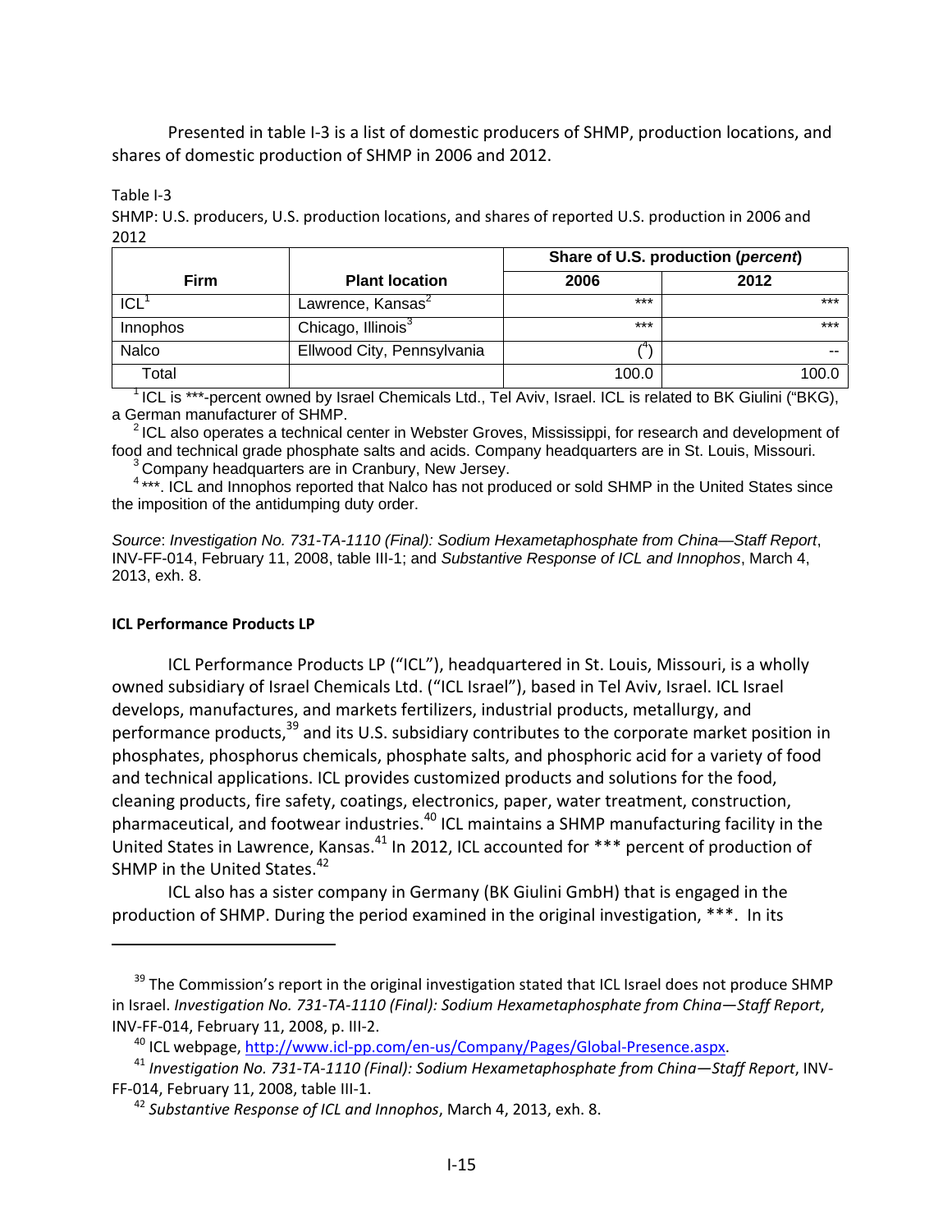Presented in table I-3 is a list of domestic producers of SHMP, production locations, and shares of domestic production of SHMP in 2006 and 2012.

Table I-3
SHMP: U.S. producers, U.S. production locations, and shares of reported U.S. production in 2006 and 2012

| Firm | Plant location | Share of U.S. production (*percent*) | |
|---|---|---|---|
| | | 2006 | 2012 |
| ICL[1] | Lawrence, Kansas[2] | *** | *** |
| Innophos | Chicago, Illinois[3] | *** | *** |
| Nalco | Ellwood City, Pennsylvania | ([4]) | -- |
| Total | | 100.0 | 100.0 |

[1] ICL is ***-percent owned by Israel Chemicals Ltd., Tel Aviv, Israel. ICL is related to BK Giulini ("BKG), a German manufacturer of SHMP.
[2] ICL also operates a technical center in Webster Groves, Mississippi, for research and development of food and technical grade phosphate salts and acids. Company headquarters are in St. Louis, Missouri.
[3] Company headquarters are in Cranbury, New Jersey.
[4] ***. ICL and Innophos reported that Nalco has not produced or sold SHMP in the United States since the imposition of the antidumping duty order.

*Source*: *Investigation No. 731-TA-1110 (Final): Sodium Hexametaphosphate from China—Staff Report*, INV-FF-014, February 11, 2008, table III-1; and *Substantive Response of ICL and Innophos*, March 4, 2013, exh. 8.

**ICL Performance Products LP**

ICL Performance Products LP ("ICL"), headquartered in St. Louis, Missouri, is a wholly owned subsidiary of Israel Chemicals Ltd. ("ICL Israel"), based in Tel Aviv, Israel. ICL Israel develops, manufactures, and markets fertilizers, industrial products, metallurgy, and performance products,[39] and its U.S. subsidiary contributes to the corporate market position in phosphates, phosphorus chemicals, phosphate salts, and phosphoric acid for a variety of food and technical applications. ICL provides customized products and solutions for the food, cleaning products, fire safety, coatings, electronics, paper, water treatment, construction, pharmaceutical, and footwear industries.[40] ICL maintains a SHMP manufacturing facility in the United States in Lawrence, Kansas.[41] In 2012, ICL accounted for *** percent of production of SHMP in the United States.[42]

ICL also has a sister company in Germany (BK Giulini GmbH) that is engaged in the production of SHMP. During the period examined in the original investigation, ***. In its

[39] The Commission's report in the original investigation stated that ICL Israel does not produce SHMP in Israel. *Investigation No. 731-TA-1110 (Final): Sodium Hexametaphosphate from China—Staff Report*, INV-FF-014, February 11, 2008, p. III-2.

[40] ICL webpage, http://www.icl-pp.com/en-us/Company/Pages/Global-Presence.aspx.

[41] *Investigation No. 731-TA-1110 (Final): Sodium Hexametaphosphate from China—Staff Report*, INV-FF-014, February 11, 2008, table III-1.

[42] *Substantive Response of ICL and Innophos*, March 4, 2013, exh. 8.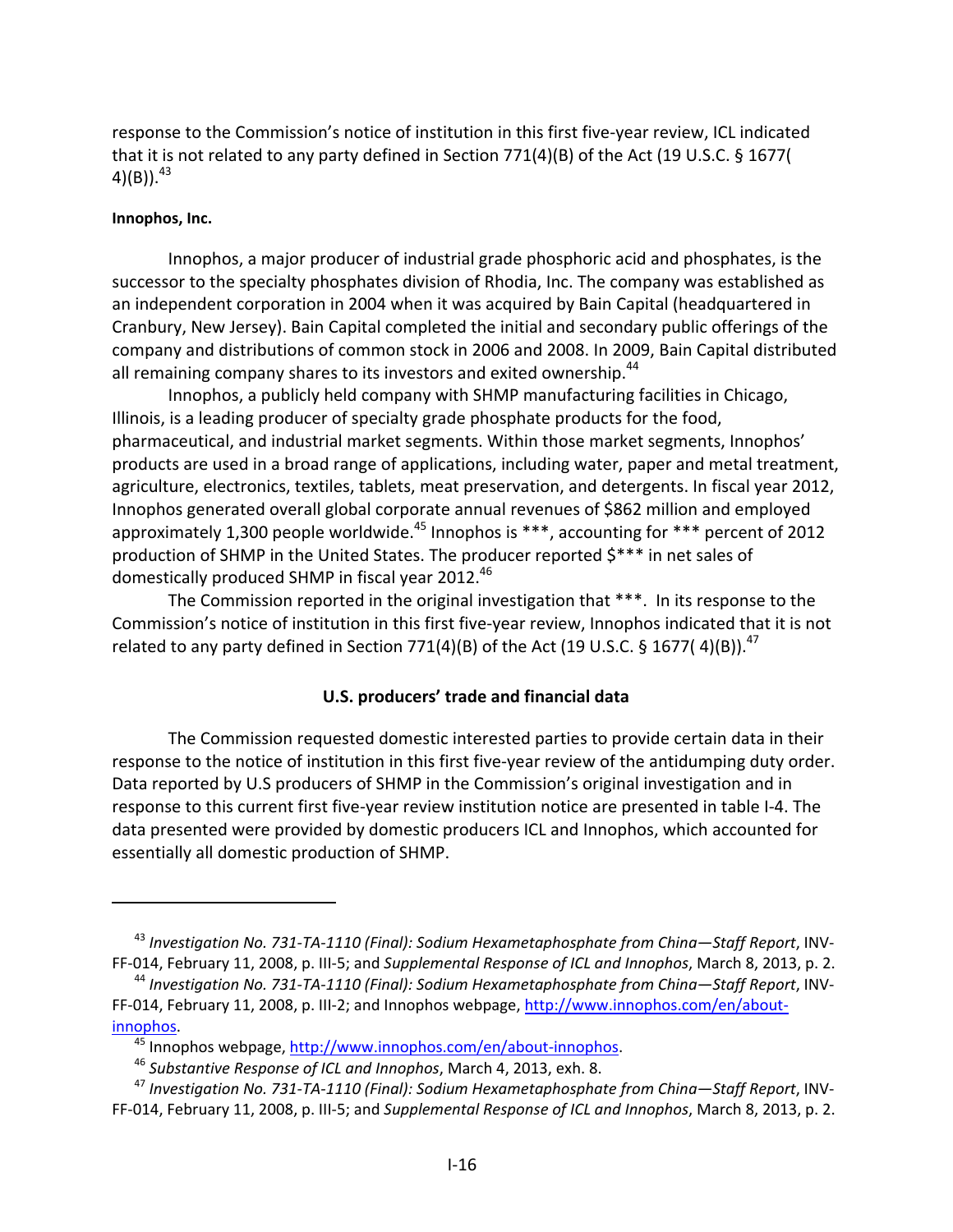response to the Commission's notice of institution in this first five-year review, ICL indicated that it is not related to any party defined in Section 771(4)(B) of the Act (19 U.S.C. § 1677( 4)(B)).[43]

**Innophos, Inc.**

Innophos, a major producer of industrial grade phosphoric acid and phosphates, is the successor to the specialty phosphates division of Rhodia, Inc. The company was established as an independent corporation in 2004 when it was acquired by Bain Capital (headquartered in Cranbury, New Jersey). Bain Capital completed the initial and secondary public offerings of the company and distributions of common stock in 2006 and 2008. In 2009, Bain Capital distributed all remaining company shares to its investors and exited ownership.[44]

Innophos, a publicly held company with SHMP manufacturing facilities in Chicago, Illinois, is a leading producer of specialty grade phosphate products for the food, pharmaceutical, and industrial market segments. Within those market segments, Innophos' products are used in a broad range of applications, including water, paper and metal treatment, agriculture, electronics, textiles, tablets, meat preservation, and detergents. In fiscal year 2012, Innophos generated overall global corporate annual revenues of $862 million and employed approximately 1,300 people worldwide.[45] Innophos is ***, accounting for *** percent of 2012 production of SHMP in the United States. The producer reported $*** in net sales of domestically produced SHMP in fiscal year 2012.[46]

The Commission reported in the original investigation that ***. In its response to the Commission's notice of institution in this first five-year review, Innophos indicated that it is not related to any party defined in Section 771(4)(B) of the Act (19 U.S.C. § 1677( 4)(B)).[47]

### U.S. producers' trade and financial data

The Commission requested domestic interested parties to provide certain data in their response to the notice of institution in this first five-year review of the antidumping duty order. Data reported by U.S producers of SHMP in the Commission's original investigation and in response to this current first five-year review institution notice are presented in table I-4. The data presented were provided by domestic producers ICL and Innophos, which accounted for essentially all domestic production of SHMP.

---

[43] *Investigation No. 731-TA-1110 (Final): Sodium Hexametaphosphate from China—Staff Report*, INV-FF-014, February 11, 2008, p. III-5; and *Supplemental Response of ICL and Innophos*, March 8, 2013, p. 2.

[44] *Investigation No. 731-TA-1110 (Final): Sodium Hexametaphosphate from China—Staff Report*, INV-FF-014, February 11, 2008, p. III-2; and Innophos webpage, http://www.innophos.com/en/about-innophos.

[45] Innophos webpage, http://www.innophos.com/en/about-innophos.

[46] *Substantive Response of ICL and Innophos*, March 4, 2013, exh. 8.

[47] *Investigation No. 731-TA-1110 (Final): Sodium Hexametaphosphate from China—Staff Report*, INV-FF-014, February 11, 2008, p. III-5; and *Supplemental Response of ICL and Innophos*, March 8, 2013, p. 2.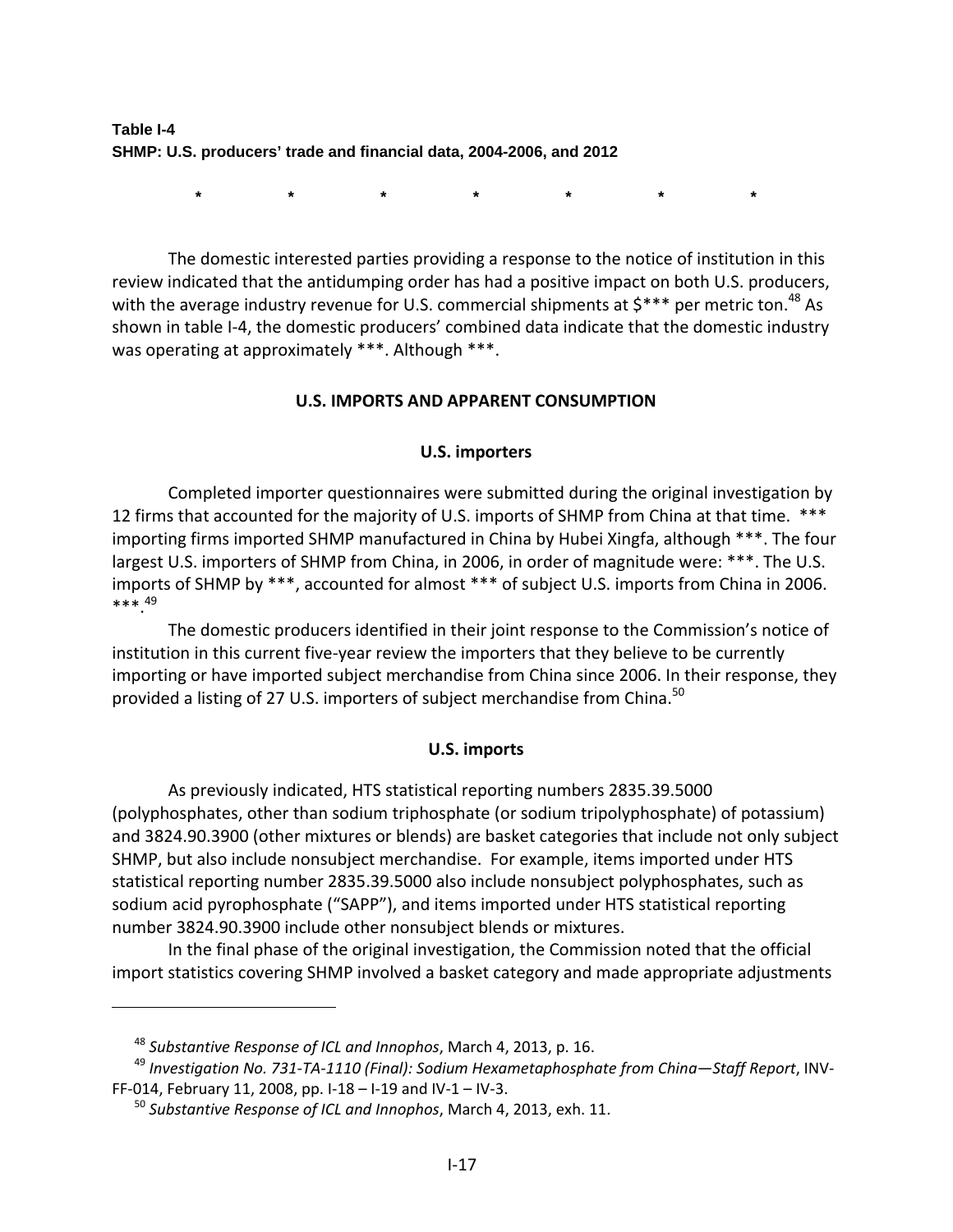**Table I-4**
**SHMP: U.S. producers' trade and financial data, 2004-2006, and 2012**

\* \* \* \* \* \* \*

The domestic interested parties providing a response to the notice of institution in this review indicated that the antidumping order has had a positive impact on both U.S. producers, with the average industry revenue for U.S. commercial shipments at $*** per metric ton.[48] As shown in table I-4, the domestic producers' combined data indicate that the domestic industry was operating at approximately ***. Although ***.

## U.S. IMPORTS AND APPARENT CONSUMPTION

### U.S. importers

Completed importer questionnaires were submitted during the original investigation by 12 firms that accounted for the majority of U.S. imports of SHMP from China at that time. *** importing firms imported SHMP manufactured in China by Hubei Xingfa, although ***. The four largest U.S. importers of SHMP from China, in 2006, in order of magnitude were: ***. The U.S. imports of SHMP by ***, accounted for almost *** of subject U.S. imports from China in 2006. ***.[49]

The domestic producers identified in their joint response to the Commission's notice of institution in this current five-year review the importers that they believe to be currently importing or have imported subject merchandise from China since 2006. In their response, they provided a listing of 27 U.S. importers of subject merchandise from China.[50]

### U.S. imports

As previously indicated, HTS statistical reporting numbers 2835.39.5000 (polyphosphates, other than sodium triphosphate (or sodium tripolyphosphate) of potassium) and 3824.90.3900 (other mixtures or blends) are basket categories that include not only subject SHMP, but also include nonsubject merchandise. For example, items imported under HTS statistical reporting number 2835.39.5000 also include nonsubject polyphosphates, such as sodium acid pyrophosphate ("SAPP"), and items imported under HTS statistical reporting number 3824.90.3900 include other nonsubject blends or mixtures.

In the final phase of the original investigation, the Commission noted that the official import statistics covering SHMP involved a basket category and made appropriate adjustments

---

[48] *Substantive Response of ICL and Innophos*, March 4, 2013, p. 16.

[49] *Investigation No. 731-TA-1110 (Final): Sodium Hexametaphosphate from China—Staff Report*, INV-FF-014, February 11, 2008, pp. I-18 – I-19 and IV-1 – IV-3.

[50] *Substantive Response of ICL and Innophos*, March 4, 2013, exh. 11.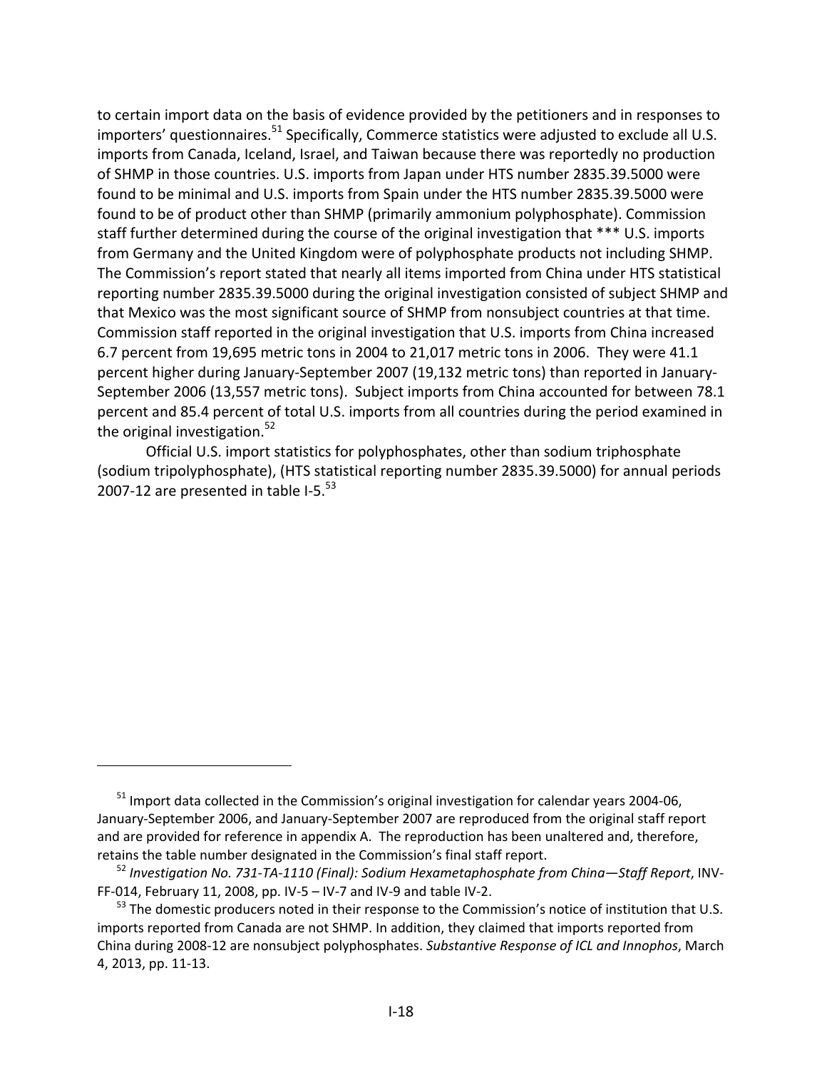to certain import data on the basis of evidence provided by the petitioners and in responses to importers' questionnaires.[51] Specifically, Commerce statistics were adjusted to exclude all U.S. imports from Canada, Iceland, Israel, and Taiwan because there was reportedly no production of SHMP in those countries. U.S. imports from Japan under HTS number 2835.39.5000 were found to be minimal and U.S. imports from Spain under the HTS number 2835.39.5000 were found to be of product other than SHMP (primarily ammonium polyphosphate). Commission staff further determined during the course of the original investigation that *** U.S. imports from Germany and the United Kingdom were of polyphosphate products not including SHMP. The Commission's report stated that nearly all items imported from China under HTS statistical reporting number 2835.39.5000 during the original investigation consisted of subject SHMP and that Mexico was the most significant source of SHMP from nonsubject countries at that time. Commission staff reported in the original investigation that U.S. imports from China increased 6.7 percent from 19,695 metric tons in 2004 to 21,017 metric tons in 2006. They were 41.1 percent higher during January-September 2007 (19,132 metric tons) than reported in January-September 2006 (13,557 metric tons). Subject imports from China accounted for between 78.1 percent and 85.4 percent of total U.S. imports from all countries during the period examined in the original investigation.[52]

Official U.S. import statistics for polyphosphates, other than sodium triphosphate (sodium tripolyphosphate), (HTS statistical reporting number 2835.39.5000) for annual periods 2007-12 are presented in table I-5.[53]

---

[51] Import data collected in the Commission's original investigation for calendar years 2004-06, January-September 2006, and January-September 2007 are reproduced from the original staff report and are provided for reference in appendix A. The reproduction has been unaltered and, therefore, retains the table number designated in the Commission's final staff report.

[52] *Investigation No. 731-TA-1110 (Final): Sodium Hexametaphosphate from China—Staff Report*, INV-FF-014, February 11, 2008, pp. IV-5 – IV-7 and IV-9 and table IV-2.

[53] The domestic producers noted in their response to the Commission's notice of institution that U.S. imports reported from Canada are not SHMP. In addition, they claimed that imports reported from China during 2008-12 are nonsubject polyphosphates. *Substantive Response of ICL and Innophos*, March 4, 2013, pp. 11-13.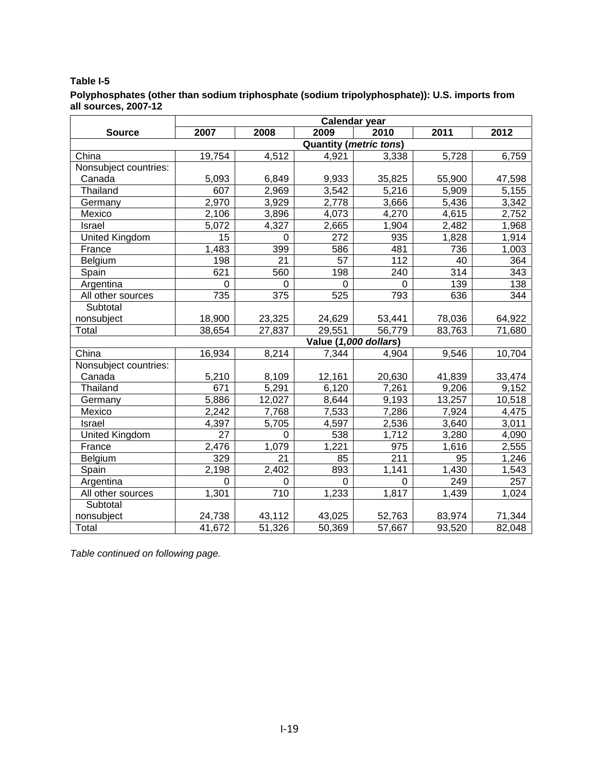**Table I-5**

**Polyphosphates (other than sodium triphosphate (sodium tripolyphosphate)): U.S. imports from all sources, 2007-12**

| Source | Calendar year | | | | | |
|---|---|---|---|---|---|---|
| | 2007 | 2008 | 2009 | 2010 | 2011 | 2012 |
| | **Quantity (*metric tons*)** | | | | | |
| China | 19,754 | 4,512 | 4,921 | 3,338 | 5,728 | 6,759 |
| Nonsubject countries: | | | | | | |
| Canada | 5,093 | 6,849 | 9,933 | 35,825 | 55,900 | 47,598 |
| Thailand | 607 | 2,969 | 3,542 | 5,216 | 5,909 | 5,155 |
| Germany | 2,970 | 3,929 | 2,778 | 3,666 | 5,436 | 3,342 |
| Mexico | 2,106 | 3,896 | 4,073 | 4,270 | 4,615 | 2,752 |
| Israel | 5,072 | 4,327 | 2,665 | 1,904 | 2,482 | 1,968 |
| United Kingdom | 15 | 0 | 272 | 935 | 1,828 | 1,914 |
| France | 1,483 | 399 | 586 | 481 | 736 | 1,003 |
| Belgium | 198 | 21 | 57 | 112 | 40 | 364 |
| Spain | 621 | 560 | 198 | 240 | 314 | 343 |
| Argentina | 0 | 0 | 0 | 0 | 139 | 138 |
| All other sources | 735 | 375 | 525 | 793 | 636 | 344 |
| Subtotal nonsubject | 18,900 | 23,325 | 24,629 | 53,441 | 78,036 | 64,922 |
| Total | 38,654 | 27,837 | 29,551 | 56,779 | 83,763 | 71,680 |
| | **Value (*1,000 dollars*)** | | | | | |
| China | 16,934 | 8,214 | 7,344 | 4,904 | 9,546 | 10,704 |
| Nonsubject countries: | | | | | | |
| Canada | 5,210 | 8,109 | 12,161 | 20,630 | 41,839 | 33,474 |
| Thailand | 671 | 5,291 | 6,120 | 7,261 | 9,206 | 9,152 |
| Germany | 5,886 | 12,027 | 8,644 | 9,193 | 13,257 | 10,518 |
| Mexico | 2,242 | 7,768 | 7,533 | 7,286 | 7,924 | 4,475 |
| Israel | 4,397 | 5,705 | 4,597 | 2,536 | 3,640 | 3,011 |
| United Kingdom | 27 | 0 | 538 | 1,712 | 3,280 | 4,090 |
| France | 2,476 | 1,079 | 1,221 | 975 | 1,616 | 2,555 |
| Belgium | 329 | 21 | 85 | 211 | 95 | 1,246 |
| Spain | 2,198 | 2,402 | 893 | 1,141 | 1,430 | 1,543 |
| Argentina | 0 | 0 | 0 | 0 | 249 | 257 |
| All other sources | 1,301 | 710 | 1,233 | 1,817 | 1,439 | 1,024 |
| Subtotal nonsubject | 24,738 | 43,112 | 43,025 | 52,763 | 83,974 | 71,344 |
| Total | 41,672 | 51,326 | 50,369 | 57,667 | 93,520 | 82,048 |

*Table continued on following page.*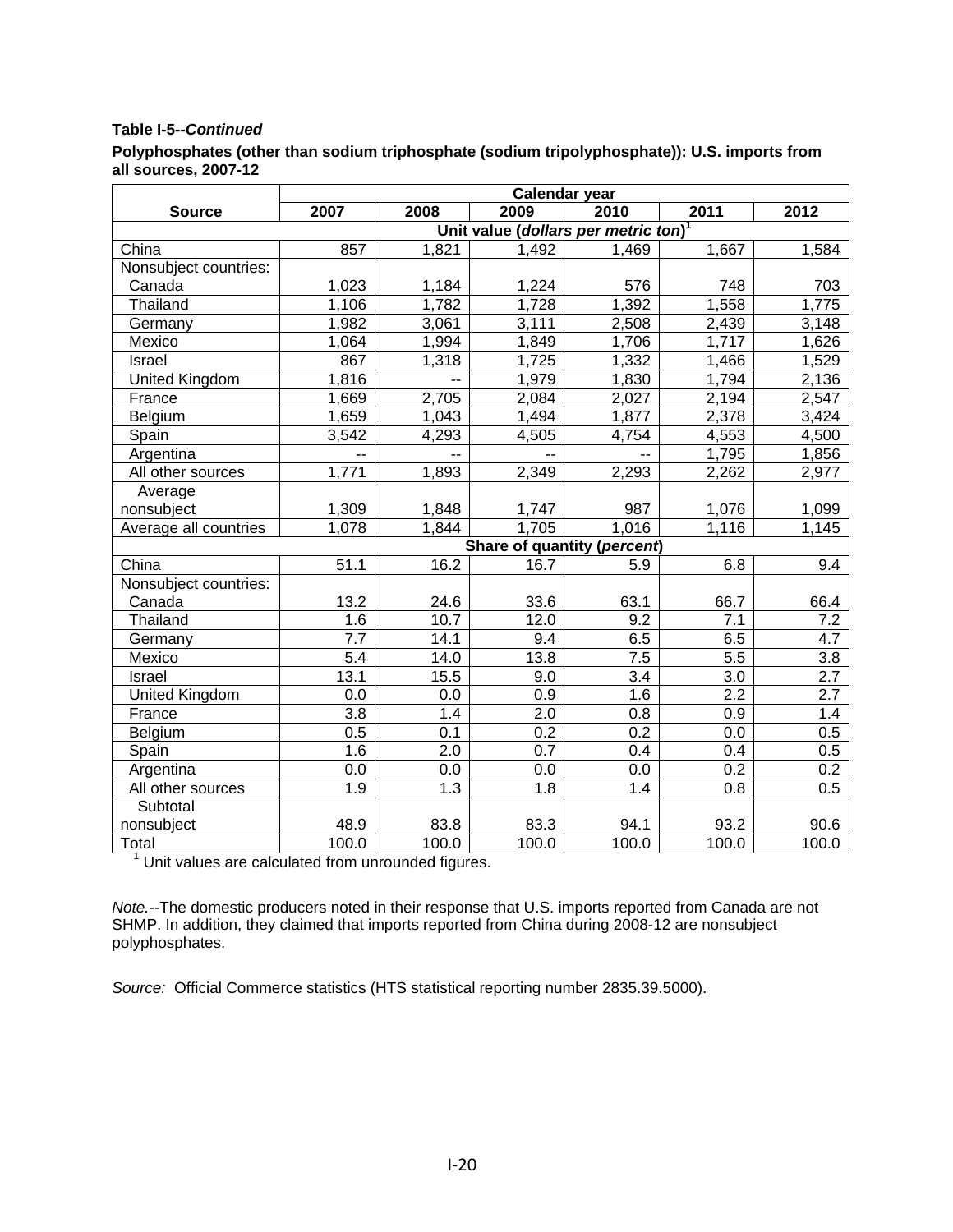**Table I-5--*Continued***

**Polyphosphates (other than sodium triphosphate (sodium tripolyphosphate)): U.S. imports from all sources, 2007-12**

| Source | Calendar year | | | | | |
|---|---|---|---|---|---|---|
| | 2007 | 2008 | 2009 | 2010 | 2011 | 2012 |
| | Unit value (*dollars per metric ton*)[1] | | | | | |
| China | 857 | 1,821 | 1,492 | 1,469 | 1,667 | 1,584 |
| Nonsubject countries: | | | | | | |
| Canada | 1,023 | 1,184 | 1,224 | 576 | 748 | 703 |
| Thailand | 1,106 | 1,782 | 1,728 | 1,392 | 1,558 | 1,775 |
| Germany | 1,982 | 3,061 | 3,111 | 2,508 | 2,439 | 3,148 |
| Mexico | 1,064 | 1,994 | 1,849 | 1,706 | 1,717 | 1,626 |
| Israel | 867 | 1,318 | 1,725 | 1,332 | 1,466 | 1,529 |
| United Kingdom | 1,816 | -- | 1,979 | 1,830 | 1,794 | 2,136 |
| France | 1,669 | 2,705 | 2,084 | 2,027 | 2,194 | 2,547 |
| Belgium | 1,659 | 1,043 | 1,494 | 1,877 | 2,378 | 3,424 |
| Spain | 3,542 | 4,293 | 4,505 | 4,754 | 4,553 | 4,500 |
| Argentina | -- | -- | -- | -- | 1,795 | 1,856 |
| All other sources | 1,771 | 1,893 | 2,349 | 2,293 | 2,262 | 2,977 |
| Average nonsubject | 1,309 | 1,848 | 1,747 | 987 | 1,076 | 1,099 |
| Average all countries | 1,078 | 1,844 | 1,705 | 1,016 | 1,116 | 1,145 |
| | Share of quantity (*percent*) | | | | | |
| China | 51.1 | 16.2 | 16.7 | 5.9 | 6.8 | 9.4 |
| Nonsubject countries: | | | | | | |
| Canada | 13.2 | 24.6 | 33.6 | 63.1 | 66.7 | 66.4 |
| Thailand | 1.6 | 10.7 | 12.0 | 9.2 | 7.1 | 7.2 |
| Germany | 7.7 | 14.1 | 9.4 | 6.5 | 6.5 | 4.7 |
| Mexico | 5.4 | 14.0 | 13.8 | 7.5 | 5.5 | 3.8 |
| Israel | 13.1 | 15.5 | 9.0 | 3.4 | 3.0 | 2.7 |
| United Kingdom | 0.0 | 0.0 | 0.9 | 1.6 | 2.2 | 2.7 |
| France | 3.8 | 1.4 | 2.0 | 0.8 | 0.9 | 1.4 |
| Belgium | 0.5 | 0.1 | 0.2 | 0.2 | 0.0 | 0.5 |
| Spain | 1.6 | 2.0 | 0.7 | 0.4 | 0.4 | 0.5 |
| Argentina | 0.0 | 0.0 | 0.0 | 0.0 | 0.2 | 0.2 |
| All other sources | 1.9 | 1.3 | 1.8 | 1.4 | 0.8 | 0.5 |
| Subtotal nonsubject | 48.9 | 83.8 | 83.3 | 94.1 | 93.2 | 90.6 |
| Total | 100.0 | 100.0 | 100.0 | 100.0 | 100.0 | 100.0 |

[1] Unit values are calculated from unrounded figures.

*Note.*--The domestic producers noted in their response that U.S. imports reported from Canada are not SHMP. In addition, they claimed that imports reported from China during 2008-12 are nonsubject polyphosphates.

*Source:* Official Commerce statistics (HTS statistical reporting number 2835.39.5000).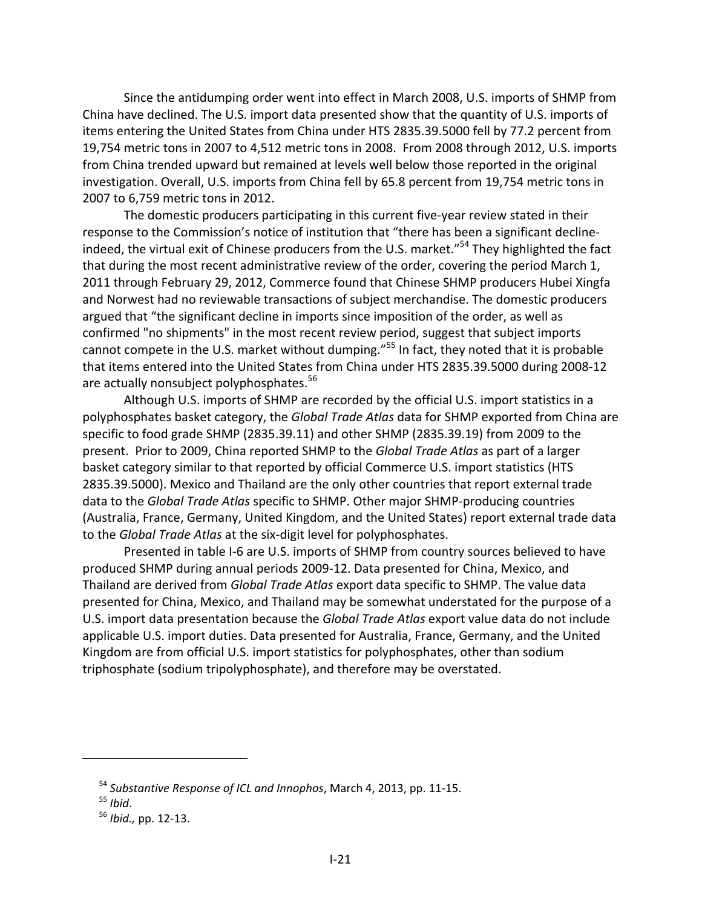Since the antidumping order went into effect in March 2008, U.S. imports of SHMP from China have declined. The U.S. import data presented show that the quantity of U.S. imports of items entering the United States from China under HTS 2835.39.5000 fell by 77.2 percent from 19,754 metric tons in 2007 to 4,512 metric tons in 2008. From 2008 through 2012, U.S. imports from China trended upward but remained at levels well below those reported in the original investigation. Overall, U.S. imports from China fell by 65.8 percent from 19,754 metric tons in 2007 to 6,759 metric tons in 2012.

The domestic producers participating in this current five-year review stated in their response to the Commission's notice of institution that "there has been a significant decline-indeed, the virtual exit of Chinese producers from the U.S. market."[54] They highlighted the fact that during the most recent administrative review of the order, covering the period March 1, 2011 through February 29, 2012, Commerce found that Chinese SHMP producers Hubei Xingfa and Norwest had no reviewable transactions of subject merchandise. The domestic producers argued that "the significant decline in imports since imposition of the order, as well as confirmed "no shipments" in the most recent review period, suggest that subject imports cannot compete in the U.S. market without dumping."[55] In fact, they noted that it is probable that items entered into the United States from China under HTS 2835.39.5000 during 2008-12 are actually nonsubject polyphosphates.[56]

Although U.S. imports of SHMP are recorded by the official U.S. import statistics in a polyphosphates basket category, the *Global Trade Atlas* data for SHMP exported from China are specific to food grade SHMP (2835.39.11) and other SHMP (2835.39.19) from 2009 to the present. Prior to 2009, China reported SHMP to the *Global Trade Atlas* as part of a larger basket category similar to that reported by official Commerce U.S. import statistics (HTS 2835.39.5000). Mexico and Thailand are the only other countries that report external trade data to the *Global Trade Atlas* specific to SHMP. Other major SHMP-producing countries (Australia, France, Germany, United Kingdom, and the United States) report external trade data to the *Global Trade Atlas* at the six-digit level for polyphosphates.

Presented in table I-6 are U.S. imports of SHMP from country sources believed to have produced SHMP during annual periods 2009-12. Data presented for China, Mexico, and Thailand are derived from *Global Trade Atlas* export data specific to SHMP. The value data presented for China, Mexico, and Thailand may be somewhat understated for the purpose of a U.S. import data presentation because the *Global Trade Atlas* export value data do not include applicable U.S. import duties. Data presented for Australia, France, Germany, and the United Kingdom are from official U.S. import statistics for polyphosphates, other than sodium triphosphate (sodium tripolyphosphate), and therefore may be overstated.

---

[54] *Substantive Response of ICL and Innophos*, March 4, 2013, pp. 11-15.

[55] *Ibid*.

[56] *Ibid.,* pp. 12-13.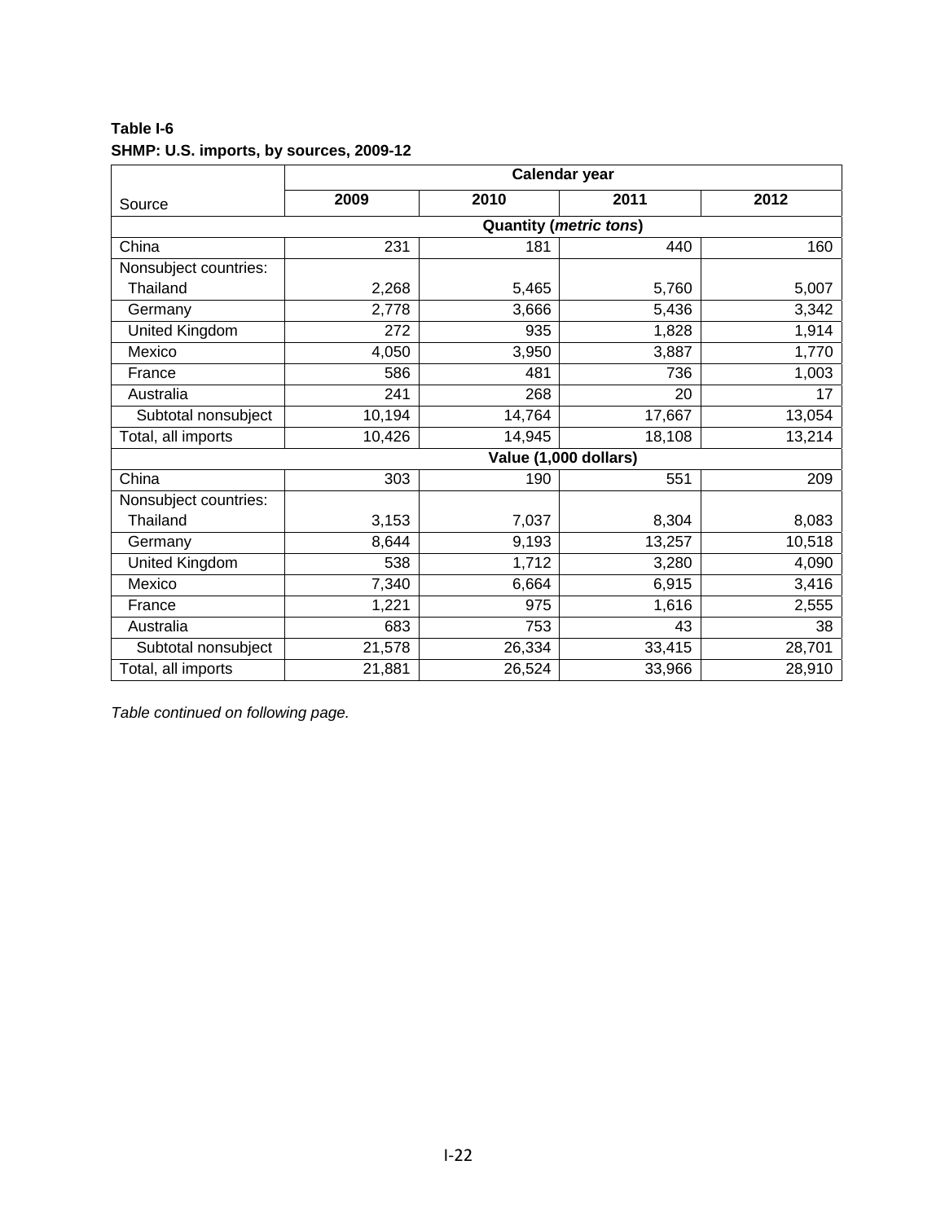**Table I-6**
**SHMP: U.S. imports, by sources, 2009-12**

| Source | Calendar year | | | |
|---|---|---|---|---|
| | 2009 | 2010 | 2011 | 2012 |
| | Quantity (*metric tons*) | | | |
| China | 231 | 181 | 440 | 160 |
| Nonsubject countries: | | | | |
| Thailand | 2,268 | 5,465 | 5,760 | 5,007 |
| Germany | 2,778 | 3,666 | 5,436 | 3,342 |
| United Kingdom | 272 | 935 | 1,828 | 1,914 |
| Mexico | 4,050 | 3,950 | 3,887 | 1,770 |
| France | 586 | 481 | 736 | 1,003 |
| Australia | 241 | 268 | 20 | 17 |
| Subtotal nonsubject | 10,194 | 14,764 | 17,667 | 13,054 |
| Total, all imports | 10,426 | 14,945 | 18,108 | 13,214 |
| | Value (1,000 dollars) | | | |
| China | 303 | 190 | 551 | 209 |
| Nonsubject countries: | | | | |
| Thailand | 3,153 | 7,037 | 8,304 | 8,083 |
| Germany | 8,644 | 9,193 | 13,257 | 10,518 |
| United Kingdom | 538 | 1,712 | 3,280 | 4,090 |
| Mexico | 7,340 | 6,664 | 6,915 | 3,416 |
| France | 1,221 | 975 | 1,616 | 2,555 |
| Australia | 683 | 753 | 43 | 38 |
| Subtotal nonsubject | 21,578 | 26,334 | 33,415 | 28,701 |
| Total, all imports | 21,881 | 26,524 | 33,966 | 28,910 |

*Table continued on following page.*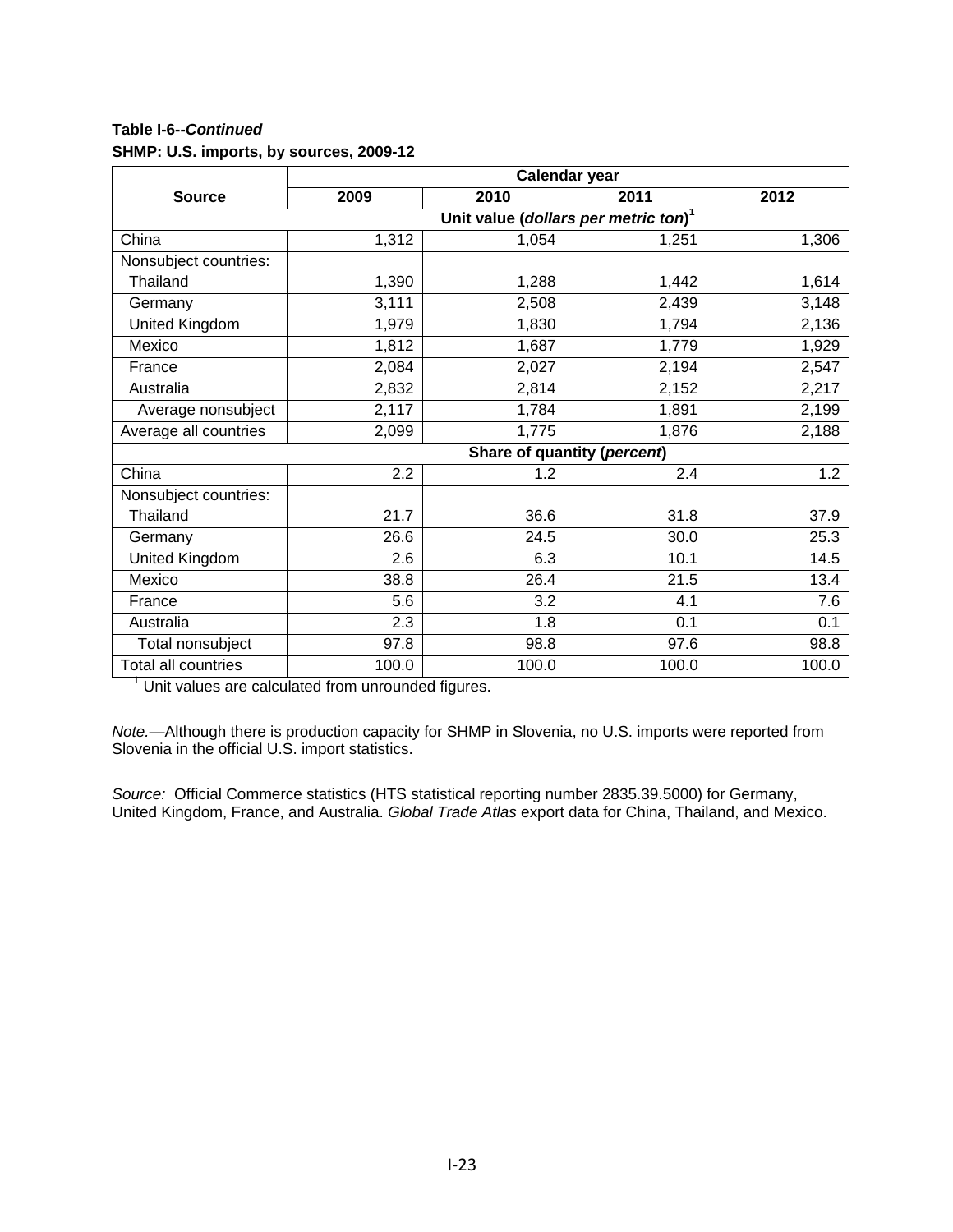**Table I-6--*Continued***

**SHMP: U.S. imports, by sources, 2009-12**

| Source | Calendar year | | | |
|---|---|---|---|---|
| | 2009 | 2010 | 2011 | 2012 |
| | Unit value (*dollars per metric ton*)[1] | | | |
| China | 1,312 | 1,054 | 1,251 | 1,306 |
| Nonsubject countries: | | | | |
| Thailand | 1,390 | 1,288 | 1,442 | 1,614 |
| Germany | 3,111 | 2,508 | 2,439 | 3,148 |
| United Kingdom | 1,979 | 1,830 | 1,794 | 2,136 |
| Mexico | 1,812 | 1,687 | 1,779 | 1,929 |
| France | 2,084 | 2,027 | 2,194 | 2,547 |
| Australia | 2,832 | 2,814 | 2,152 | 2,217 |
| Average nonsubject | 2,117 | 1,784 | 1,891 | 2,199 |
| Average all countries | 2,099 | 1,775 | 1,876 | 2,188 |
| | Share of quantity (*percent*) | | | |
| China | 2.2 | 1.2 | 2.4 | 1.2 |
| Nonsubject countries: | | | | |
| Thailand | 21.7 | 36.6 | 31.8 | 37.9 |
| Germany | 26.6 | 24.5 | 30.0 | 25.3 |
| United Kingdom | 2.6 | 6.3 | 10.1 | 14.5 |
| Mexico | 38.8 | 26.4 | 21.5 | 13.4 |
| France | 5.6 | 3.2 | 4.1 | 7.6 |
| Australia | 2.3 | 1.8 | 0.1 | 0.1 |
| Total nonsubject | 97.8 | 98.8 | 97.6 | 98.8 |
| Total all countries | 100.0 | 100.0 | 100.0 | 100.0 |

[1] Unit values are calculated from unrounded figures.

*Note.*—Although there is production capacity for SHMP in Slovenia, no U.S. imports were reported from Slovenia in the official U.S. import statistics.

*Source:* Official Commerce statistics (HTS statistical reporting number 2835.39.5000) for Germany, United Kingdom, France, and Australia. *Global Trade Atlas* export data for China, Thailand, and Mexico.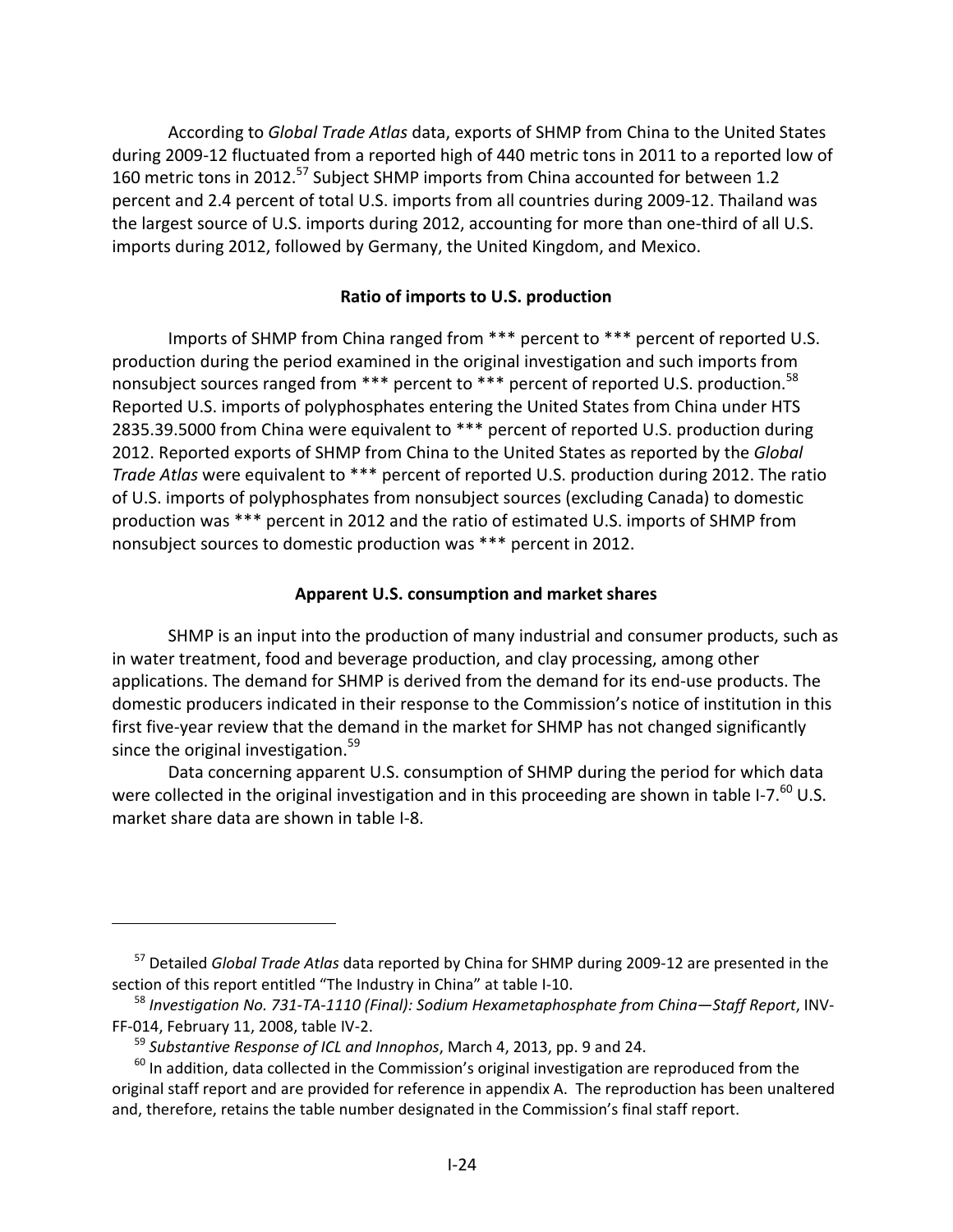According to *Global Trade Atlas* data, exports of SHMP from China to the United States during 2009-12 fluctuated from a reported high of 440 metric tons in 2011 to a reported low of 160 metric tons in 2012.[57] Subject SHMP imports from China accounted for between 1.2 percent and 2.4 percent of total U.S. imports from all countries during 2009-12. Thailand was the largest source of U.S. imports during 2012, accounting for more than one-third of all U.S. imports during 2012, followed by Germany, the United Kingdom, and Mexico.

### Ratio of imports to U.S. production

Imports of SHMP from China ranged from *** percent to *** percent of reported U.S. production during the period examined in the original investigation and such imports from nonsubject sources ranged from *** percent to *** percent of reported U.S. production.[58] Reported U.S. imports of polyphosphates entering the United States from China under HTS 2835.39.5000 from China were equivalent to *** percent of reported U.S. production during 2012. Reported exports of SHMP from China to the United States as reported by the *Global Trade Atlas* were equivalent to *** percent of reported U.S. production during 2012. The ratio of U.S. imports of polyphosphates from nonsubject sources (excluding Canada) to domestic production was *** percent in 2012 and the ratio of estimated U.S. imports of SHMP from nonsubject sources to domestic production was *** percent in 2012.

### Apparent U.S. consumption and market shares

SHMP is an input into the production of many industrial and consumer products, such as in water treatment, food and beverage production, and clay processing, among other applications. The demand for SHMP is derived from the demand for its end-use products. The domestic producers indicated in their response to the Commission's notice of institution in this first five-year review that the demand in the market for SHMP has not changed significantly since the original investigation.[59]

Data concerning apparent U.S. consumption of SHMP during the period for which data were collected in the original investigation and in this proceeding are shown in table I-7.[60] U.S. market share data are shown in table I-8.

---

[57] Detailed *Global Trade Atlas* data reported by China for SHMP during 2009-12 are presented in the section of this report entitled "The Industry in China" at table I-10.

[58] *Investigation No. 731-TA-1110 (Final): Sodium Hexametaphosphate from China—Staff Report*, INV-FF-014, February 11, 2008, table IV-2.

[59] *Substantive Response of ICL and Innophos*, March 4, 2013, pp. 9 and 24.

[60] In addition, data collected in the Commission's original investigation are reproduced from the original staff report and are provided for reference in appendix A. The reproduction has been unaltered and, therefore, retains the table number designated in the Commission's final staff report.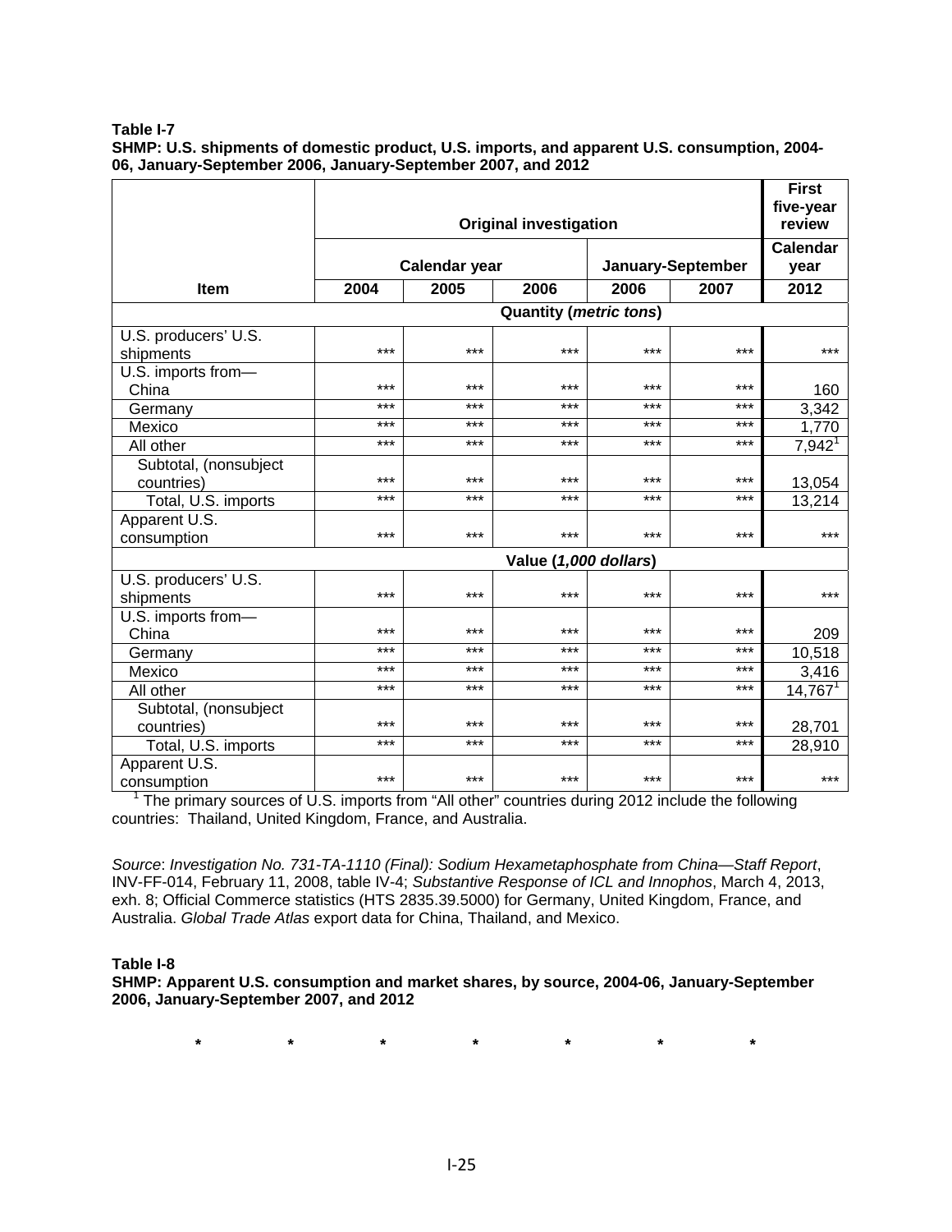**Table I-7**
**SHMP: U.S. shipments of domestic product, U.S. imports, and apparent U.S. consumption, 2004-06, January-September 2006, January-September 2007, and 2012**

| Item | Original investigation | | | | | First five-year review |
|---|---|---|---|---|---|---|
| | Calendar year | | | January-September | | Calendar year |
| | 2004 | 2005 | 2006 | 2006 | 2007 | 2012 |
| | Quantity (*metric tons*) | | | | | |
| U.S. producers' U.S. shipments | *** | *** | *** | *** | *** | *** |
| U.S. imports from— China | *** | *** | *** | *** | *** | 160 |
| Germany | *** | *** | *** | *** | *** | 3,342 |
| Mexico | *** | *** | *** | *** | *** | 1,770 |
| All other | *** | *** | *** | *** | *** | 7,942[1] |
| Subtotal, (nonsubject countries) | *** | *** | *** | *** | *** | 13,054 |
| Total, U.S. imports | *** | *** | *** | *** | *** | 13,214 |
| Apparent U.S. consumption | *** | *** | *** | *** | *** | *** |
| | Value (*1,000 dollars*) | | | | | |
| U.S. producers' U.S. shipments | *** | *** | *** | *** | *** | *** |
| U.S. imports from— China | *** | *** | *** | *** | *** | 209 |
| Germany | *** | *** | *** | *** | *** | 10,518 |
| Mexico | *** | *** | *** | *** | *** | 3,416 |
| All other | *** | *** | *** | *** | *** | 14,767[1] |
| Subtotal, (nonsubject countries) | *** | *** | *** | *** | *** | 28,701 |
| Total, U.S. imports | *** | *** | *** | *** | *** | 28,910 |
| Apparent U.S. consumption | *** | *** | *** | *** | *** | *** |

[1] The primary sources of U.S. imports from "All other" countries during 2012 include the following countries: Thailand, United Kingdom, France, and Australia.

*Source*: *Investigation No. 731-TA-1110 (Final): Sodium Hexametaphosphate from China—Staff Report*, INV-FF-014, February 11, 2008, table IV-4; *Substantive Response of ICL and Innophos*, March 4, 2013, exh. 8; Official Commerce statistics (HTS 2835.39.5000) for Germany, United Kingdom, France, and Australia. *Global Trade Atlas* export data for China, Thailand, and Mexico.

**Table I-8**
**SHMP: Apparent U.S. consumption and market shares, by source, 2004-06, January-September 2006, January-September 2007, and 2012**

\* \* \* \* \* \* \*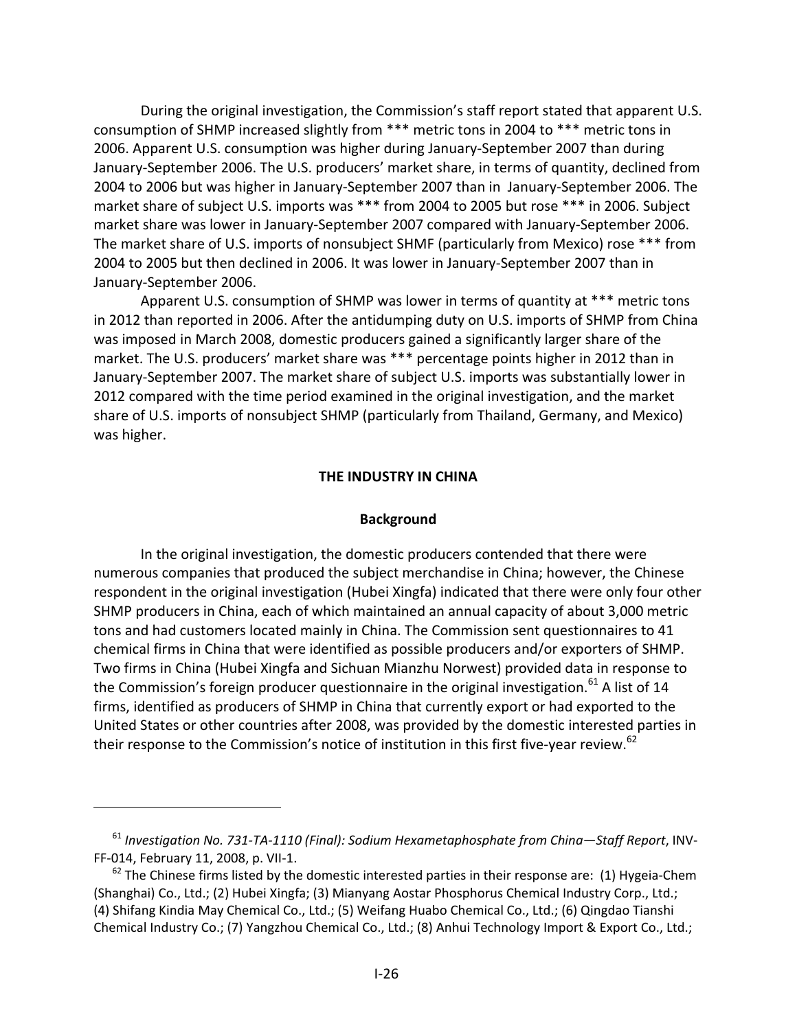During the original investigation, the Commission's staff report stated that apparent U.S. consumption of SHMP increased slightly from *** metric tons in 2004 to *** metric tons in 2006. Apparent U.S. consumption was higher during January-September 2007 than during January-September 2006. The U.S. producers' market share, in terms of quantity, declined from 2004 to 2006 but was higher in January-September 2007 than in January-September 2006. The market share of subject U.S. imports was *** from 2004 to 2005 but rose *** in 2006. Subject market share was lower in January-September 2007 compared with January-September 2006. The market share of U.S. imports of nonsubject SHMF (particularly from Mexico) rose *** from 2004 to 2005 but then declined in 2006. It was lower in January-September 2007 than in January-September 2006.

Apparent U.S. consumption of SHMP was lower in terms of quantity at *** metric tons in 2012 than reported in 2006. After the antidumping duty on U.S. imports of SHMP from China was imposed in March 2008, domestic producers gained a significantly larger share of the market. The U.S. producers' market share was *** percentage points higher in 2012 than in January-September 2007. The market share of subject U.S. imports was substantially lower in 2012 compared with the time period examined in the original investigation, and the market share of U.S. imports of nonsubject SHMP (particularly from Thailand, Germany, and Mexico) was higher.

## THE INDUSTRY IN CHINA

### Background

In the original investigation, the domestic producers contended that there were numerous companies that produced the subject merchandise in China; however, the Chinese respondent in the original investigation (Hubei Xingfa) indicated that there were only four other SHMP producers in China, each of which maintained an annual capacity of about 3,000 metric tons and had customers located mainly in China. The Commission sent questionnaires to 41 chemical firms in China that were identified as possible producers and/or exporters of SHMP. Two firms in China (Hubei Xingfa and Sichuan Mianzhu Norwest) provided data in response to the Commission's foreign producer questionnaire in the original investigation.[61] A list of 14 firms, identified as producers of SHMP in China that currently export or had exported to the United States or other countries after 2008, was provided by the domestic interested parties in their response to the Commission's notice of institution in this first five-year review.[62]

---

[61] *Investigation No. 731-TA-1110 (Final): Sodium Hexametaphosphate from China—Staff Report*, INV-FF-014, February 11, 2008, p. VII-1.

[62] The Chinese firms listed by the domestic interested parties in their response are: (1) Hygeia-Chem (Shanghai) Co., Ltd.; (2) Hubei Xingfa; (3) Mianyang Aostar Phosphorus Chemical Industry Corp., Ltd.; (4) Shifang Kindia May Chemical Co., Ltd.; (5) Weifang Huabo Chemical Co., Ltd.; (6) Qingdao Tianshi Chemical Industry Co.; (7) Yangzhou Chemical Co., Ltd.; (8) Anhui Technology Import & Export Co., Ltd.;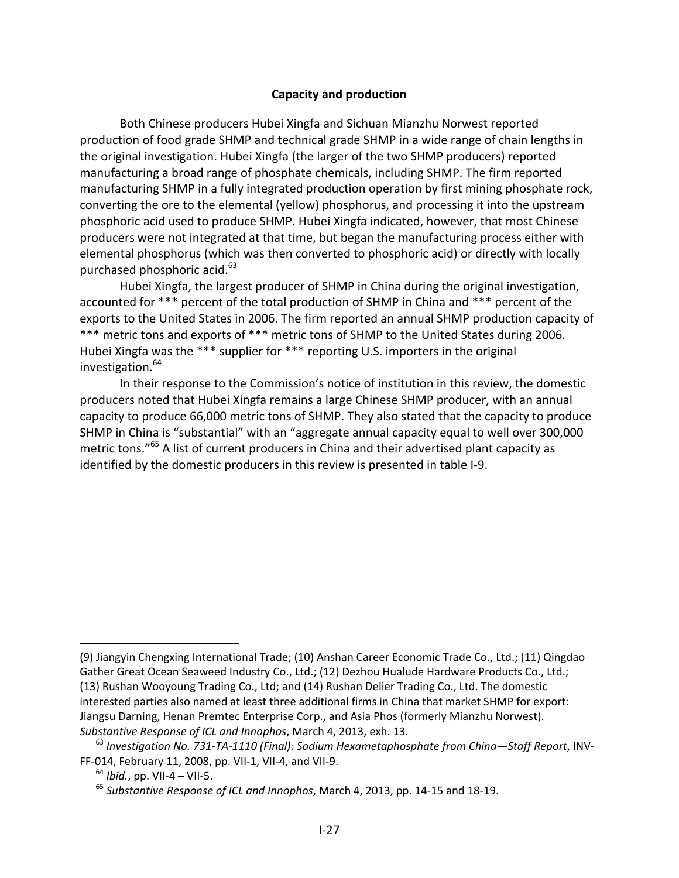### Capacity and production

Both Chinese producers Hubei Xingfa and Sichuan Mianzhu Norwest reported production of food grade SHMP and technical grade SHMP in a wide range of chain lengths in the original investigation. Hubei Xingfa (the larger of the two SHMP producers) reported manufacturing a broad range of phosphate chemicals, including SHMP. The firm reported manufacturing SHMP in a fully integrated production operation by first mining phosphate rock, converting the ore to the elemental (yellow) phosphorus, and processing it into the upstream phosphoric acid used to produce SHMP. Hubei Xingfa indicated, however, that most Chinese producers were not integrated at that time, but began the manufacturing process either with elemental phosphorus (which was then converted to phosphoric acid) or directly with locally purchased phosphoric acid.[63]

Hubei Xingfa, the largest producer of SHMP in China during the original investigation, accounted for *** percent of the total production of SHMP in China and *** percent of the exports to the United States in 2006. The firm reported an annual SHMP production capacity of *** metric tons and exports of *** metric tons of SHMP to the United States during 2006. Hubei Xingfa was the *** supplier for *** reporting U.S. importers in the original investigation.[64]

In their response to the Commission's notice of institution in this review, the domestic producers noted that Hubei Xingfa remains a large Chinese SHMP producer, with an annual capacity to produce 66,000 metric tons of SHMP. They also stated that the capacity to produce SHMP in China is "substantial" with an "aggregate annual capacity equal to well over 300,000 metric tons."[65] A list of current producers in China and their advertised plant capacity as identified by the domestic producers in this review is presented in table I-9.

---

(9) Jiangyin Chengxing International Trade; (10) Anshan Career Economic Trade Co., Ltd.; (11) Qingdao Gather Great Ocean Seaweed Industry Co., Ltd.; (12) Dezhou Hualude Hardware Products Co., Ltd.; (13) Rushan Wooyoung Trading Co., Ltd; and (14) Rushan Delier Trading Co., Ltd. The domestic interested parties also named at least three additional firms in China that market SHMP for export: Jiangsu Darning, Henan Premtec Enterprise Corp., and Asia Phos (formerly Mianzhu Norwest). *Substantive Response of ICL and Innophos*, March 4, 2013, exh. 13.

[63] *Investigation No. 731-TA-1110 (Final): Sodium Hexametaphosphate from China—Staff Report*, INV-FF-014, February 11, 2008, pp. VII-1, VII-4, and VII-9.

[64] *Ibid.*, pp. VII-4 – VII-5.

[65] *Substantive Response of ICL and Innophos*, March 4, 2013, pp. 14-15 and 18-19.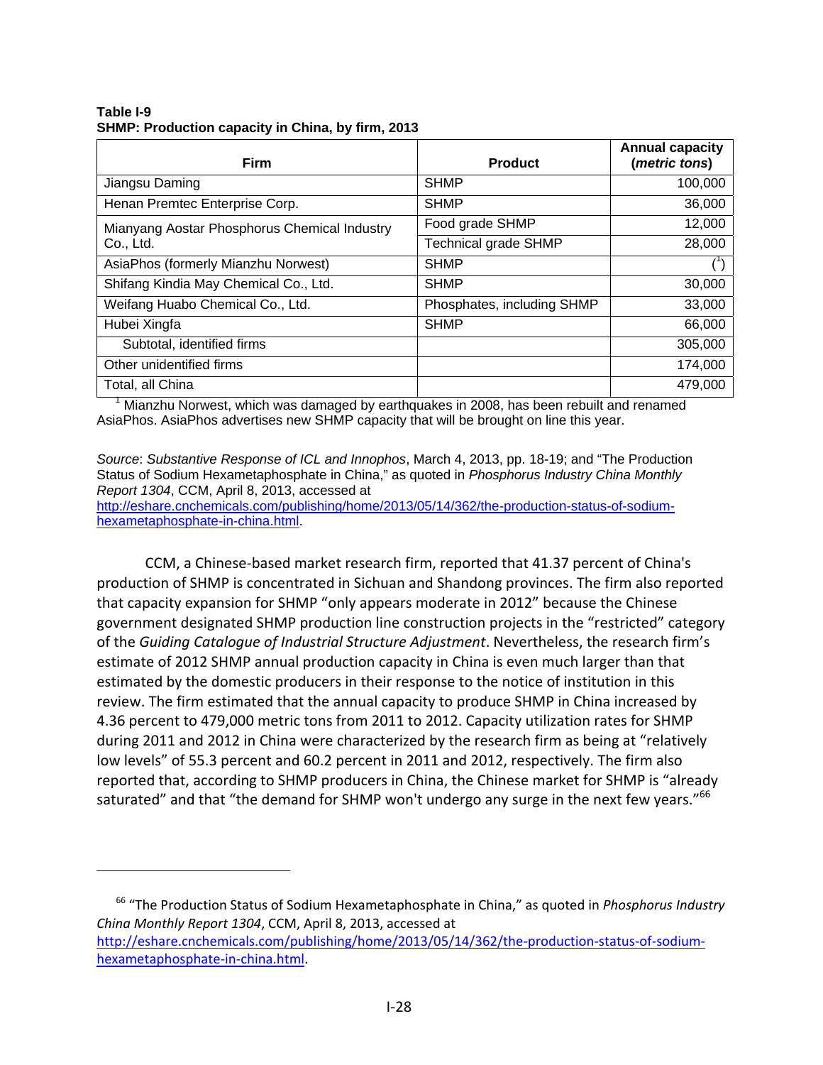**Table I-9**
**SHMP: Production capacity in China, by firm, 2013**

| Firm | Product | Annual capacity (*metric tons*) |
|---|---|---|
| Jiangsu Daming | SHMP | 100,000 |
| Henan Premtec Enterprise Corp. | SHMP | 36,000 |
| Mianyang Aostar Phosphorus Chemical Industry Co., Ltd. | Food grade SHMP | 12,000 |
| | Technical grade SHMP | 28,000 |
| AsiaPhos (formerly Mianzhu Norwest) | SHMP | ([1]) |
| Shifang Kindia May Chemical Co., Ltd. | SHMP | 30,000 |
| Weifang Huabo Chemical Co., Ltd. | Phosphates, including SHMP | 33,000 |
| Hubei Xingfa | SHMP | 66,000 |
| Subtotal, identified firms | | 305,000 |
| Other unidentified firms | | 174,000 |
| Total, all China | | 479,000 |

[1] Mianzhu Norwest, which was damaged by earthquakes in 2008, has been rebuilt and renamed AsiaPhos. AsiaPhos advertises new SHMP capacity that will be brought on line this year.

*Source*: *Substantive Response of ICL and Innophos*, March 4, 2013, pp. 18-19; and "The Production Status of Sodium Hexametaphosphate in China," as quoted in *Phosphorus Industry China Monthly Report 1304*, CCM, April 8, 2013, accessed at http://eshare.cnchemicals.com/publishing/home/2013/05/14/362/the-production-status-of-sodium-hexametaphosphate-in-china.html.

CCM, a Chinese-based market research firm, reported that 41.37 percent of China's production of SHMP is concentrated in Sichuan and Shandong provinces. The firm also reported that capacity expansion for SHMP "only appears moderate in 2012" because the Chinese government designated SHMP production line construction projects in the "restricted" category of the *Guiding Catalogue of Industrial Structure Adjustment*. Nevertheless, the research firm's estimate of 2012 SHMP annual production capacity in China is even much larger than that estimated by the domestic producers in their response to the notice of institution in this review. The firm estimated that the annual capacity to produce SHMP in China increased by 4.36 percent to 479,000 metric tons from 2011 to 2012. Capacity utilization rates for SHMP during 2011 and 2012 in China were characterized by the research firm as being at "relatively low levels" of 55.3 percent and 60.2 percent in 2011 and 2012, respectively. The firm also reported that, according to SHMP producers in China, the Chinese market for SHMP is "already saturated" and that "the demand for SHMP won't undergo any surge in the next few years."[66]

[66] "The Production Status of Sodium Hexametaphosphate in China," as quoted in *Phosphorus Industry China Monthly Report 1304*, CCM, April 8, 2013, accessed at http://eshare.cnchemicals.com/publishing/home/2013/05/14/362/the-production-status-of-sodium-hexametaphosphate-in-china.html.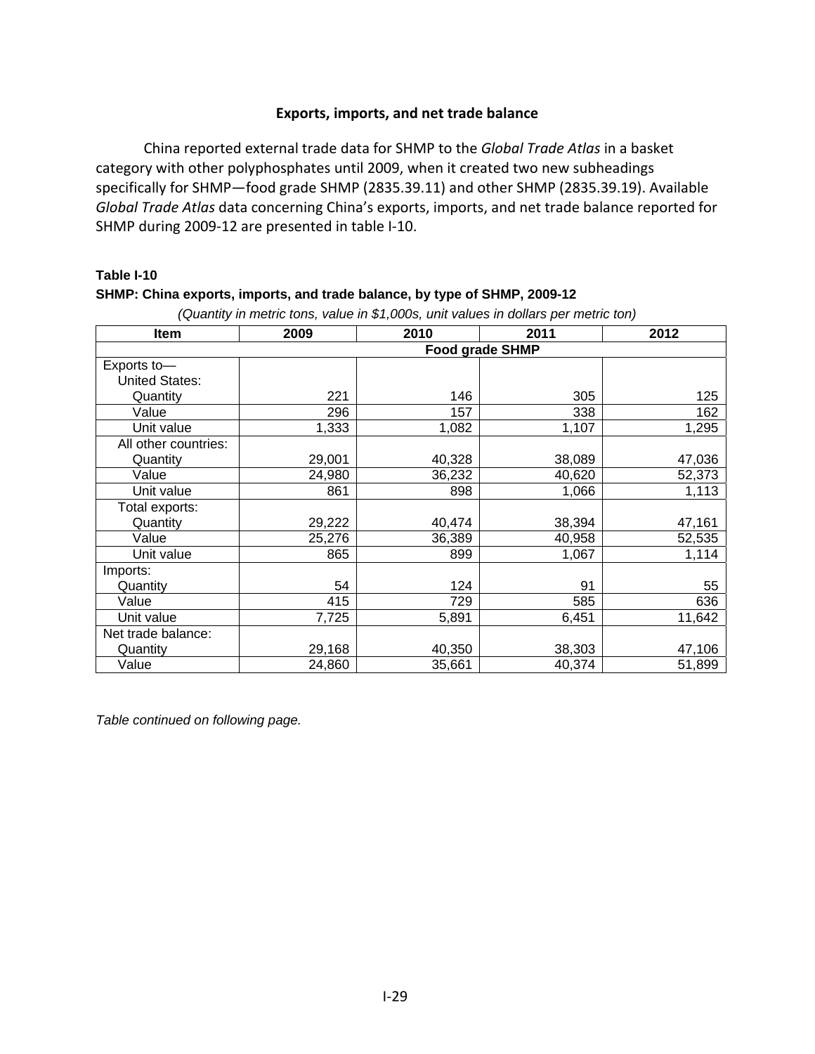### Exports, imports, and net trade balance

China reported external trade data for SHMP to the *Global Trade Atlas* in a basket category with other polyphosphates until 2009, when it created two new subheadings specifically for SHMP—food grade SHMP (2835.39.11) and other SHMP (2835.39.19). Available *Global Trade Atlas* data concerning China's exports, imports, and net trade balance reported for SHMP during 2009-12 are presented in table I-10.

**Table I-10**
**SHMP: China exports, imports, and trade balance, by type of SHMP, 2009-12**

*(Quantity in metric tons, value in $1,000s, unit values in dollars per metric ton)*

| Item | 2009 | 2010 | 2011 | 2012 |
|---|---|---|---|---|
| | Food grade SHMP | | | |
| Exports to— | | | | |
| United States: | | | | |
| Quantity | 221 | 146 | 305 | 125 |
| Value | 296 | 157 | 338 | 162 |
| Unit value | 1,333 | 1,082 | 1,107 | 1,295 |
| All other countries: | | | | |
| Quantity | 29,001 | 40,328 | 38,089 | 47,036 |
| Value | 24,980 | 36,232 | 40,620 | 52,373 |
| Unit value | 861 | 898 | 1,066 | 1,113 |
| Total exports: | | | | |
| Quantity | 29,222 | 40,474 | 38,394 | 47,161 |
| Value | 25,276 | 36,389 | 40,958 | 52,535 |
| Unit value | 865 | 899 | 1,067 | 1,114 |
| Imports: | | | | |
| Quantity | 54 | 124 | 91 | 55 |
| Value | 415 | 729 | 585 | 636 |
| Unit value | 7,725 | 5,891 | 6,451 | 11,642 |
| Net trade balance: | | | | |
| Quantity | 29,168 | 40,350 | 38,303 | 47,106 |
| Value | 24,860 | 35,661 | 40,374 | 51,899 |

*Table continued on following page.*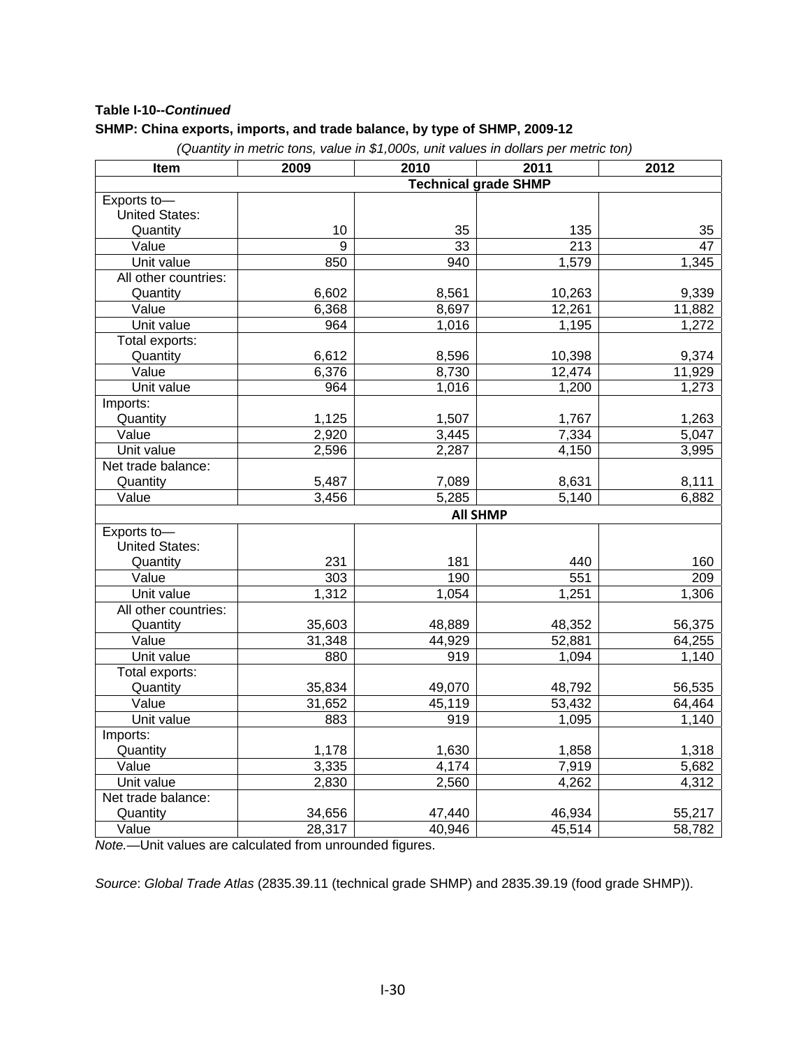**Table I-10--*Continued***

**SHMP: China exports, imports, and trade balance, by type of SHMP, 2009-12**

*(Quantity in metric tons, value in $1,000s, unit values in dollars per metric ton)*

| Item | 2009 | 2010 | 2011 | 2012 |
|---|---|---|---|---|
| | | **Technical grade SHMP** | | |
| Exports to— | | | | |
| United States: | | | | |
| Quantity | 10 | 35 | 135 | 35 |
| Value | 9 | 33 | 213 | 47 |
| Unit value | 850 | 940 | 1,579 | 1,345 |
| All other countries: | | | | |
| Quantity | 6,602 | 8,561 | 10,263 | 9,339 |
| Value | 6,368 | 8,697 | 12,261 | 11,882 |
| Unit value | 964 | 1,016 | 1,195 | 1,272 |
| Total exports: | | | | |
| Quantity | 6,612 | 8,596 | 10,398 | 9,374 |
| Value | 6,376 | 8,730 | 12,474 | 11,929 |
| Unit value | 964 | 1,016 | 1,200 | 1,273 |
| Imports: | | | | |
| Quantity | 1,125 | 1,507 | 1,767 | 1,263 |
| Value | 2,920 | 3,445 | 7,334 | 5,047 |
| Unit value | 2,596 | 2,287 | 4,150 | 3,995 |
| Net trade balance: | | | | |
| Quantity | 5,487 | 7,089 | 8,631 | 8,111 |
| Value | 3,456 | 5,285 | 5,140 | 6,882 |
| | | **All SHMP** | | |
| Exports to— | | | | |
| United States: | | | | |
| Quantity | 231 | 181 | 440 | 160 |
| Value | 303 | 190 | 551 | 209 |
| Unit value | 1,312 | 1,054 | 1,251 | 1,306 |
| All other countries: | | | | |
| Quantity | 35,603 | 48,889 | 48,352 | 56,375 |
| Value | 31,348 | 44,929 | 52,881 | 64,255 |
| Unit value | 880 | 919 | 1,094 | 1,140 |
| Total exports: | | | | |
| Quantity | 35,834 | 49,070 | 48,792 | 56,535 |
| Value | 31,652 | 45,119 | 53,432 | 64,464 |
| Unit value | 883 | 919 | 1,095 | 1,140 |
| Imports: | | | | |
| Quantity | 1,178 | 1,630 | 1,858 | 1,318 |
| Value | 3,335 | 4,174 | 7,919 | 5,682 |
| Unit value | 2,830 | 2,560 | 4,262 | 4,312 |
| Net trade balance: | | | | |
| Quantity | 34,656 | 47,440 | 46,934 | 55,217 |
| Value | 28,317 | 40,946 | 45,514 | 58,782 |

*Note.*—Unit values are calculated from unrounded figures.

*Source*: *Global Trade Atlas* (2835.39.11 (technical grade SHMP) and 2835.39.19 (food grade SHMP)).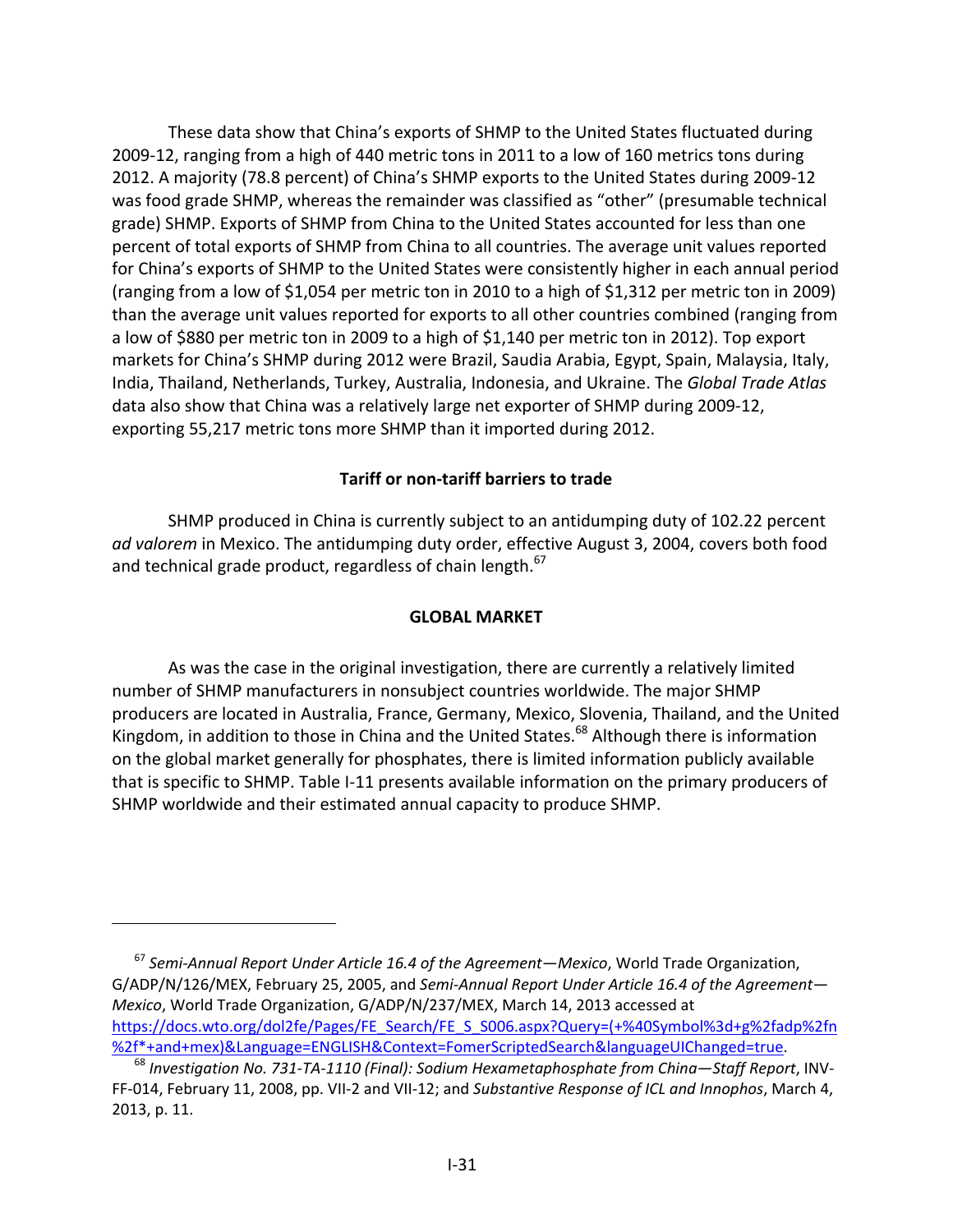These data show that China's exports of SHMP to the United States fluctuated during 2009-12, ranging from a high of 440 metric tons in 2011 to a low of 160 metrics tons during 2012. A majority (78.8 percent) of China's SHMP exports to the United States during 2009-12 was food grade SHMP, whereas the remainder was classified as "other" (presumable technical grade) SHMP. Exports of SHMP from China to the United States accounted for less than one percent of total exports of SHMP from China to all countries. The average unit values reported for China's exports of SHMP to the United States were consistently higher in each annual period (ranging from a low of $1,054 per metric ton in 2010 to a high of $1,312 per metric ton in 2009) than the average unit values reported for exports to all other countries combined (ranging from a low of $880 per metric ton in 2009 to a high of $1,140 per metric ton in 2012). Top export markets for China's SHMP during 2012 were Brazil, Saudia Arabia, Egypt, Spain, Malaysia, Italy, India, Thailand, Netherlands, Turkey, Australia, Indonesia, and Ukraine. The *Global Trade Atlas* data also show that China was a relatively large net exporter of SHMP during 2009-12, exporting 55,217 metric tons more SHMP than it imported during 2012.

### Tariff or non-tariff barriers to trade

SHMP produced in China is currently subject to an antidumping duty of 102.22 percent *ad valorem* in Mexico. The antidumping duty order, effective August 3, 2004, covers both food and technical grade product, regardless of chain length.[67]

## GLOBAL MARKET

As was the case in the original investigation, there are currently a relatively limited number of SHMP manufacturers in nonsubject countries worldwide. The major SHMP producers are located in Australia, France, Germany, Mexico, Slovenia, Thailand, and the United Kingdom, in addition to those in China and the United States.[68] Although there is information on the global market generally for phosphates, there is limited information publicly available that is specific to SHMP. Table I-11 presents available information on the primary producers of SHMP worldwide and their estimated annual capacity to produce SHMP.

---

[67] *Semi-Annual Report Under Article 16.4 of the Agreement—Mexico*, World Trade Organization, G/ADP/N/126/MEX, February 25, 2005, and *Semi-Annual Report Under Article 16.4 of the Agreement—Mexico*, World Trade Organization, G/ADP/N/237/MEX, March 14, 2013 accessed at https://docs.wto.org/dol2fe/Pages/FE_Search/FE_S_S006.aspx?Query=(+%40Symbol%3d+g%2fadp%2fn%2f*+and+mex)&Language=ENGLISH&Context=FomerScriptedSearch&languageUIChanged=true.

[68] *Investigation No. 731-TA-1110 (Final): Sodium Hexametaphosphate from China—Staff Report*, INV-FF-014, February 11, 2008, pp. VII-2 and VII-12; and *Substantive Response of ICL and Innophos*, March 4, 2013, p. 11.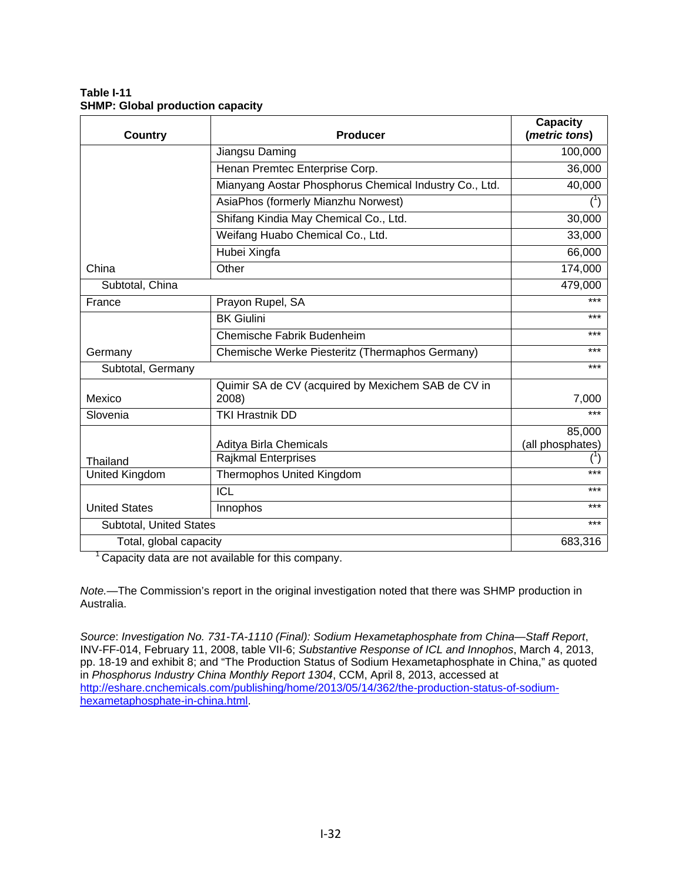**Table I-11**
**SHMP: Global production capacity**

| Country | Producer | Capacity (*metric tons*) |
|---|---|---|
| China | Jiangsu Daming | 100,000 |
| | Henan Premtec Enterprise Corp. | 36,000 |
| | Mianyang Aostar Phosphorus Chemical Industry Co., Ltd. | 40,000 |
| | AsiaPhos (formerly Mianzhu Norwest) | ([1]) |
| | Shifang Kindia May Chemical Co., Ltd. | 30,000 |
| | Weifang Huabo Chemical Co., Ltd. | 33,000 |
| | Hubei Xingfa | 66,000 |
| | Other | 174,000 |
| Subtotal, China | | 479,000 |
| France | Prayon Rupel, SA | *** |
| Germany | BK Giulini | *** |
| | Chemische Fabrik Budenheim | *** |
| | Chemische Werke Piesteritz (Thermaphos Germany) | *** |
| Subtotal, Germany | | *** |
| Mexico | Quimir SA de CV (acquired by Mexichem SAB de CV in 2008) | 7,000 |
| Slovenia | TKI Hrastnik DD | *** |
| Thailand | Aditya Birla Chemicals | 85,000 (all phosphates) |
| | Rajkmal Enterprises | ([1]) |
| United Kingdom | Thermophos United Kingdom | *** |
| United States | ICL | *** |
| | Innophos | *** |
| Subtotal, United States | | *** |
| Total, global capacity | | 683,316 |

[1] Capacity data are not available for this company.

*Note.*—The Commission's report in the original investigation noted that there was SHMP production in Australia.

*Source*: *Investigation No. 731-TA-1110 (Final): Sodium Hexametaphosphate from China—Staff Report*, INV-FF-014, February 11, 2008, table VII-6; *Substantive Response of ICL and Innophos*, March 4, 2013, pp. 18-19 and exhibit 8; and "The Production Status of Sodium Hexametaphosphate in China," as quoted in *Phosphorus Industry China Monthly Report 1304*, CCM, April 8, 2013, accessed at http://eshare.cnchemicals.com/publishing/home/2013/05/14/362/the-production-status-of-sodium-hexametaphosphate-in-china.html.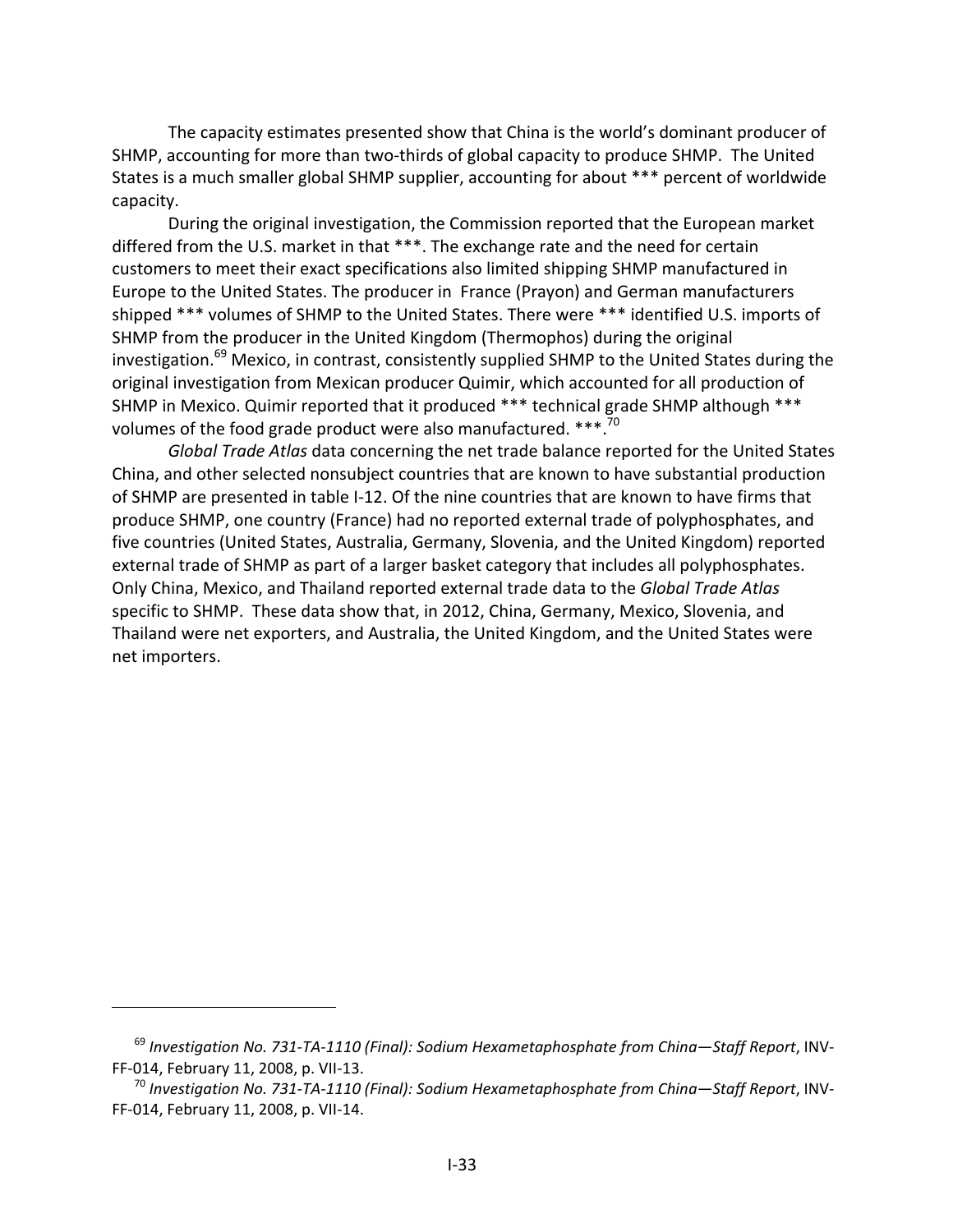The capacity estimates presented show that China is the world's dominant producer of SHMP, accounting for more than two-thirds of global capacity to produce SHMP. The United States is a much smaller global SHMP supplier, accounting for about *** percent of worldwide capacity.

During the original investigation, the Commission reported that the European market differed from the U.S. market in that ***. The exchange rate and the need for certain customers to meet their exact specifications also limited shipping SHMP manufactured in Europe to the United States. The producer in France (Prayon) and German manufacturers shipped *** volumes of SHMP to the United States. There were *** identified U.S. imports of SHMP from the producer in the United Kingdom (Thermophos) during the original investigation.[69] Mexico, in contrast, consistently supplied SHMP to the United States during the original investigation from Mexican producer Quimir, which accounted for all production of SHMP in Mexico. Quimir reported that it produced *** technical grade SHMP although *** volumes of the food grade product were also manufactured. ***.[70]

*Global Trade Atlas* data concerning the net trade balance reported for the United States China, and other selected nonsubject countries that are known to have substantial production of SHMP are presented in table I-12. Of the nine countries that are known to have firms that produce SHMP, one country (France) had no reported external trade of polyphosphates, and five countries (United States, Australia, Germany, Slovenia, and the United Kingdom) reported external trade of SHMP as part of a larger basket category that includes all polyphosphates. Only China, Mexico, and Thailand reported external trade data to the *Global Trade Atlas* specific to SHMP. These data show that, in 2012, China, Germany, Mexico, Slovenia, and Thailand were net exporters, and Australia, the United Kingdom, and the United States were net importers.

---

[69] *Investigation No. 731-TA-1110 (Final): Sodium Hexametaphosphate from China—Staff Report*, INV-FF-014, February 11, 2008, p. VII-13.

[70] *Investigation No. 731-TA-1110 (Final): Sodium Hexametaphosphate from China—Staff Report*, INV-FF-014, February 11, 2008, p. VII-14.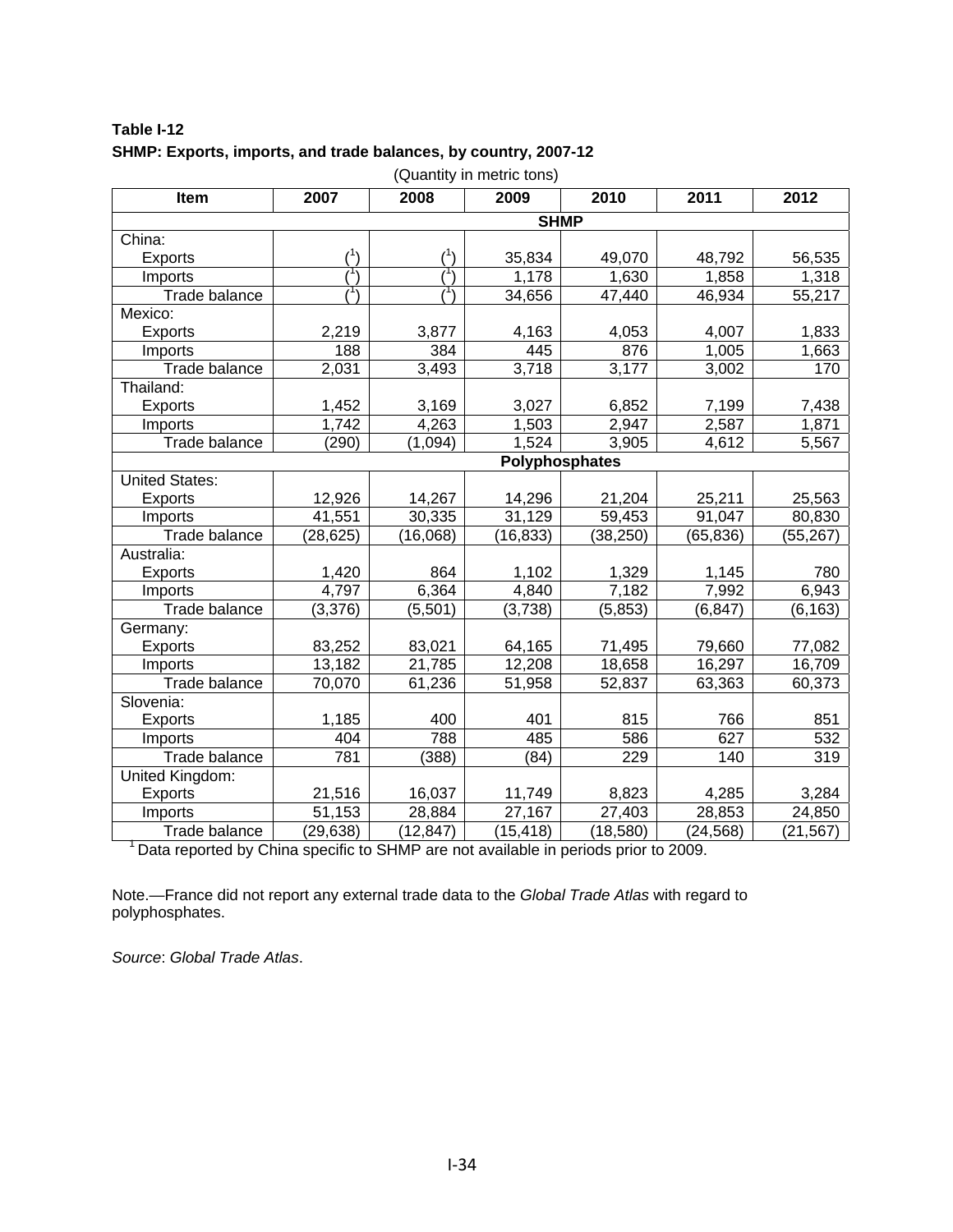**Table I-12**
**SHMP: Exports, imports, and trade balances, by country, 2007-12**

(Quantity in metric tons)

| Item | 2007 | 2008 | 2009 | 2010 | 2011 | 2012 |
|---|---|---|---|---|---|---|
| | | | **SHMP** | | | |
| China: | | | | | | |
| Exports | ([1]) | ([1]) | 35,834 | 49,070 | 48,792 | 56,535 |
| Imports | ([1]) | ([1]) | 1,178 | 1,630 | 1,858 | 1,318 |
| Trade balance | ([1]) | ([1]) | 34,656 | 47,440 | 46,934 | 55,217 |
| Mexico: | | | | | | |
| Exports | 2,219 | 3,877 | 4,163 | 4,053 | 4,007 | 1,833 |
| Imports | 188 | 384 | 445 | 876 | 1,005 | 1,663 |
| Trade balance | 2,031 | 3,493 | 3,718 | 3,177 | 3,002 | 170 |
| Thailand: | | | | | | |
| Exports | 1,452 | 3,169 | 3,027 | 6,852 | 7,199 | 7,438 |
| Imports | 1,742 | 4,263 | 1,503 | 2,947 | 2,587 | 1,871 |
| Trade balance | (290) | (1,094) | 1,524 | 3,905 | 4,612 | 5,567 |
| | | | **Polyphosphates** | | | |
| United States: | | | | | | |
| Exports | 12,926 | 14,267 | 14,296 | 21,204 | 25,211 | 25,563 |
| Imports | 41,551 | 30,335 | 31,129 | 59,453 | 91,047 | 80,830 |
| Trade balance | (28,625) | (16,068) | (16,833) | (38,250) | (65,836) | (55,267) |
| Australia: | | | | | | |
| Exports | 1,420 | 864 | 1,102 | 1,329 | 1,145 | 780 |
| Imports | 4,797 | 6,364 | 4,840 | 7,182 | 7,992 | 6,943 |
| Trade balance | (3,376) | (5,501) | (3,738) | (5,853) | (6,847) | (6,163) |
| Germany: | | | | | | |
| Exports | 83,252 | 83,021 | 64,165 | 71,495 | 79,660 | 77,082 |
| Imports | 13,182 | 21,785 | 12,208 | 18,658 | 16,297 | 16,709 |
| Trade balance | 70,070 | 61,236 | 51,958 | 52,837 | 63,363 | 60,373 |
| Slovenia: | | | | | | |
| Exports | 1,185 | 400 | 401 | 815 | 766 | 851 |
| Imports | 404 | 788 | 485 | 586 | 627 | 532 |
| Trade balance | 781 | (388) | (84) | 229 | 140 | 319 |
| United Kingdom: | | | | | | |
| Exports | 21,516 | 16,037 | 11,749 | 8,823 | 4,285 | 3,284 |
| Imports | 51,153 | 28,884 | 27,167 | 27,403 | 28,853 | 24,850 |
| Trade balance | (29,638) | (12,847) | (15,418) | (18,580) | (24,568) | (21,567) |

[1] Data reported by China specific to SHMP are not available in periods prior to 2009.

Note.—France did not report any external trade data to the *Global Trade Atlas* with regard to polyphosphates.

*Source*: *Global Trade Atlas*.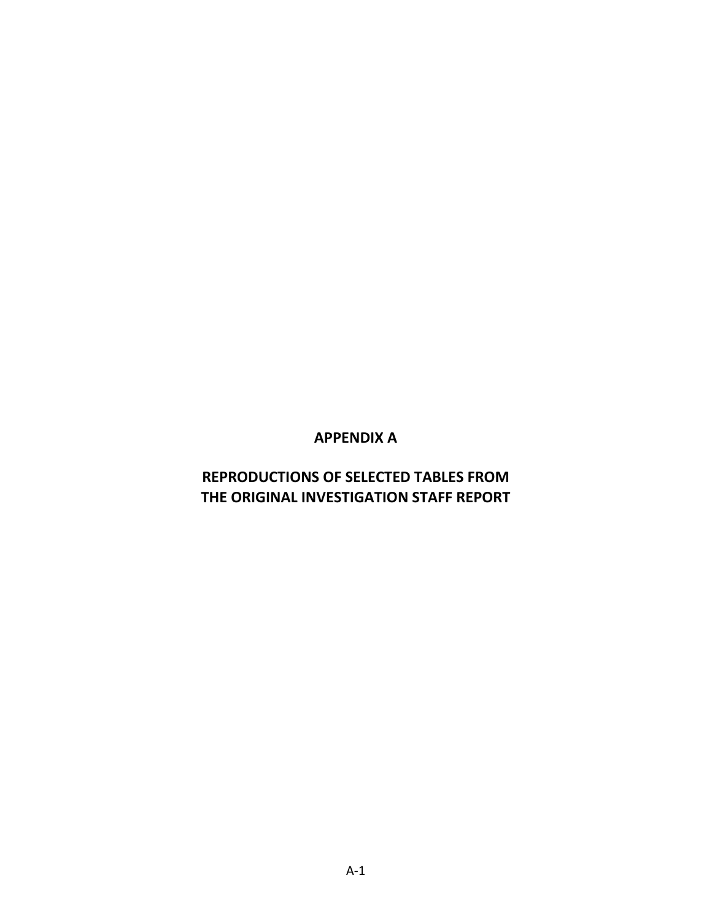# APPENDIX A

## REPRODUCTIONS OF SELECTED TABLES FROM THE ORIGINAL INVESTIGATION STAFF REPORT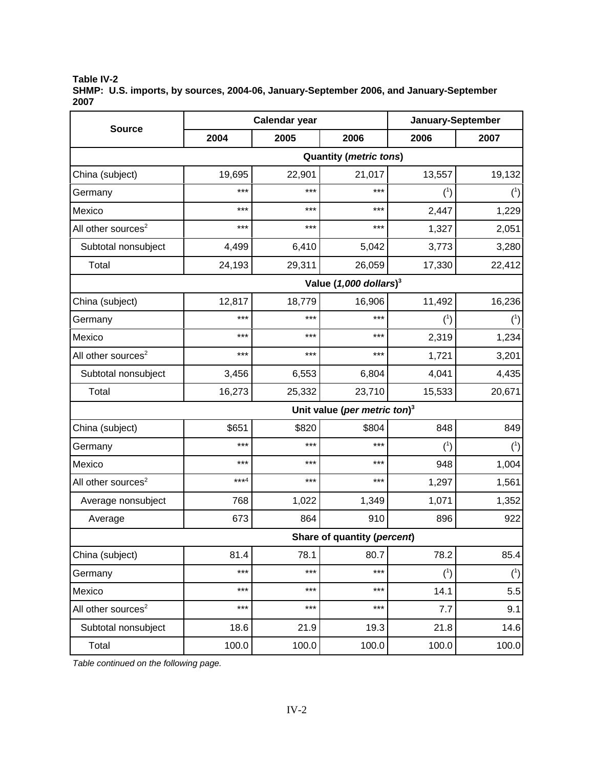**Table IV-2**
**SHMP: U.S. imports, by sources, 2004-06, January-September 2006, and January-September 2007**

| Source | Calendar year | | | January-September | |
|---|---|---|---|---|---|
| | 2004 | 2005 | 2006 | 2006 | 2007 |
| | **Quantity (*metric tons*)** | | | | |
| China (subject) | 19,695 | 22,901 | 21,017 | 13,557 | 19,132 |
| Germany | *** | *** | *** | (1) | (1) |
| Mexico | *** | *** | *** | 2,447 | 1,229 |
| All other sources[2] | *** | *** | *** | 1,327 | 2,051 |
| Subtotal nonsubject | 4,499 | 6,410 | 5,042 | 3,773 | 3,280 |
| Total | 24,193 | 29,311 | 26,059 | 17,330 | 22,412 |
| | **Value (*1,000 dollars*)[3]** | | | | |
| China (subject) | 12,817 | 18,779 | 16,906 | 11,492 | 16,236 |
| Germany | *** | *** | *** | (1) | (1) |
| Mexico | *** | *** | *** | 2,319 | 1,234 |
| All other sources[2] | *** | *** | *** | 1,721 | 3,201 |
| Subtotal nonsubject | 3,456 | 6,553 | 6,804 | 4,041 | 4,435 |
| Total | 16,273 | 25,332 | 23,710 | 15,533 | 20,671 |
| | **Unit value (*per metric ton*)[3]** | | | | |
| China (subject) | $651 | $820 | $804 | 848 | 849 |
| Germany | *** | *** | *** | (1) | (1) |
| Mexico | *** | *** | *** | 948 | 1,004 |
| All other sources[2] | ***[4] | *** | *** | 1,297 | 1,561 |
| Average nonsubject | 768 | 1,022 | 1,349 | 1,071 | 1,352 |
| Average | 673 | 864 | 910 | 896 | 922 |
| | **Share of quantity (*percent*)** | | | | |
| China (subject) | 81.4 | 78.1 | 80.7 | 78.2 | 85.4 |
| Germany | *** | *** | *** | (1) | (1) |
| Mexico | *** | *** | *** | 14.1 | 5.5 |
| All other sources[2] | *** | *** | *** | 7.7 | 9.1 |
| Subtotal nonsubject | 18.6 | 21.9 | 19.3 | 21.8 | 14.6 |
| Total | 100.0 | 100.0 | 100.0 | 100.0 | 100.0 |

*Table continued on the following page.*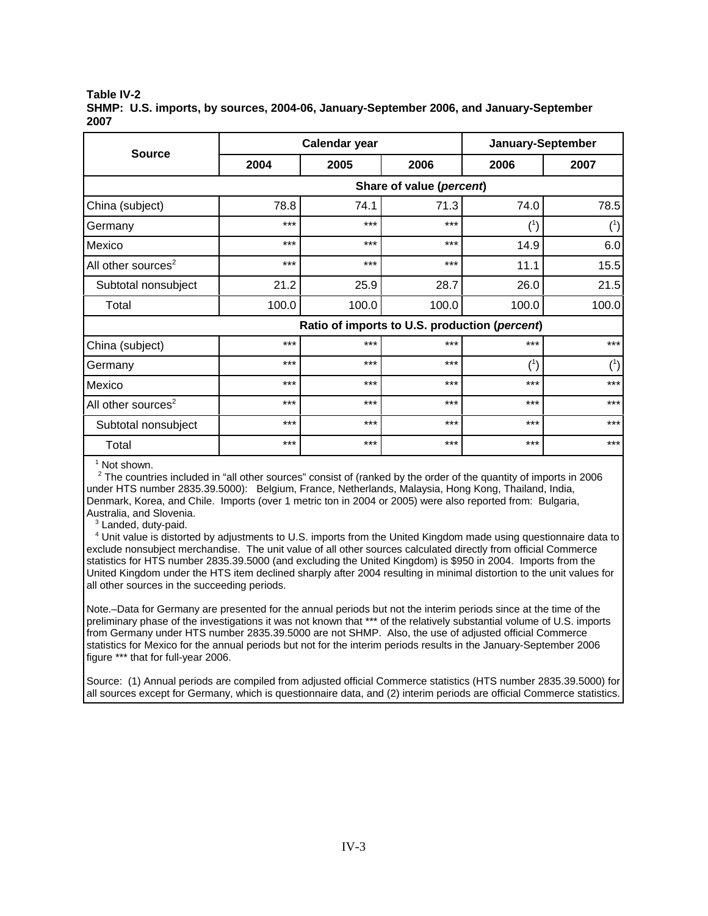**Table IV-2**
**SHMP: U.S. imports, by sources, 2004-06, January-September 2006, and January-September 2007**

| Source | Calendar year | | | January-September | |
|---|---|---|---|---|---|
| | 2004 | 2005 | 2006 | 2006 | 2007 |
| | Share of value (*percent*) | | | | |
| China (subject) | 78.8 | 74.1 | 71.3 | 74.0 | 78.5 |
| Germany | *** | *** | *** | ([1]) | ([1]) |
| Mexico | *** | *** | *** | 14.9 | 6.0 |
| All other sources[2] | *** | *** | *** | 11.1 | 15.5 |
| Subtotal nonsubject | 21.2 | 25.9 | 28.7 | 26.0 | 21.5 |
| Total | 100.0 | 100.0 | 100.0 | 100.0 | 100.0 |
| | Ratio of imports to U.S. production (*percent*) | | | | |
| China (subject) | *** | *** | *** | *** | *** |
| Germany | *** | *** | *** | ([1]) | ([1]) |
| Mexico | *** | *** | *** | *** | *** |
| All other sources[2] | *** | *** | *** | *** | *** |
| Subtotal nonsubject | *** | *** | *** | *** | *** |
| Total | *** | *** | *** | *** | *** |

[1] Not shown.
[2] The countries included in "all other sources" consist of (ranked by the order of the quantity of imports in 2006 under HTS number 2835.39.5000): Belgium, France, Netherlands, Malaysia, Hong Kong, Thailand, India, Denmark, Korea, and Chile. Imports (over 1 metric ton in 2004 or 2005) were also reported from: Bulgaria, Australia, and Slovenia.
[3] Landed, duty-paid.
[4] Unit value is distorted by adjustments to U.S. imports from the United Kingdom made using questionnaire data to exclude nonsubject merchandise. The unit value of all other sources calculated directly from official Commerce statistics for HTS number 2835.39.5000 (and excluding the United Kingdom) is $950 in 2004. Imports from the United Kingdom under the HTS item declined sharply after 2004 resulting in minimal distortion to the unit values for all other sources in the succeeding periods.

Note.–Data for Germany are presented for the annual periods but not the interim periods since at the time of the preliminary phase of the investigations it was not known that *** of the relatively substantial volume of U.S. imports from Germany under HTS number 2835.39.5000 are not SHMP. Also, the use of adjusted official Commerce statistics for Mexico for the annual periods but not for the interim periods results in the January-September 2006 figure *** that for full-year 2006.

Source: (1) Annual periods are compiled from adjusted official Commerce statistics (HTS number 2835.39.5000) for all sources except for Germany, which is questionnaire data, and (2) interim periods are official Commerce statistics.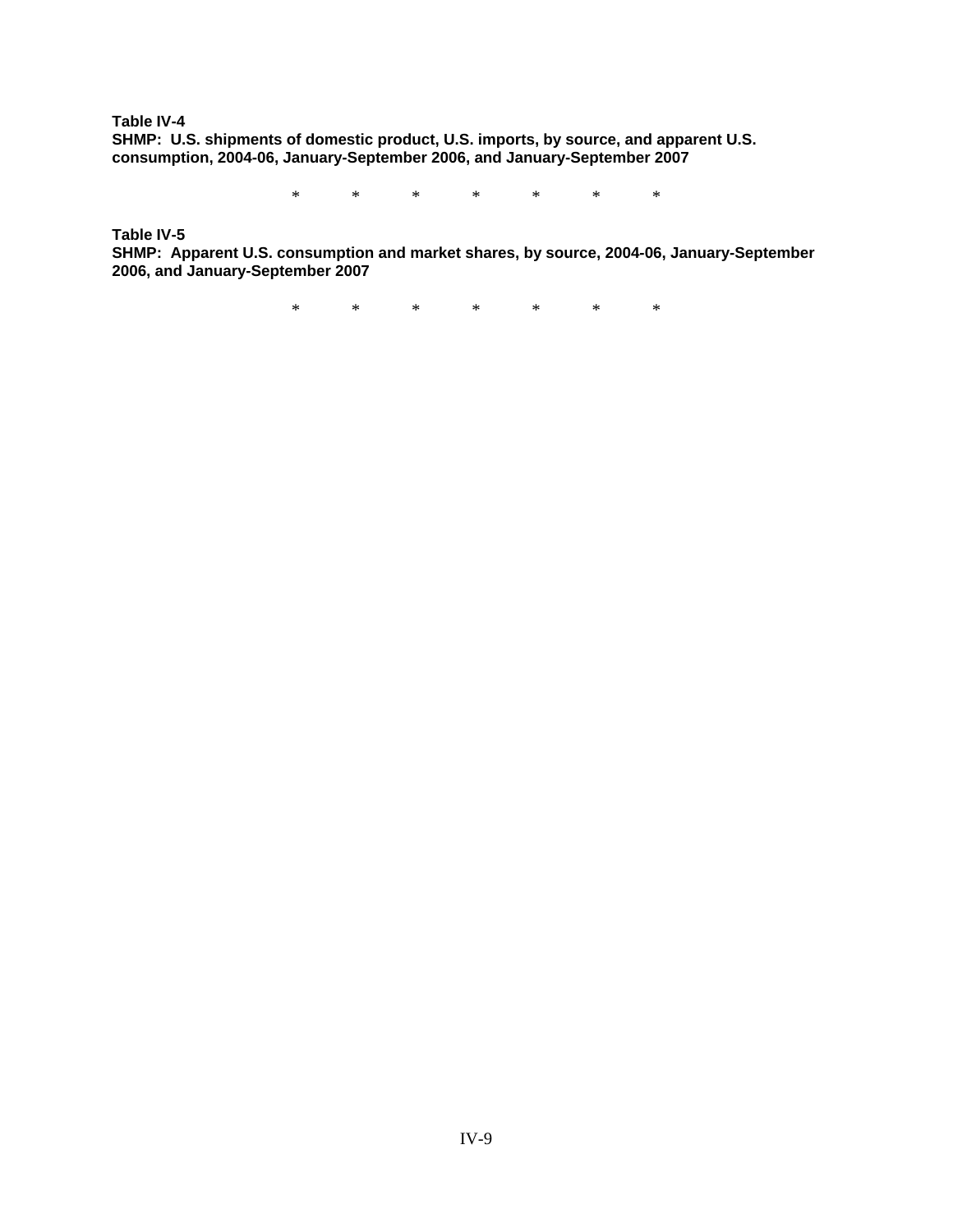**Table IV-4**
**SHMP: U.S. shipments of domestic product, U.S. imports, by source, and apparent U.S. consumption, 2004-06, January-September 2006, and January-September 2007**

\* \* \* \* \* \* \*

**Table IV-5**
**SHMP: Apparent U.S. consumption and market shares, by source, 2004-06, January-September 2006, and January-September 2007**

\* \* \* \* \* \* \*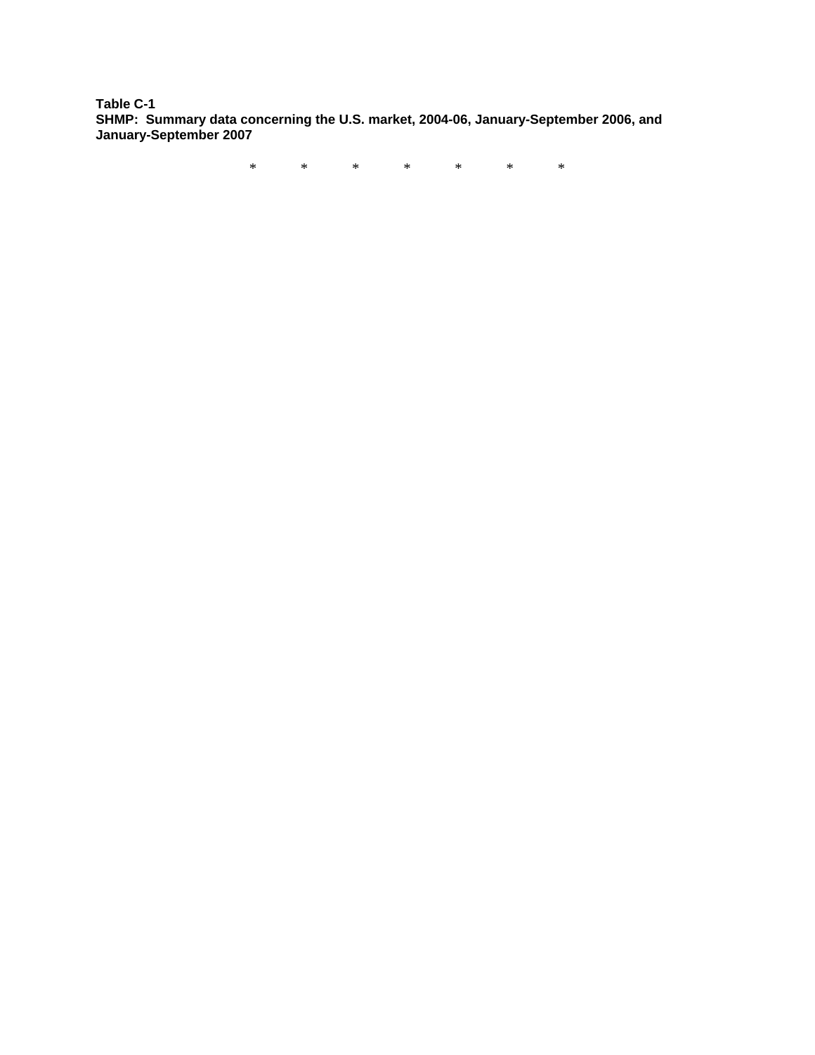**Table C-1**
**SHMP: Summary data concerning the U.S. market, 2004-06, January-September 2006, and January-September 2007**

\* \* \* \* \* \* \*